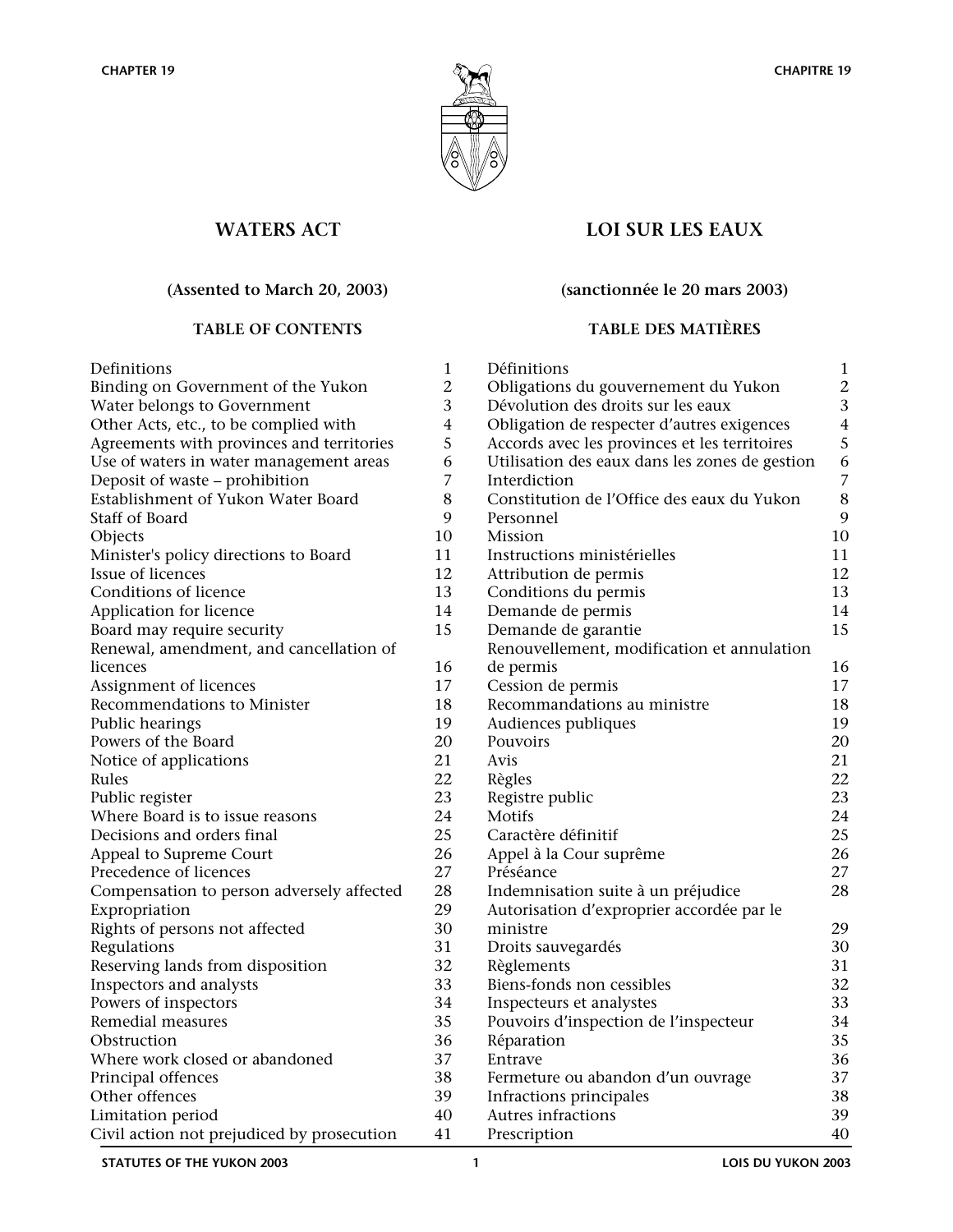CHAPTER 19 | CHAPITRE 19

# WATERS ACT

# LOI SUR LES EAUX

**(Assented to March 20, 2003)**

**(sanctionnée le 20 mars 2003)**

## TABLE OF CONTENTS

| | |
|---|---|
| Definitions | 1 |
| Binding on Government of the Yukon | 2 |
| Water belongs to Government | 3 |
| Other Acts, etc., to be complied with | 4 |
| Agreements with provinces and territories | 5 |
| Use of waters in water management areas | 6 |
| Deposit of waste – prohibition | 7 |
| Establishment of Yukon Water Board | 8 |
| Staff of Board | 9 |
| Objects | 10 |
| Minister's policy directions to Board | 11 |
| Issue of licences | 12 |
| Conditions of licence | 13 |
| Application for licence | 14 |
| Board may require security | 15 |
| Renewal, amendment, and cancellation of licences | 16 |
| Assignment of licences | 17 |
| Recommendations to Minister | 18 |
| Public hearings | 19 |
| Powers of the Board | 20 |
| Notice of applications | 21 |
| Rules | 22 |
| Public register | 23 |
| Where Board is to issue reasons | 24 |
| Decisions and orders final | 25 |
| Appeal to Supreme Court | 26 |
| Precedence of licences | 27 |
| Compensation to person adversely affected | 28 |
| Expropriation | 29 |
| Rights of persons not affected | 30 |
| Regulations | 31 |
| Reserving lands from disposition | 32 |
| Inspectors and analysts | 33 |
| Powers of inspectors | 34 |
| Remedial measures | 35 |
| Obstruction | 36 |
| Where work closed or abandoned | 37 |
| Principal offences | 38 |
| Other offences | 39 |
| Limitation period | 40 |
| Civil action not prejudiced by prosecution | 41 |

## TABLE DES MATIÈRES

| | |
|---|---|
| Définitions | 1 |
| Obligations du gouvernement du Yukon | 2 |
| Dévolution des droits sur les eaux | 3 |
| Obligation de respecter d'autres exigences | 4 |
| Accords avec les provinces et les territoires | 5 |
| Utilisation des eaux dans les zones de gestion | 6 |
| Interdiction | 7 |
| Constitution de l'Office des eaux du Yukon | 8 |
| Personnel | 9 |
| Mission | 10 |
| Instructions ministérielles | 11 |
| Attribution de permis | 12 |
| Conditions du permis | 13 |
| Demande de permis | 14 |
| Demande de garantie | 15 |
| Renouvellement, modification et annulation de permis | 16 |
| Cession de permis | 17 |
| Recommandations au ministre | 18 |
| Audiences publiques | 19 |
| Pouvoirs | 20 |
| Avis | 21 |
| Règles | 22 |
| Registre public | 23 |
| Motifs | 24 |
| Caractère définitif | 25 |
| Appel à la Cour suprême | 26 |
| Préséance | 27 |
| Indemnisation suite à un préjudice | 28 |
| Autorisation d'exproprier accordée par le ministre | 29 |
| Droits sauvegardés | 30 |
| Règlements | 31 |
| Biens-fonds non cessibles | 32 |
| Inspecteurs et analystes | 33 |
| Pouvoirs d'inspection de l'inspecteur | 34 |
| Réparation | 35 |
| Entrave | 36 |
| Fermeture ou abandon d'un ouvrage | 37 |
| Infractions principales | 38 |
| Autres infractions | 39 |
| Prescription | 40 |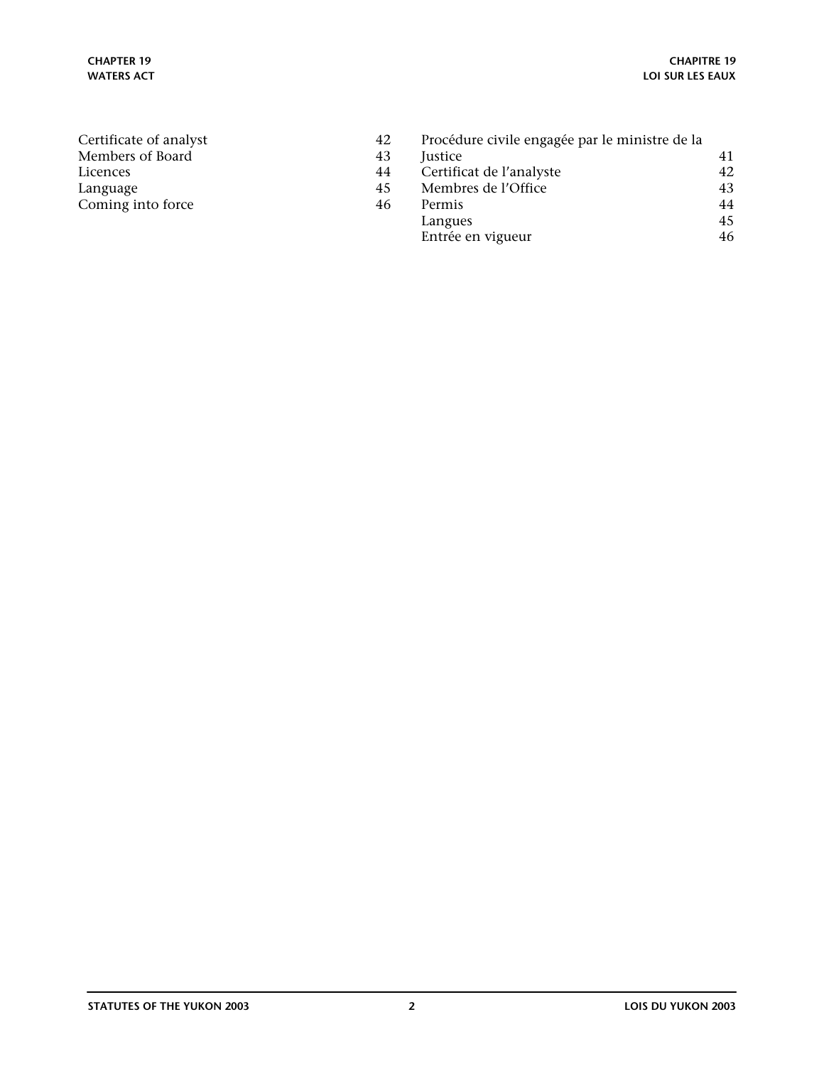| | |
|---|---|
| Certificate of analyst | 42 |
| Members of Board | 43 |
| Licences | 44 |
| Language | 45 |
| Coming into force | 46 |

| | |
|---|---|
| Procédure civile engagée par le ministre de la Justice | 41 |
| Certificat de l'analyste | 42 |
| Membres de l'Office | 43 |
| Permis | 44 |
| Langues | 45 |
| Entrée en vigueur | 46 |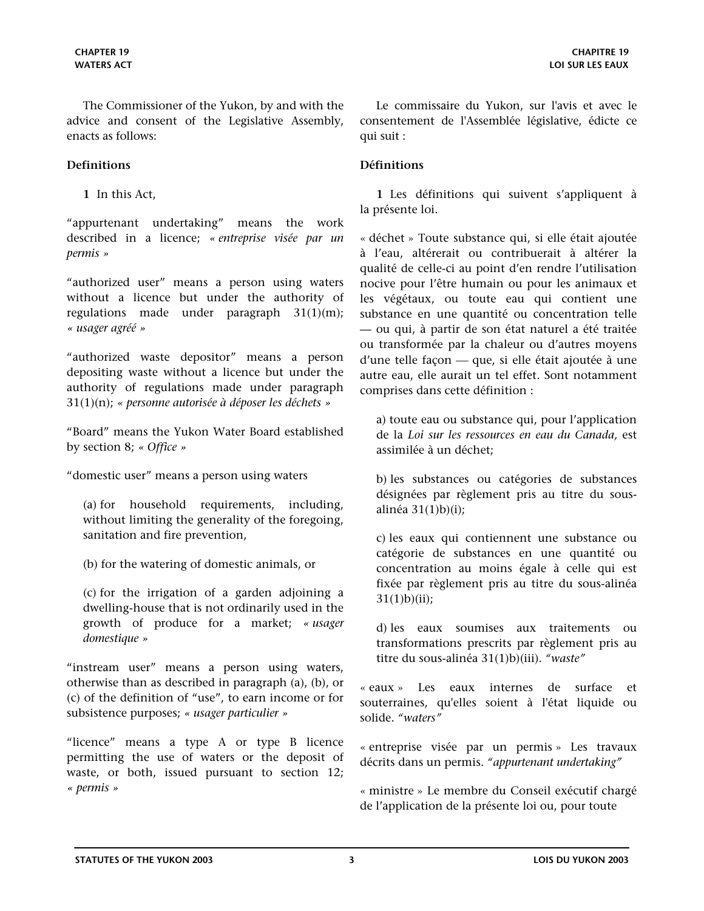The Commissioner of the Yukon, by and with the advice and consent of the Legislative Assembly, enacts as follows:

**Definitions**

**1** In this Act,

"appurtenant undertaking" means the work described in a licence; *« entreprise visée par un permis »*

"authorized user" means a person using waters without a licence but under the authority of regulations made under paragraph 31(1)(m); *« usager agréé »*

"authorized waste depositor" means a person depositing waste without a licence but under the authority of regulations made under paragraph 31(1)(n); *« personne autorisée à déposer les déchets »*

"Board" means the Yukon Water Board established by section 8; *« Office »*

"domestic user" means a person using waters

(a) for household requirements, including, without limiting the generality of the foregoing, sanitation and fire prevention,

(b) for the watering of domestic animals, or

(c) for the irrigation of a garden adjoining a dwelling-house that is not ordinarily used in the growth of produce for a market; *« usager domestique »*

"instream user" means a person using waters, otherwise than as described in paragraph (a), (b), or (c) of the definition of "use", to earn income or for subsistence purposes; *« usager particulier »*

"licence" means a type A or type B licence permitting the use of waters or the deposit of waste, or both, issued pursuant to section 12; *« permis »*

Le commissaire du Yukon, sur l'avis et avec le consentement de l'Assemblée législative, édicte ce qui suit :

**Définitions**

**1** Les définitions qui suivent s'appliquent à la présente loi.

« déchet » Toute substance qui, si elle était ajoutée à l'eau, altérerait ou contribuerait à altérer la qualité de celle-ci au point d'en rendre l'utilisation nocive pour l'être humain ou pour les animaux et les végétaux, ou toute eau qui contient une substance en une quantité ou concentration telle — ou qui, à partir de son état naturel a été traitée ou transformée par la chaleur ou d'autres moyens d'une telle façon — que, si elle était ajoutée à une autre eau, elle aurait un tel effet. Sont notamment comprises dans cette définition :

a) toute eau ou substance qui, pour l'application de la *Loi sur les ressources en eau du Canada,* est assimilée à un déchet;

b) les substances ou catégories de substances désignées par règlement pris au titre du sous-alinéa 31(1)b)(i);

c) les eaux qui contiennent une substance ou catégorie de substances en une quantité ou concentration au moins égale à celle qui est fixée par règlement pris au titre du sous-alinéa 31(1)b)(ii);

d) les eaux soumises aux traitements ou transformations prescrits par règlement pris au titre du sous-alinéa 31(1)b)(iii). *"waste"*

« eaux » Les eaux internes de surface et souterraines, qu'elles soient à l'état liquide ou solide. *"waters"*

« entreprise visée par un permis » Les travaux décrits dans un permis. *"appurtenant undertaking"*

« ministre » Le membre du Conseil exécutif chargé de l'application de la présente loi ou, pour toute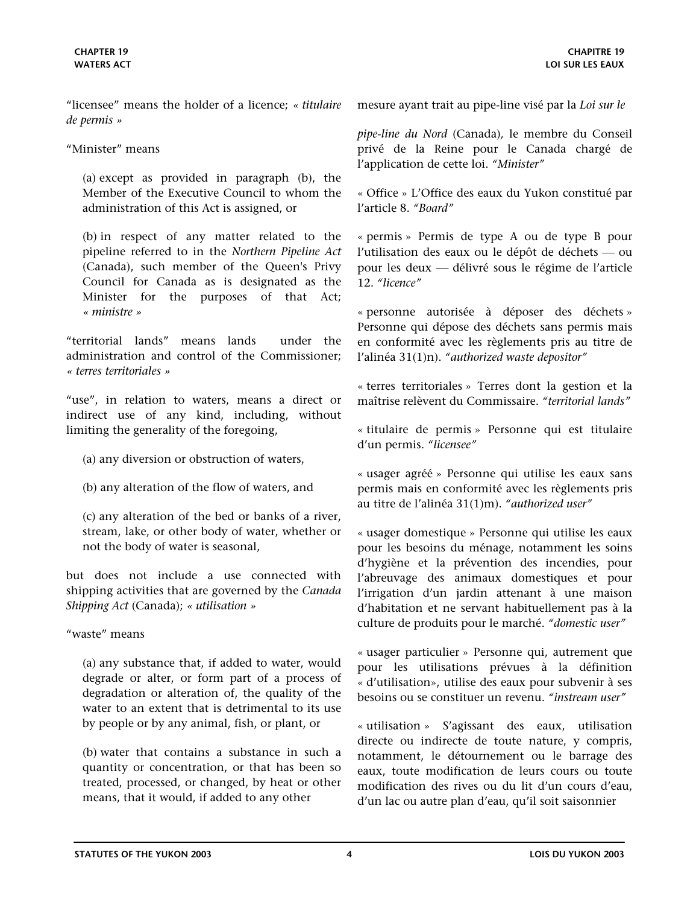"licensee" means the holder of a licence; *« titulaire de permis »*

"Minister" means

(a) except as provided in paragraph (b), the Member of the Executive Council to whom the administration of this Act is assigned, or

(b) in respect of any matter related to the pipeline referred to in the *Northern Pipeline Act* (Canada), such member of the Queen's Privy Council for Canada as is designated as the Minister for the purposes of that Act; *« ministre »*

"territorial lands" means lands under the administration and control of the Commissioner; *« terres territoriales »*

"use", in relation to waters, means a direct or indirect use of any kind, including, without limiting the generality of the foregoing,

(a) any diversion or obstruction of waters,

(b) any alteration of the flow of waters, and

(c) any alteration of the bed or banks of a river, stream, lake, or other body of water, whether or not the body of water is seasonal,

but does not include a use connected with shipping activities that are governed by the *Canada Shipping Act* (Canada); *« utilisation »*

"waste" means

(a) any substance that, if added to water, would degrade or alter, or form part of a process of degradation or alteration of, the quality of the water to an extent that is detrimental to its use by people or by any animal, fish, or plant, or

(b) water that contains a substance in such a quantity or concentration, or that has been so treated, processed, or changed, by heat or other means, that it would, if added to any other

mesure ayant trait au pipe-line visé par la *Loi sur le pipe-line du Nord* (Canada), le membre du Conseil privé de la Reine pour le Canada chargé de l'application de cette loi. *"Minister"*

« Office » L'Office des eaux du Yukon constitué par l'article 8. *"Board"*

« permis » Permis de type A ou de type B pour l'utilisation des eaux ou le dépôt de déchets — ou pour les deux — délivré sous le régime de l'article 12. *"licence"*

« personne autorisée à déposer des déchets » Personne qui dépose des déchets sans permis mais en conformité avec les règlements pris au titre de l'alinéa 31(1)n). *"authorized waste depositor"*

« terres territoriales » Terres dont la gestion et la maîtrise relèvent du Commissaire. *"territorial lands"*

« titulaire de permis » Personne qui est titulaire d'un permis. *"licensee"*

« usager agréé » Personne qui utilise les eaux sans permis mais en conformité avec les règlements pris au titre de l'alinéa 31(1)m). *"authorized user"*

« usager domestique » Personne qui utilise les eaux pour les besoins du ménage, notamment les soins d'hygiène et la prévention des incendies, pour l'abreuvage des animaux domestiques et pour l'irrigation d'un jardin attenant à une maison d'habitation et ne servant habituellement pas à la culture de produits pour le marché. *"domestic user"*

« usager particulier » Personne qui, autrement que pour les utilisations prévues à la définition « d'utilisation», utilise des eaux pour subvenir à ses besoins ou se constituer un revenu. *"instream user"*

« utilisation » S'agissant des eaux, utilisation directe ou indirecte de toute nature, y compris, notamment, le détournement ou le barrage des eaux, toute modification de leurs cours ou toute modification des rives ou du lit d'un cours d'eau, d'un lac ou autre plan d'eau, qu'il soit saisonnier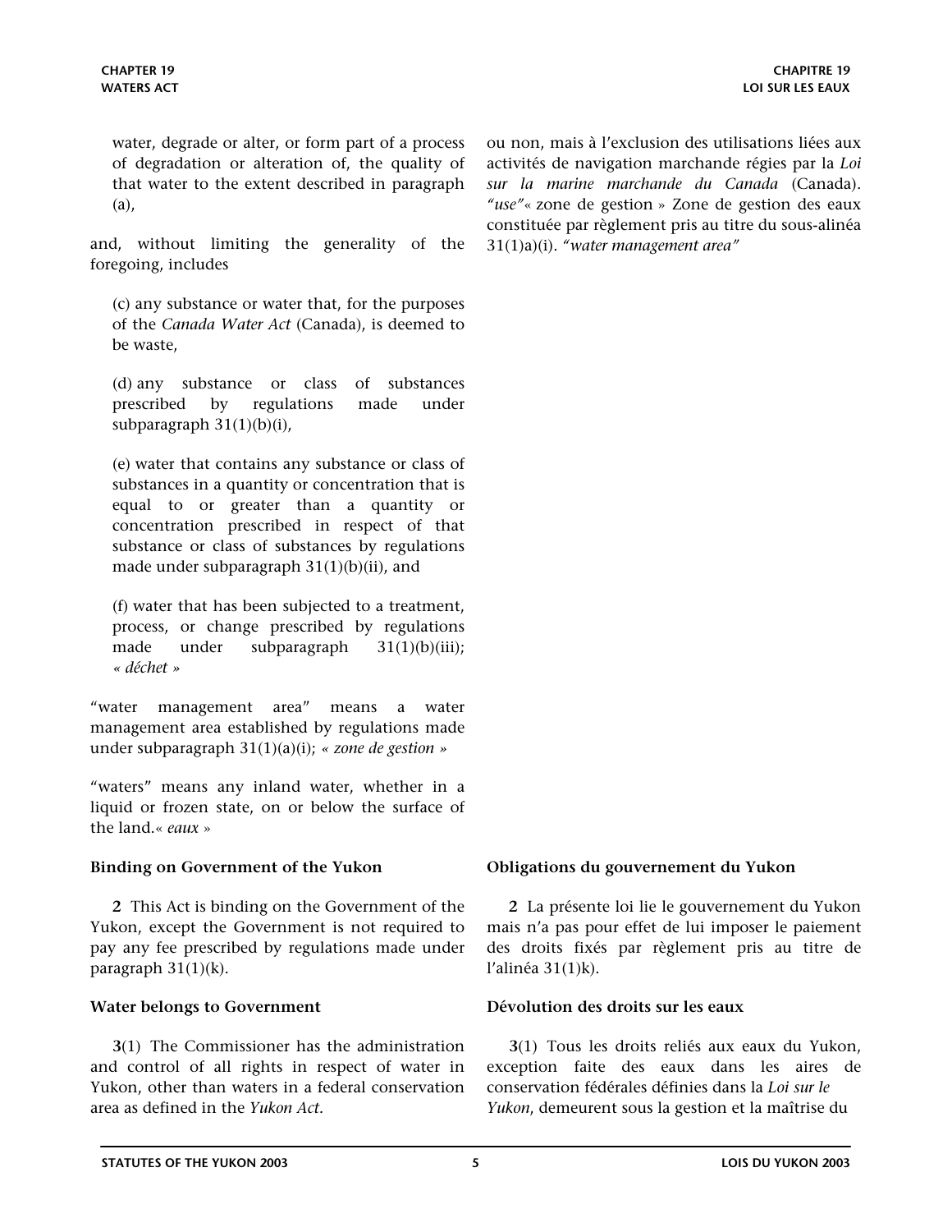water, degrade or alter, or form part of a process of degradation or alteration of, the quality of that water to the extent described in paragraph (a),

and, without limiting the generality of the foregoing, includes

(c) any substance or water that, for the purposes of the *Canada Water Act* (Canada), is deemed to be waste,

(d) any substance or class of substances prescribed by regulations made under subparagraph 31(1)(b)(i),

(e) water that contains any substance or class of substances in a quantity or concentration that is equal to or greater than a quantity or concentration prescribed in respect of that substance or class of substances by regulations made under subparagraph 31(1)(b)(ii), and

(f) water that has been subjected to a treatment, process, or change prescribed by regulations made under subparagraph 31(1)(b)(iii); *« déchet »*

"water management area" means a water management area established by regulations made under subparagraph 31(1)(a)(i); *« zone de gestion »*

"waters" means any inland water, whether in a liquid or frozen state, on or below the surface of the land. *« eaux »*

ou non, mais à l'exclusion des utilisations liées aux activités de navigation marchande régies par la *Loi sur la marine marchande du Canada* (Canada). *"use"*

« zone de gestion » Zone de gestion des eaux constituée par règlement pris au titre du sous-alinéa 31(1)a)(i). *"water management area"*

**Binding on Government of the Yukon**

**2** This Act is binding on the Government of the Yukon, except the Government is not required to pay any fee prescribed by regulations made under paragraph 31(1)(k).

**Obligations du gouvernement du Yukon**

**2** La présente loi lie le gouvernement du Yukon mais n'a pas pour effet de lui imposer le paiement des droits fixés par règlement pris au titre de l'alinéa 31(1)k).

**Water belongs to Government**

**3**(1) The Commissioner has the administration and control of all rights in respect of water in Yukon, other than waters in a federal conservation area as defined in the *Yukon Act.*

**Dévolution des droits sur les eaux**

**3**(1) Tous les droits reliés aux eaux du Yukon, exception faite des eaux dans les aires de conservation fédérales définies dans la *Loi sur le Yukon*, demeurent sous la gestion et la maîtrise du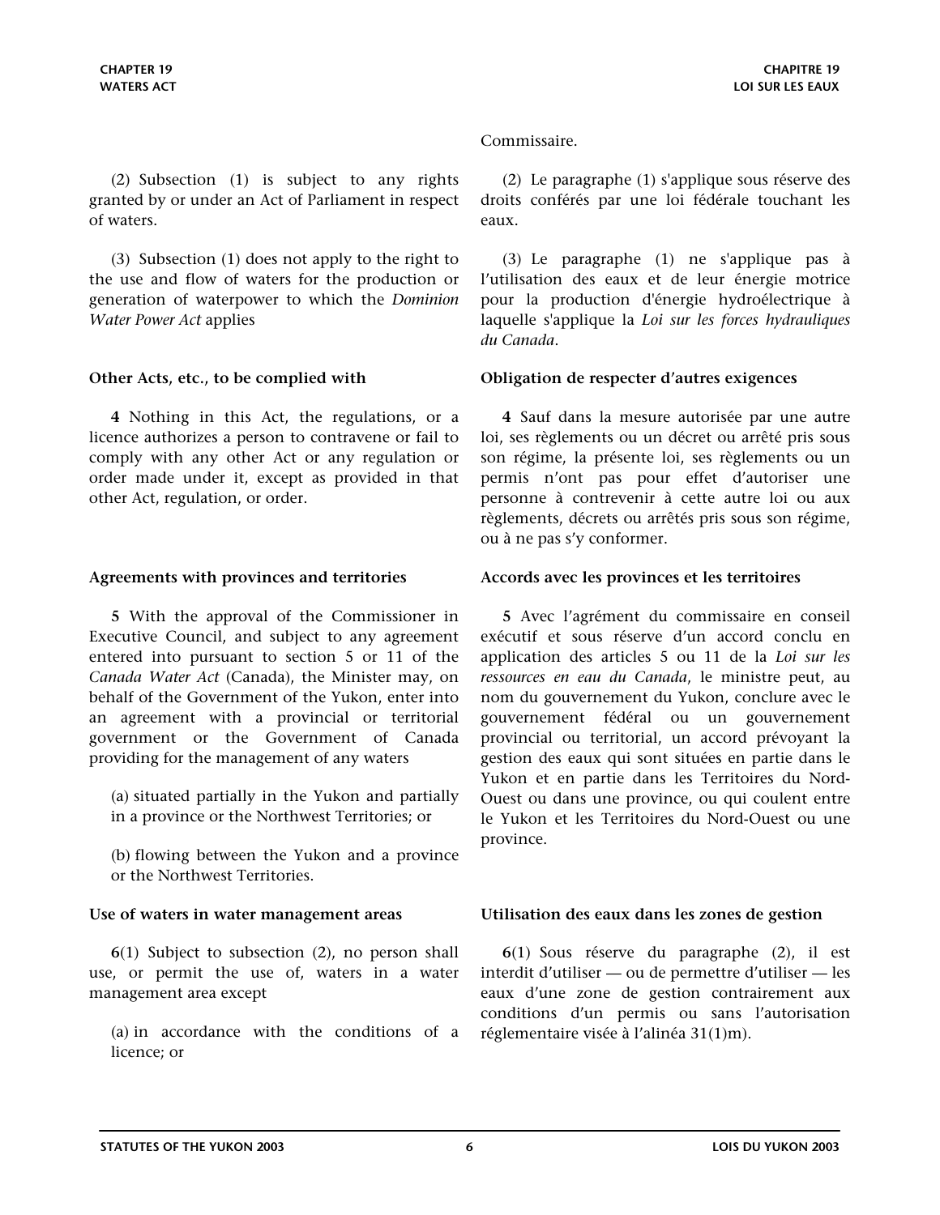Commissaire.

(2) Subsection (1) is subject to any rights granted by or under an Act of Parliament in respect of waters.

(2) Le paragraphe (1) s'applique sous réserve des droits conférés par une loi fédérale touchant les eaux.

(3) Subsection (1) does not apply to the right to the use and flow of waters for the production or generation of waterpower to which the *Dominion Water Power Act* applies

(3) Le paragraphe (1) ne s'applique pas à l'utilisation des eaux et de leur énergie motrice pour la production d'énergie hydroélectrique à laquelle s'applique la *Loi sur les forces hydrauliques du Canada*.

**Other Acts, etc., to be complied with**

**4** Nothing in this Act, the regulations, or a licence authorizes a person to contravene or fail to comply with any other Act or any regulation or order made under it, except as provided in that other Act, regulation, or order.

**Obligation de respecter d'autres exigences**

**4** Sauf dans la mesure autorisée par une autre loi, ses règlements ou un décret ou arrêté pris sous son régime, la présente loi, ses règlements ou un permis n'ont pas pour effet d'autoriser une personne à contrevenir à cette autre loi ou aux règlements, décrets ou arrêtés pris sous son régime, ou à ne pas s'y conformer.

**Agreements with provinces and territories**

**5** With the approval of the Commissioner in Executive Council, and subject to any agreement entered into pursuant to section 5 or 11 of the *Canada Water Act* (Canada), the Minister may, on behalf of the Government of the Yukon, enter into an agreement with a provincial or territorial government or the Government of Canada providing for the management of any waters

(a) situated partially in the Yukon and partially in a province or the Northwest Territories; or

(b) flowing between the Yukon and a province or the Northwest Territories.

**Accords avec les provinces et les territoires**

**5** Avec l'agrément du commissaire en conseil exécutif et sous réserve d'un accord conclu en application des articles 5 ou 11 de la *Loi sur les ressources en eau du Canada*, le ministre peut, au nom du gouvernement du Yukon, conclure avec le gouvernement fédéral ou un gouvernement provincial ou territorial, un accord prévoyant la gestion des eaux qui sont situées en partie dans le Yukon et en partie dans les Territoires du Nord-Ouest ou dans une province, ou qui coulent entre le Yukon et les Territoires du Nord-Ouest ou une province.

**Use of waters in water management areas**

**6**(1) Subject to subsection (2), no person shall use, or permit the use of, waters in a water management area except

(a) in accordance with the conditions of a licence; or

**Utilisation des eaux dans les zones de gestion**

**6**(1) Sous réserve du paragraphe (2), il est interdit d'utiliser — ou de permettre d'utiliser — les eaux d'une zone de gestion contrairement aux conditions d'un permis ou sans l'autorisation réglementaire visée à l'alinéa 31(1)m).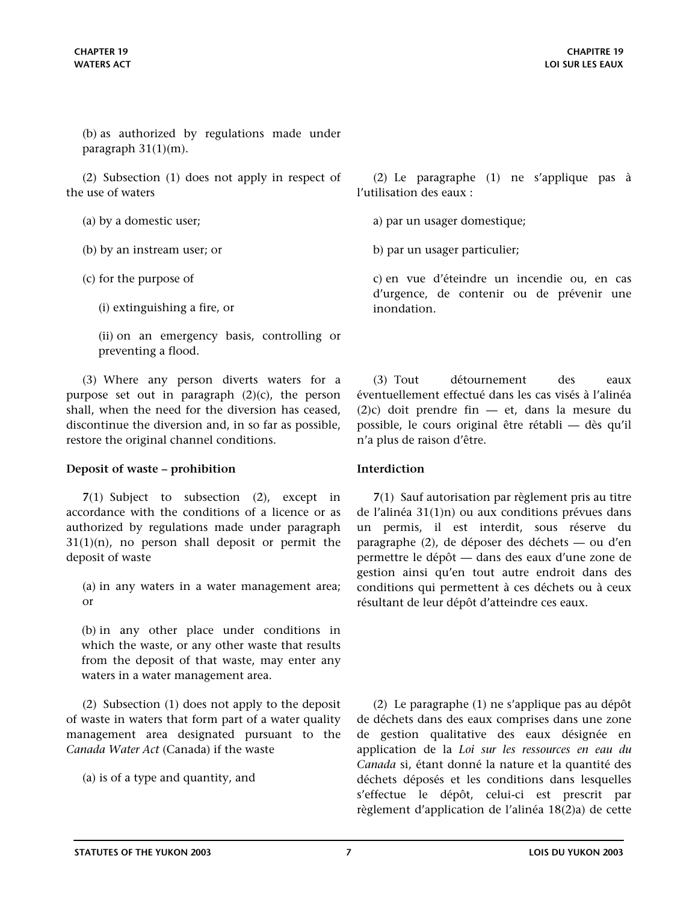(b) as authorized by regulations made under paragraph 31(1)(m).

(2) Subsection (1) does not apply in respect of the use of waters

(a) by a domestic user;

(b) by an instream user; or

(c) for the purpose of

(i) extinguishing a fire, or

(ii) on an emergency basis, controlling or preventing a flood.

(3) Where any person diverts waters for a purpose set out in paragraph (2)(c), the person shall, when the need for the diversion has ceased, discontinue the diversion and, in so far as possible, restore the original channel conditions.

**Deposit of waste – prohibition**

**7**(1) Subject to subsection (2), except in accordance with the conditions of a licence or as authorized by regulations made under paragraph 31(1)(n), no person shall deposit or permit the deposit of waste

(a) in any waters in a water management area; or

(b) in any other place under conditions in which the waste, or any other waste that results from the deposit of that waste, may enter any waters in a water management area.

(2) Subsection (1) does not apply to the deposit of waste in waters that form part of a water quality management area designated pursuant to the *Canada Water Act* (Canada) if the waste

(a) is of a type and quantity, and

(2) Le paragraphe (1) ne s'applique pas à l'utilisation des eaux :

a) par un usager domestique;

b) par un usager particulier;

c) en vue d'éteindre un incendie ou, en cas d'urgence, de contenir ou de prévenir une inondation.

(3) Tout détournement des eaux éventuellement effectué dans les cas visés à l'alinéa (2)c) doit prendre fin — et, dans la mesure du possible, le cours original être rétabli — dès qu'il n'a plus de raison d'être.

**Interdiction**

**7**(1) Sauf autorisation par règlement pris au titre de l'alinéa 31(1)n) ou aux conditions prévues dans un permis, il est interdit, sous réserve du paragraphe (2), de déposer des déchets — ou d'en permettre le dépôt — dans des eaux d'une zone de gestion ainsi qu'en tout autre endroit dans des conditions qui permettent à ces déchets ou à ceux résultant de leur dépôt d'atteindre ces eaux.

(2) Le paragraphe (1) ne s'applique pas au dépôt de déchets dans des eaux comprises dans une zone de gestion qualitative des eaux désignée en application de la *Loi sur les ressources en eau du Canada* si, étant donné la nature et la quantité des déchets déposés et les conditions dans lesquelles s'effectue le dépôt, celui-ci est prescrit par règlement d'application de l'alinéa 18(2)a) de cette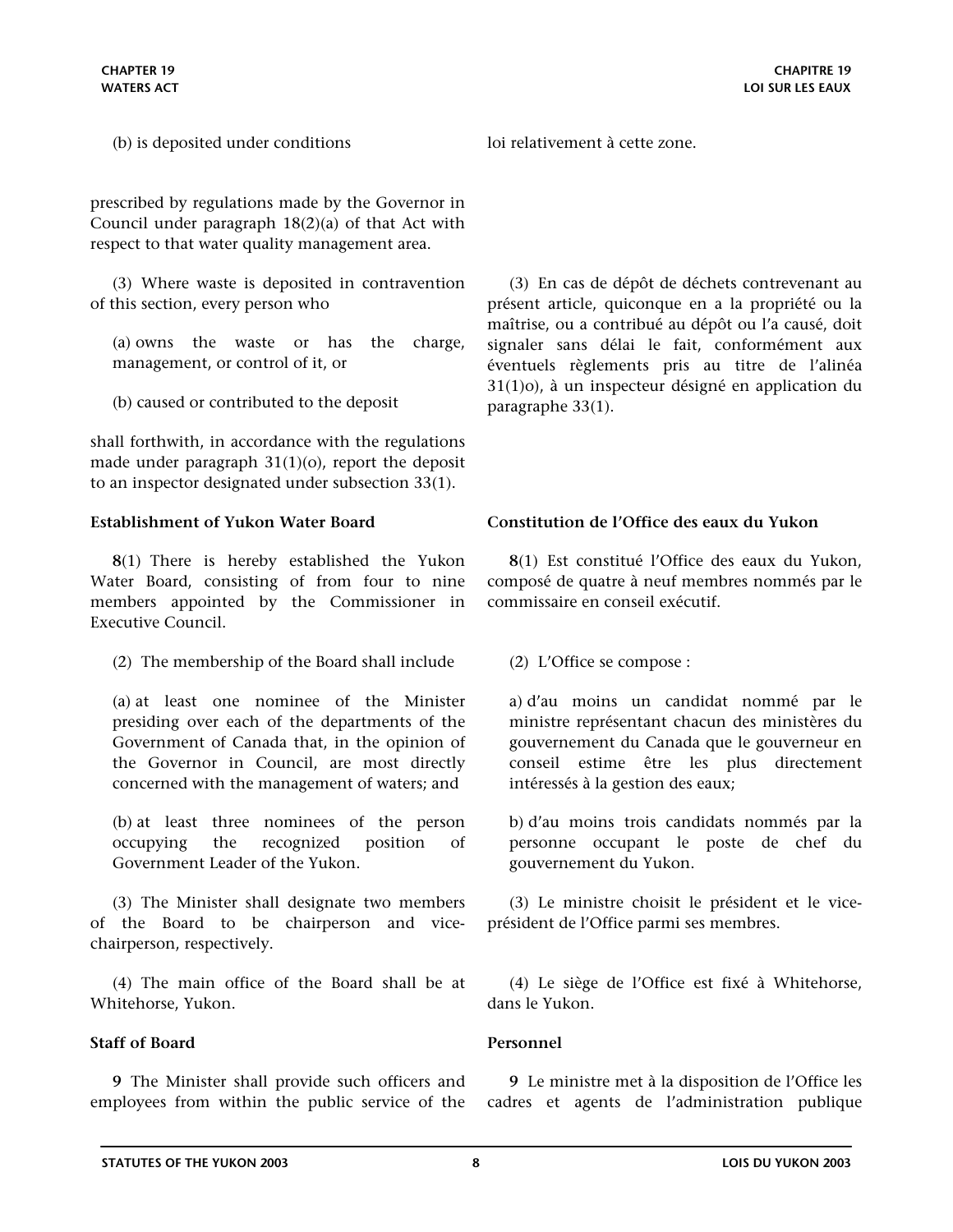(b) is deposited under conditions

prescribed by regulations made by the Governor in Council under paragraph 18(2)(a) of that Act with respect to that water quality management area.

loi relativement à cette zone.

(3) Where waste is deposited in contravention of this section, every person who

(a) owns the waste or has the charge, management, or control of it, or

(b) caused or contributed to the deposit

shall forthwith, in accordance with the regulations made under paragraph 31(1)(o), report the deposit to an inspector designated under subsection 33(1).

(3) En cas de dépôt de déchets contrevenant au présent article, quiconque en a la propriété ou la maîtrise, ou a contribué au dépôt ou l'a causé, doit signaler sans délai le fait, conformément aux éventuels règlements pris au titre de l'alinéa 31(1)o), à un inspecteur désigné en application du paragraphe 33(1).

**Establishment of Yukon Water Board**

**8**(1) There is hereby established the Yukon Water Board, consisting of from four to nine members appointed by the Commissioner in Executive Council.

(2) The membership of the Board shall include

(a) at least one nominee of the Minister presiding over each of the departments of the Government of Canada that, in the opinion of the Governor in Council, are most directly concerned with the management of waters; and

(b) at least three nominees of the person occupying the recognized position of Government Leader of the Yukon.

(3) The Minister shall designate two members of the Board to be chairperson and vice-chairperson, respectively.

(4) The main office of the Board shall be at Whitehorse, Yukon.

**Constitution de l'Office des eaux du Yukon**

**8**(1) Est constitué l'Office des eaux du Yukon, composé de quatre à neuf membres nommés par le commissaire en conseil exécutif.

(2) L'Office se compose :

a) d'au moins un candidat nommé par le ministre représentant chacun des ministères du gouvernement du Canada que le gouverneur en conseil estime être les plus directement intéressés à la gestion des eaux;

b) d'au moins trois candidats nommés par la personne occupant le poste de chef du gouvernement du Yukon.

(3) Le ministre choisit le président et le vice-président de l'Office parmi ses membres.

(4) Le siège de l'Office est fixé à Whitehorse, dans le Yukon.

**Staff of Board**

**9** The Minister shall provide such officers and employees from within the public service of the

**Personnel**

**9** Le ministre met à la disposition de l'Office les cadres et agents de l'administration publique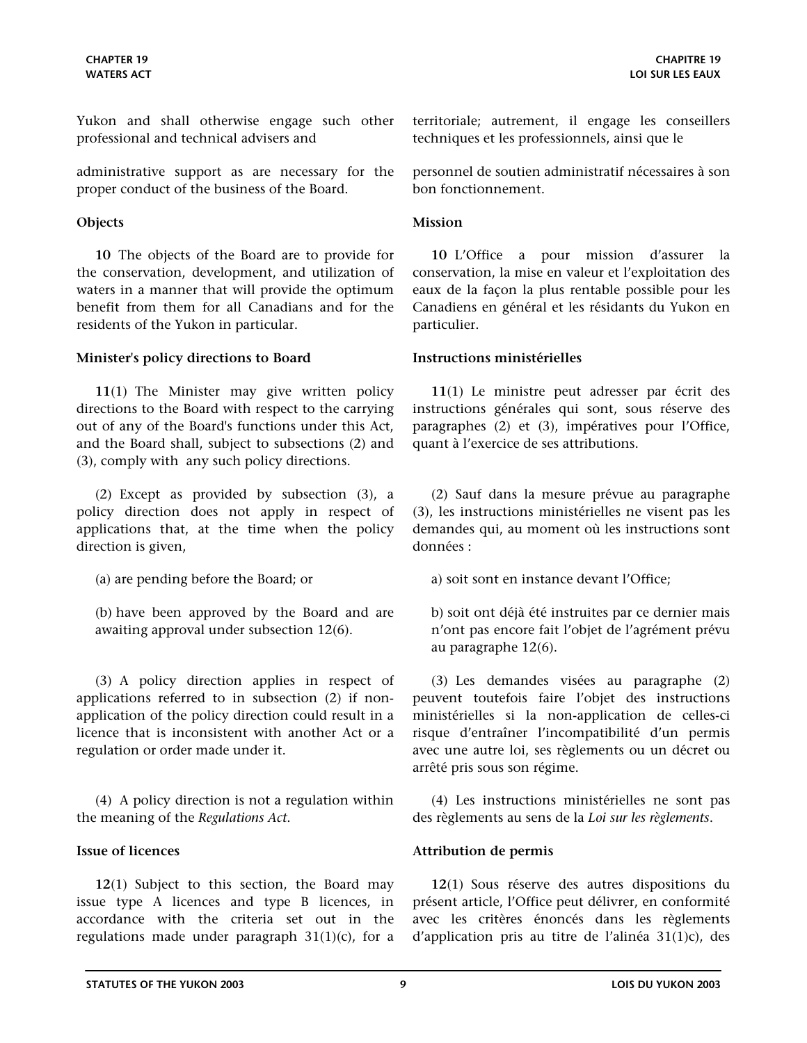Yukon and shall otherwise engage such other professional and technical advisers and

administrative support as are necessary for the proper conduct of the business of the Board.

**Objects**

**10** The objects of the Board are to provide for the conservation, development, and utilization of waters in a manner that will provide the optimum benefit from them for all Canadians and for the residents of the Yukon in particular.

**Minister's policy directions to Board**

**11**(1) The Minister may give written policy directions to the Board with respect to the carrying out of any of the Board's functions under this Act, and the Board shall, subject to subsections (2) and (3), comply with any such policy directions.

(2) Except as provided by subsection (3), a policy direction does not apply in respect of applications that, at the time when the policy direction is given,

(a) are pending before the Board; or

(b) have been approved by the Board and are awaiting approval under subsection 12(6).

(3) A policy direction applies in respect of applications referred to in subsection (2) if non-application of the policy direction could result in a licence that is inconsistent with another Act or a regulation or order made under it.

(4) A policy direction is not a regulation within the meaning of the *Regulations Act*.

**Issue of licences**

**12**(1) Subject to this section, the Board may issue type A licences and type B licences, in accordance with the criteria set out in the regulations made under paragraph 31(1)(c), for a

territoriale; autrement, il engage les conseillers techniques et les professionnels, ainsi que le

personnel de soutien administratif nécessaires à son bon fonctionnement.

**Mission**

**10** L'Office a pour mission d'assurer la conservation, la mise en valeur et l'exploitation des eaux de la façon la plus rentable possible pour les Canadiens en général et les résidants du Yukon en particulier.

**Instructions ministérielles**

**11**(1) Le ministre peut adresser par écrit des instructions générales qui sont, sous réserve des paragraphes (2) et (3), impératives pour l'Office, quant à l'exercice de ses attributions.

(2) Sauf dans la mesure prévue au paragraphe (3), les instructions ministérielles ne visent pas les demandes qui, au moment où les instructions sont données :

a) soit sont en instance devant l'Office;

b) soit ont déjà été instruites par ce dernier mais n'ont pas encore fait l'objet de l'agrément prévu au paragraphe 12(6).

(3) Les demandes visées au paragraphe (2) peuvent toutefois faire l'objet des instructions ministérielles si la non-application de celles-ci risque d'entraîner l'incompatibilité d'un permis avec une autre loi, ses règlements ou un décret ou arrêté pris sous son régime.

(4) Les instructions ministérielles ne sont pas des règlements au sens de la *Loi sur les règlements*.

**Attribution de permis**

**12**(1) Sous réserve des autres dispositions du présent article, l'Office peut délivrer, en conformité avec les critères énoncés dans les règlements d'application pris au titre de l'alinéa 31(1)c), des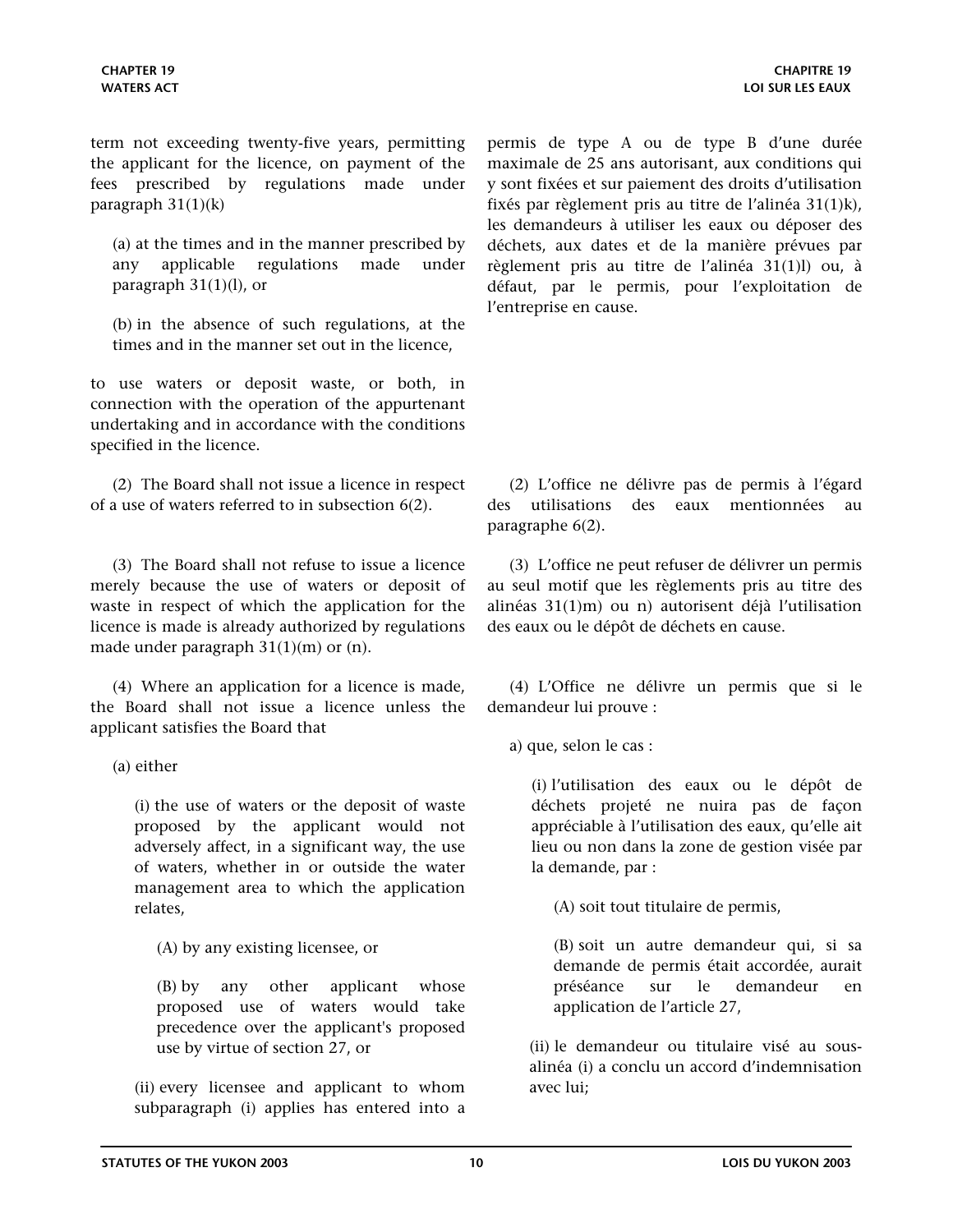term not exceeding twenty-five years, permitting the applicant for the licence, on payment of the fees prescribed by regulations made under paragraph 31(1)(k)

(a) at the times and in the manner prescribed by any applicable regulations made under paragraph 31(1)(l), or

(b) in the absence of such regulations, at the times and in the manner set out in the licence,

to use waters or deposit waste, or both, in connection with the operation of the appurtenant undertaking and in accordance with the conditions specified in the licence.

permis de type A ou de type B d'une durée maximale de 25 ans autorisant, aux conditions qui y sont fixées et sur paiement des droits d'utilisation fixés par règlement pris au titre de l'alinéa 31(1)k), les demandeurs à utiliser les eaux ou déposer des déchets, aux dates et de la manière prévues par règlement pris au titre de l'alinéa 31(1)l) ou, à défaut, par le permis, pour l'exploitation de l'entreprise en cause.

(2) The Board shall not issue a licence in respect of a use of waters referred to in subsection 6(2).

(2) L'office ne délivre pas de permis à l'égard des utilisations des eaux mentionnées au paragraphe 6(2).

(3) The Board shall not refuse to issue a licence merely because the use of waters or deposit of waste in respect of which the application for the licence is made is already authorized by regulations made under paragraph 31(1)(m) or (n).

(3) L'office ne peut refuser de délivrer un permis au seul motif que les règlements pris au titre des alinéas 31(1)m) ou n) autorisent déjà l'utilisation des eaux ou le dépôt de déchets en cause.

(4) Where an application for a licence is made, the Board shall not issue a licence unless the applicant satisfies the Board that

(a) either

(i) the use of waters or the deposit of waste proposed by the applicant would not adversely affect, in a significant way, the use of waters, whether in or outside the water management area to which the application relates,

(A) by any existing licensee, or

(B) by any other applicant whose proposed use of waters would take precedence over the applicant's proposed use by virtue of section 27, or

(ii) every licensee and applicant to whom subparagraph (i) applies has entered into a

(4) L'Office ne délivre un permis que si le demandeur lui prouve :

a) que, selon le cas :

(i) l'utilisation des eaux ou le dépôt de déchets projeté ne nuira pas de façon appréciable à l'utilisation des eaux, qu'elle ait lieu ou non dans la zone de gestion visée par la demande, par :

(A) soit tout titulaire de permis,

(B) soit un autre demandeur qui, si sa demande de permis était accordée, aurait préséance sur le demandeur en application de l'article 27,

(ii) le demandeur ou titulaire visé au sous-alinéa (i) a conclu un accord d'indemnisation avec lui;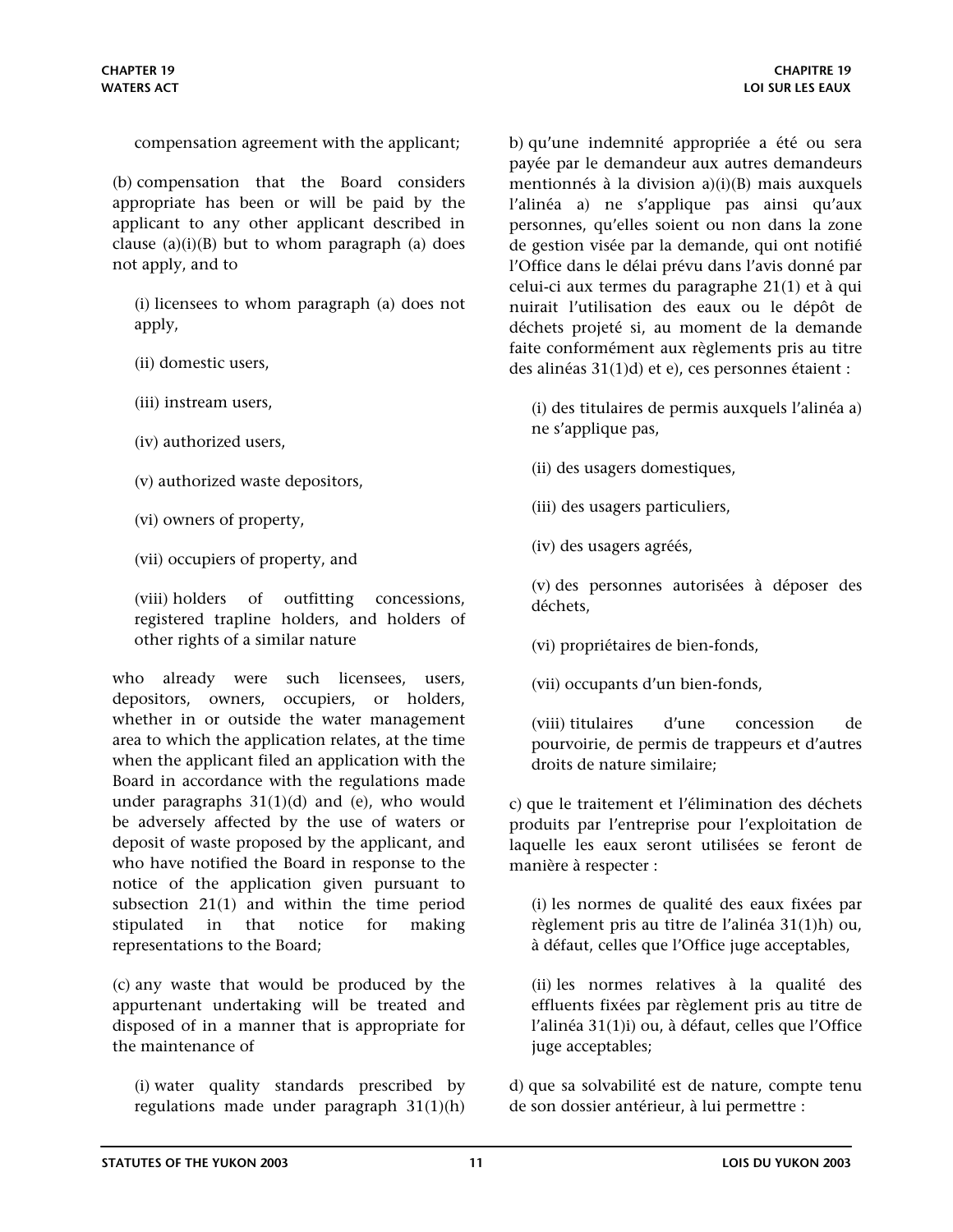compensation agreement with the applicant;

(b) compensation that the Board considers appropriate has been or will be paid by the applicant to any other applicant described in clause (a)(i)(B) but to whom paragraph (a) does not apply, and to

(i) licensees to whom paragraph (a) does not apply,

(ii) domestic users,

(iii) instream users,

(iv) authorized users,

(v) authorized waste depositors,

(vi) owners of property,

(vii) occupiers of property, and

(viii) holders of outfitting concessions, registered trapline holders, and holders of other rights of a similar nature

who already were such licensees, users, depositors, owners, occupiers, or holders, whether in or outside the water management area to which the application relates, at the time when the applicant filed an application with the Board in accordance with the regulations made under paragraphs 31(1)(d) and (e), who would be adversely affected by the use of waters or deposit of waste proposed by the applicant, and who have notified the Board in response to the notice of the application given pursuant to subsection 21(1) and within the time period stipulated in that notice for making representations to the Board;

(c) any waste that would be produced by the appurtenant undertaking will be treated and disposed of in a manner that is appropriate for the maintenance of

(i) water quality standards prescribed by regulations made under paragraph 31(1)(h)

b) qu'une indemnité appropriée a été ou sera payée par le demandeur aux autres demandeurs mentionnés à la division a)(i)(B) mais auxquels l'alinéa a) ne s'applique pas ainsi qu'aux personnes, qu'elles soient ou non dans la zone de gestion visée par la demande, qui ont notifié l'Office dans le délai prévu dans l'avis donné par celui-ci aux termes du paragraphe 21(1) et à qui nuirait l'utilisation des eaux ou le dépôt de déchets projeté si, au moment de la demande faite conformément aux règlements pris au titre des alinéas 31(1)d) et e), ces personnes étaient :

(i) des titulaires de permis auxquels l'alinéa a) ne s'applique pas,

(ii) des usagers domestiques,

(iii) des usagers particuliers,

(iv) des usagers agréés,

(v) des personnes autorisées à déposer des déchets,

(vi) propriétaires de bien-fonds,

(vii) occupants d'un bien-fonds,

(viii) titulaires d'une concession de pourvoirie, de permis de trappeurs et d'autres droits de nature similaire;

c) que le traitement et l'élimination des déchets produits par l'entreprise pour l'exploitation de laquelle les eaux seront utilisées se feront de manière à respecter :

(i) les normes de qualité des eaux fixées par règlement pris au titre de l'alinéa 31(1)h) ou, à défaut, celles que l'Office juge acceptables,

(ii) les normes relatives à la qualité des effluents fixées par règlement pris au titre de l'alinéa 31(1)i) ou, à défaut, celles que l'Office juge acceptables;

d) que sa solvabilité est de nature, compte tenu de son dossier antérieur, à lui permettre :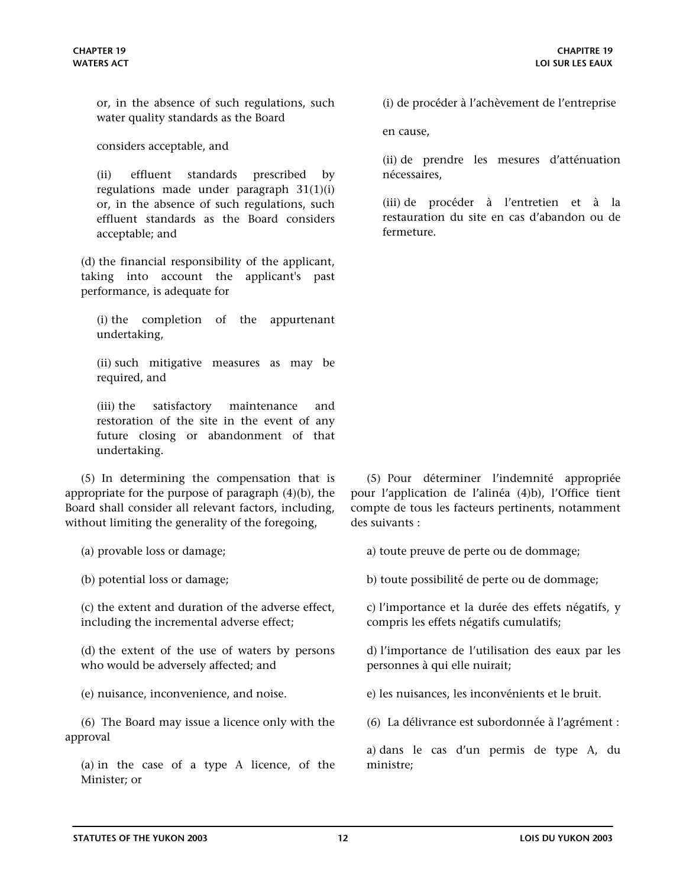or, in the absence of such regulations, such water quality standards as the Board

considers acceptable, and

(ii) effluent standards prescribed by regulations made under paragraph 31(1)(i) or, in the absence of such regulations, such effluent standards as the Board considers acceptable; and

(d) the financial responsibility of the applicant, taking into account the applicant's past performance, is adequate for

(i) the completion of the appurtenant undertaking,

(ii) such mitigative measures as may be required, and

(iii) the satisfactory maintenance and restoration of the site in the event of any future closing or abandonment of that undertaking.

(5) In determining the compensation that is appropriate for the purpose of paragraph (4)(b), the Board shall consider all relevant factors, including, without limiting the generality of the foregoing,

(a) provable loss or damage;

(b) potential loss or damage;

(c) the extent and duration of the adverse effect, including the incremental adverse effect;

(d) the extent of the use of waters by persons who would be adversely affected; and

(e) nuisance, inconvenience, and noise.

(6) The Board may issue a licence only with the approval

(a) in the case of a type A licence, of the Minister; or

(i) de procéder à l'achèvement de l'entreprise

en cause,

(ii) de prendre les mesures d'atténuation nécessaires,

(iii) de procéder à l'entretien et à la restauration du site en cas d'abandon ou de fermeture.

(5) Pour déterminer l'indemnité appropriée pour l'application de l'alinéa (4)b), l'Office tient compte de tous les facteurs pertinents, notamment des suivants :

a) toute preuve de perte ou de dommage;

b) toute possibilité de perte ou de dommage;

c) l'importance et la durée des effets négatifs, y compris les effets négatifs cumulatifs;

d) l'importance de l'utilisation des eaux par les personnes à qui elle nuirait;

e) les nuisances, les inconvénients et le bruit.

(6) La délivrance est subordonnée à l'agrément :

a) dans le cas d'un permis de type A, du ministre;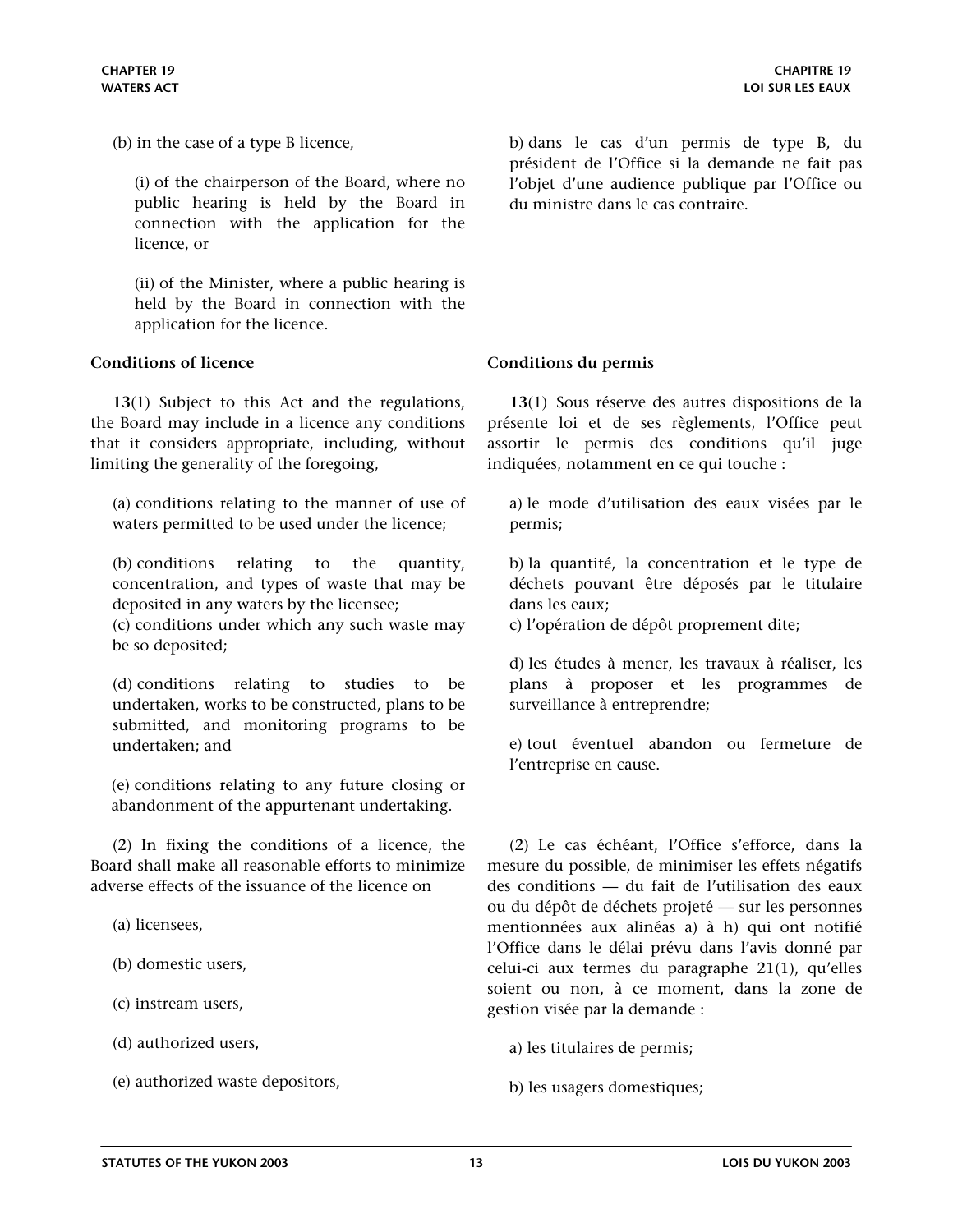(b) in the case of a type B licence,

(i) of the chairperson of the Board, where no public hearing is held by the Board in connection with the application for the licence, or

(ii) of the Minister, where a public hearing is held by the Board in connection with the application for the licence.

**Conditions of licence**

**13**(1) Subject to this Act and the regulations, the Board may include in a licence any conditions that it considers appropriate, including, without limiting the generality of the foregoing,

(a) conditions relating to the manner of use of waters permitted to be used under the licence;

(b) conditions relating to the quantity, concentration, and types of waste that may be deposited in any waters by the licensee;

(c) conditions under which any such waste may be so deposited;

(d) conditions relating to studies to be undertaken, works to be constructed, plans to be submitted, and monitoring programs to be undertaken; and

(e) conditions relating to any future closing or abandonment of the appurtenant undertaking.

(2) In fixing the conditions of a licence, the Board shall make all reasonable efforts to minimize adverse effects of the issuance of the licence on

(a) licensees,

(b) domestic users,

(c) instream users,

(d) authorized users,

(e) authorized waste depositors,

b) dans le cas d'un permis de type B, du président de l'Office si la demande ne fait pas l'objet d'une audience publique par l'Office ou du ministre dans le cas contraire.

**Conditions du permis**

**13**(1) Sous réserve des autres dispositions de la présente loi et de ses règlements, l'Office peut assortir le permis des conditions qu'il juge indiquées, notamment en ce qui touche :

a) le mode d'utilisation des eaux visées par le permis;

b) la quantité, la concentration et le type de déchets pouvant être déposés par le titulaire dans les eaux;

c) l'opération de dépôt proprement dite;

d) les études à mener, les travaux à réaliser, les plans à proposer et les programmes de surveillance à entreprendre;

e) tout éventuel abandon ou fermeture de l'entreprise en cause.

(2) Le cas échéant, l'Office s'efforce, dans la mesure du possible, de minimiser les effets négatifs des conditions — du fait de l'utilisation des eaux ou du dépôt de déchets projeté — sur les personnes mentionnées aux alinéas a) à h) qui ont notifié l'Office dans le délai prévu dans l'avis donné par celui-ci aux termes du paragraphe 21(1), qu'elles soient ou non, à ce moment, dans la zone de gestion visée par la demande :

a) les titulaires de permis;

b) les usagers domestiques;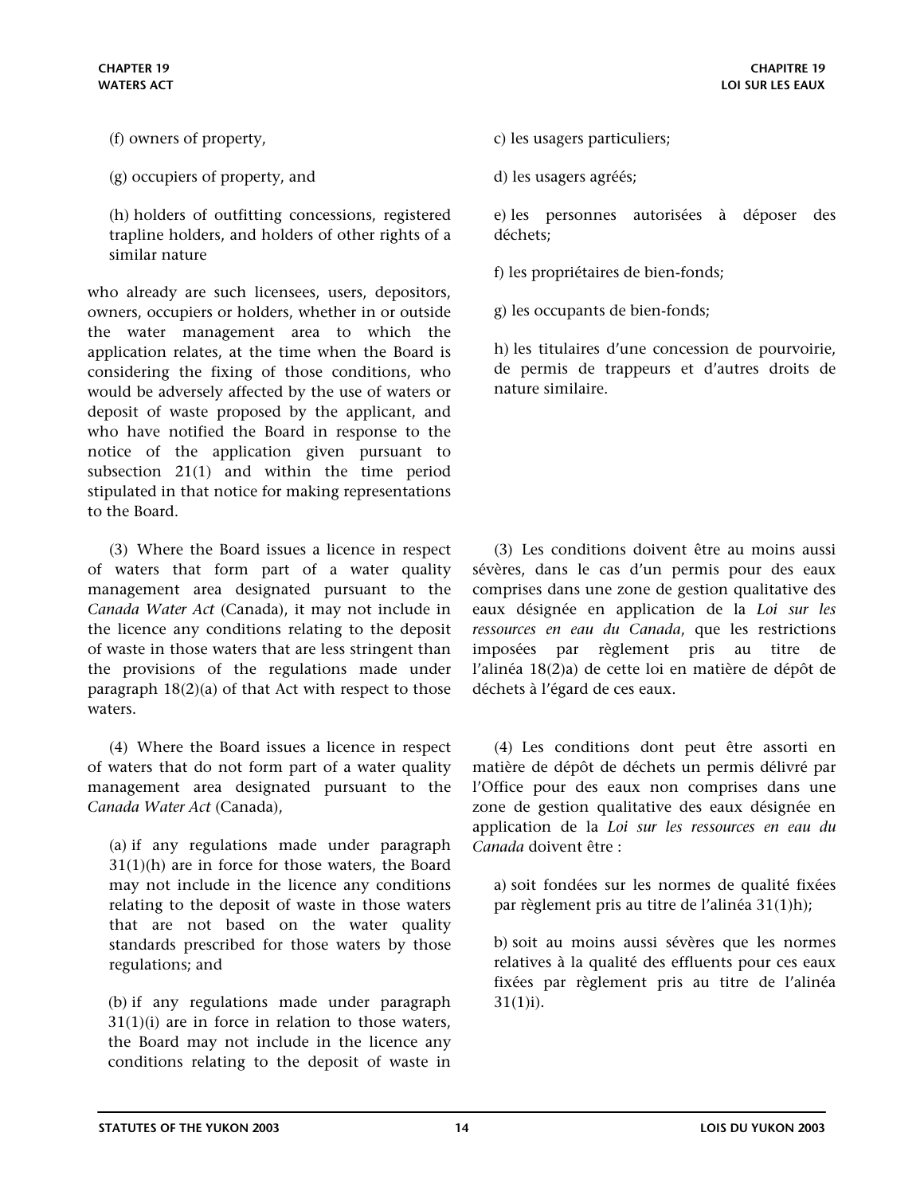(f) owners of property,

(g) occupiers of property, and

(h) holders of outfitting concessions, registered trapline holders, and holders of other rights of a similar nature

who already are such licensees, users, depositors, owners, occupiers or holders, whether in or outside the water management area to which the application relates, at the time when the Board is considering the fixing of those conditions, who would be adversely affected by the use of waters or deposit of waste proposed by the applicant, and who have notified the Board in response to the notice of the application given pursuant to subsection 21(1) and within the time period stipulated in that notice for making representations to the Board.

(3) Where the Board issues a licence in respect of waters that form part of a water quality management area designated pursuant to the *Canada Water Act* (Canada), it may not include in the licence any conditions relating to the deposit of waste in those waters that are less stringent than the provisions of the regulations made under paragraph 18(2)(a) of that Act with respect to those waters.

(4) Where the Board issues a licence in respect of waters that do not form part of a water quality management area designated pursuant to the *Canada Water Act* (Canada),

(a) if any regulations made under paragraph 31(1)(h) are in force for those waters, the Board may not include in the licence any conditions relating to the deposit of waste in those waters that are not based on the water quality standards prescribed for those waters by those regulations; and

(b) if any regulations made under paragraph 31(1)(i) are in force in relation to those waters, the Board may not include in the licence any conditions relating to the deposit of waste in

c) les usagers particuliers;

d) les usagers agréés;

e) les personnes autorisées à déposer des déchets;

f) les propriétaires de bien-fonds;

g) les occupants de bien-fonds;

h) les titulaires d'une concession de pourvoirie, de permis de trappeurs et d'autres droits de nature similaire.

(3) Les conditions doivent être au moins aussi sévères, dans le cas d'un permis pour des eaux comprises dans une zone de gestion qualitative des eaux désignée en application de la *Loi sur les ressources en eau du Canada*, que les restrictions imposées par règlement pris au titre de l'alinéa 18(2)a) de cette loi en matière de dépôt de déchets à l'égard de ces eaux.

(4) Les conditions dont peut être assorti en matière de dépôt de déchets un permis délivré par l'Office pour des eaux non comprises dans une zone de gestion qualitative des eaux désignée en application de la *Loi sur les ressources en eau du Canada* doivent être :

a) soit fondées sur les normes de qualité fixées par règlement pris au titre de l'alinéa 31(1)h);

b) soit au moins aussi sévères que les normes relatives à la qualité des effluents pour ces eaux fixées par règlement pris au titre de l'alinéa 31(1)i).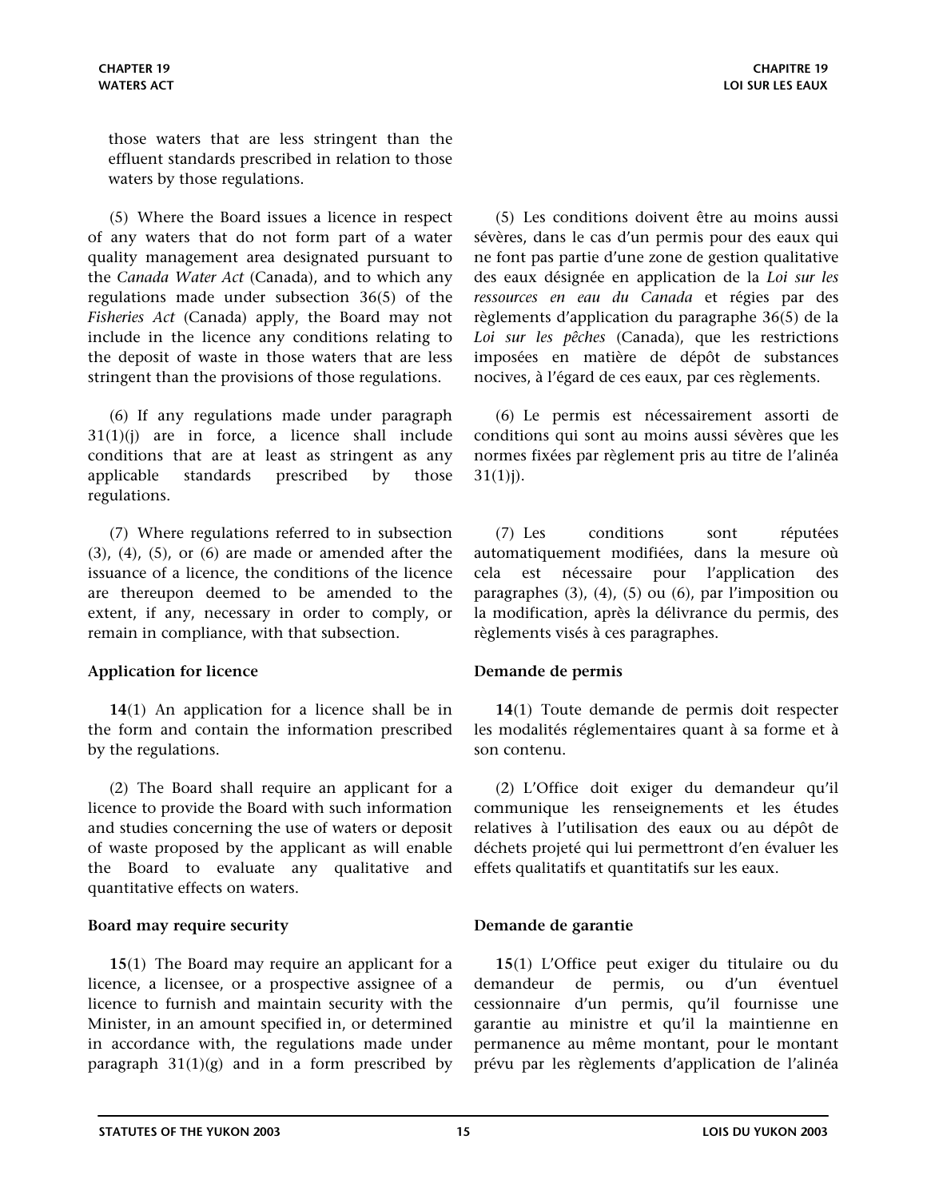those waters that are less stringent than the effluent standards prescribed in relation to those waters by those regulations.

(5) Where the Board issues a licence in respect of any waters that do not form part of a water quality management area designated pursuant to the *Canada Water Act* (Canada), and to which any regulations made under subsection 36(5) of the *Fisheries Act* (Canada) apply, the Board may not include in the licence any conditions relating to the deposit of waste in those waters that are less stringent than the provisions of those regulations.

(6) If any regulations made under paragraph 31(1)(j) are in force, a licence shall include conditions that are at least as stringent as any applicable standards prescribed by those regulations.

(7) Where regulations referred to in subsection (3), (4), (5), or (6) are made or amended after the issuance of a licence, the conditions of the licence are thereupon deemed to be amended to the extent, if any, necessary in order to comply, or remain in compliance, with that subsection.

**Application for licence**

**14**(1) An application for a licence shall be in the form and contain the information prescribed by the regulations.

(2) The Board shall require an applicant for a licence to provide the Board with such information and studies concerning the use of waters or deposit of waste proposed by the applicant as will enable the Board to evaluate any qualitative and quantitative effects on waters.

**Board may require security**

**15**(1) The Board may require an applicant for a licence, a licensee, or a prospective assignee of a licence to furnish and maintain security with the Minister, in an amount specified in, or determined in accordance with, the regulations made under paragraph 31(1)(g) and in a form prescribed by

(5) Les conditions doivent être au moins aussi sévères, dans le cas d'un permis pour des eaux qui ne font pas partie d'une zone de gestion qualitative des eaux désignée en application de la *Loi sur les ressources en eau du Canada* et régies par des règlements d'application du paragraphe 36(5) de la *Loi sur les pêches* (Canada), que les restrictions imposées en matière de dépôt de substances nocives, à l'égard de ces eaux, par ces règlements.

(6) Le permis est nécessairement assorti de conditions qui sont au moins aussi sévères que les normes fixées par règlement pris au titre de l'alinéa 31(1)j).

(7) Les conditions sont réputées automatiquement modifiées, dans la mesure où cela est nécessaire pour l'application des paragraphes (3), (4), (5) ou (6), par l'imposition ou la modification, après la délivrance du permis, des règlements visés à ces paragraphes.

**Demande de permis**

**14**(1) Toute demande de permis doit respecter les modalités réglementaires quant à sa forme et à son contenu.

(2) L'Office doit exiger du demandeur qu'il communique les renseignements et les études relatives à l'utilisation des eaux ou au dépôt de déchets projeté qui lui permettront d'en évaluer les effets qualitatifs et quantitatifs sur les eaux.

**Demande de garantie**

**15**(1) L'Office peut exiger du titulaire ou du demandeur de permis, ou d'un éventuel cessionnaire d'un permis, qu'il fournisse une garantie au ministre et qu'il la maintienne en permanence au même montant, pour le montant prévu par les règlements d'application de l'alinéa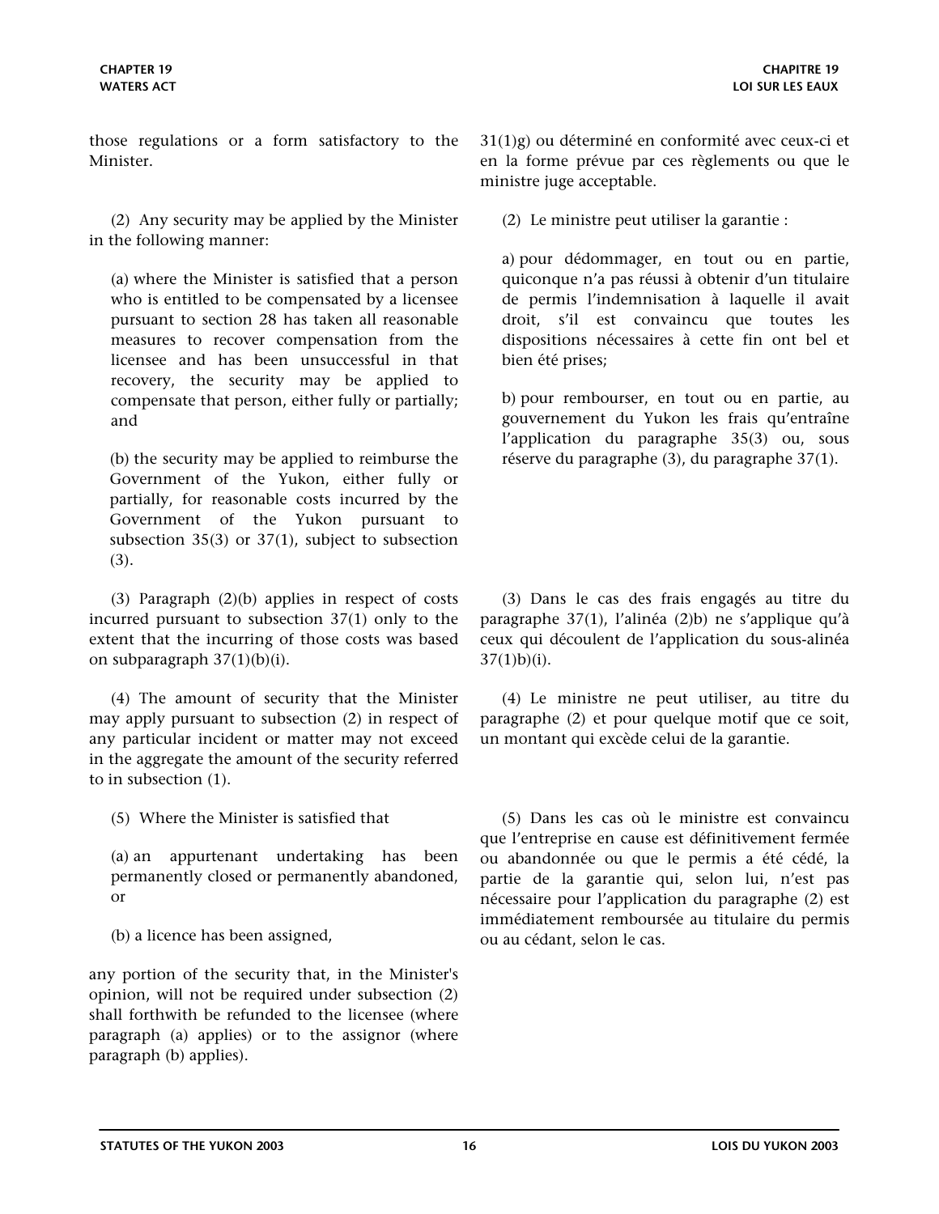those regulations or a form satisfactory to the Minister.

(2) Any security may be applied by the Minister in the following manner:

(a) where the Minister is satisfied that a person who is entitled to be compensated by a licensee pursuant to section 28 has taken all reasonable measures to recover compensation from the licensee and has been unsuccessful in that recovery, the security may be applied to compensate that person, either fully or partially; and

(b) the security may be applied to reimburse the Government of the Yukon, either fully or partially, for reasonable costs incurred by the Government of the Yukon pursuant to subsection 35(3) or 37(1), subject to subsection (3).

(3) Paragraph (2)(b) applies in respect of costs incurred pursuant to subsection 37(1) only to the extent that the incurring of those costs was based on subparagraph 37(1)(b)(i).

(4) The amount of security that the Minister may apply pursuant to subsection (2) in respect of any particular incident or matter may not exceed in the aggregate the amount of the security referred to in subsection (1).

(5) Where the Minister is satisfied that

(a) an appurtenant undertaking has been permanently closed or permanently abandoned, or

(b) a licence has been assigned,

any portion of the security that, in the Minister's opinion, will not be required under subsection (2) shall forthwith be refunded to the licensee (where paragraph (a) applies) or to the assignor (where paragraph (b) applies).

31(1)g) ou déterminé en conformité avec ceux-ci et en la forme prévue par ces règlements ou que le ministre juge acceptable.

(2) Le ministre peut utiliser la garantie :

a) pour dédommager, en tout ou en partie, quiconque n'a pas réussi à obtenir d'un titulaire de permis l'indemnisation à laquelle il avait droit, s'il est convaincu que toutes les dispositions nécessaires à cette fin ont bel et bien été prises;

b) pour rembourser, en tout ou en partie, au gouvernement du Yukon les frais qu'entraîne l'application du paragraphe 35(3) ou, sous réserve du paragraphe (3), du paragraphe 37(1).

(3) Dans le cas des frais engagés au titre du paragraphe 37(1), l'alinéa (2)b) ne s'applique qu'à ceux qui découlent de l'application du sous-alinéa 37(1)b)(i).

(4) Le ministre ne peut utiliser, au titre du paragraphe (2) et pour quelque motif que ce soit, un montant qui excède celui de la garantie.

(5) Dans les cas où le ministre est convaincu que l'entreprise en cause est définitivement fermée ou abandonnée ou que le permis a été cédé, la partie de la garantie qui, selon lui, n'est pas nécessaire pour l'application du paragraphe (2) est immédiatement remboursée au titulaire du permis ou au cédant, selon le cas.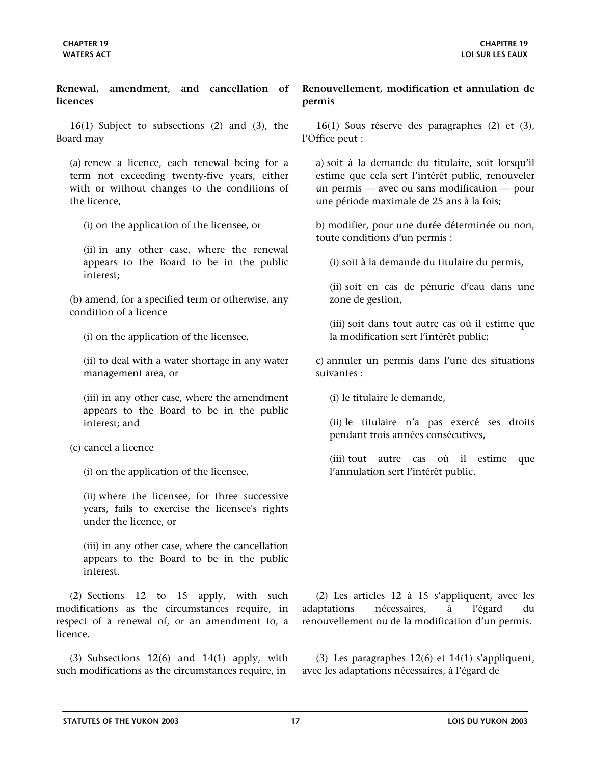**Renewal, amendment, and cancellation of licences**

**16**(1) Subject to subsections (2) and (3), the Board may

(a) renew a licence, each renewal being for a term not exceeding twenty-five years, either with or without changes to the conditions of the licence,

(i) on the application of the licensee, or

(ii) in any other case, where the renewal appears to the Board to be in the public interest;

(b) amend, for a specified term or otherwise, any condition of a licence

(i) on the application of the licensee,

(ii) to deal with a water shortage in any water management area, or

(iii) in any other case, where the amendment appears to the Board to be in the public interest; and

(c) cancel a licence

(i) on the application of the licensee,

(ii) where the licensee, for three successive years, fails to exercise the licensee's rights under the licence, or

(iii) in any other case, where the cancellation appears to the Board to be in the public interest.

(2) Sections 12 to 15 apply, with such modifications as the circumstances require, in respect of a renewal of, or an amendment to, a licence.

(3) Subsections 12(6) and 14(1) apply, with such modifications as the circumstances require, in

**Renouvellement, modification et annulation de permis**

**16**(1) Sous réserve des paragraphes (2) et (3), l'Office peut :

a) soit à la demande du titulaire, soit lorsqu'il estime que cela sert l'intérêt public, renouveler un permis — avec ou sans modification — pour une période maximale de 25 ans à la fois;

b) modifier, pour une durée déterminée ou non, toute conditions d'un permis :

(i) soit à la demande du titulaire du permis,

(ii) soit en cas de pénurie d'eau dans une zone de gestion,

(iii) soit dans tout autre cas où il estime que la modification sert l'intérêt public;

c) annuler un permis dans l'une des situations suivantes :

(i) le titulaire le demande,

(ii) le titulaire n'a pas exercé ses droits pendant trois années consécutives,

(iii) tout autre cas où il estime que l'annulation sert l'intérêt public.

(2) Les articles 12 à 15 s'appliquent, avec les adaptations nécessaires, à l'égard du renouvellement ou de la modification d'un permis.

(3) Les paragraphes 12(6) et 14(1) s'appliquent, avec les adaptations nécessaires, à l'égard de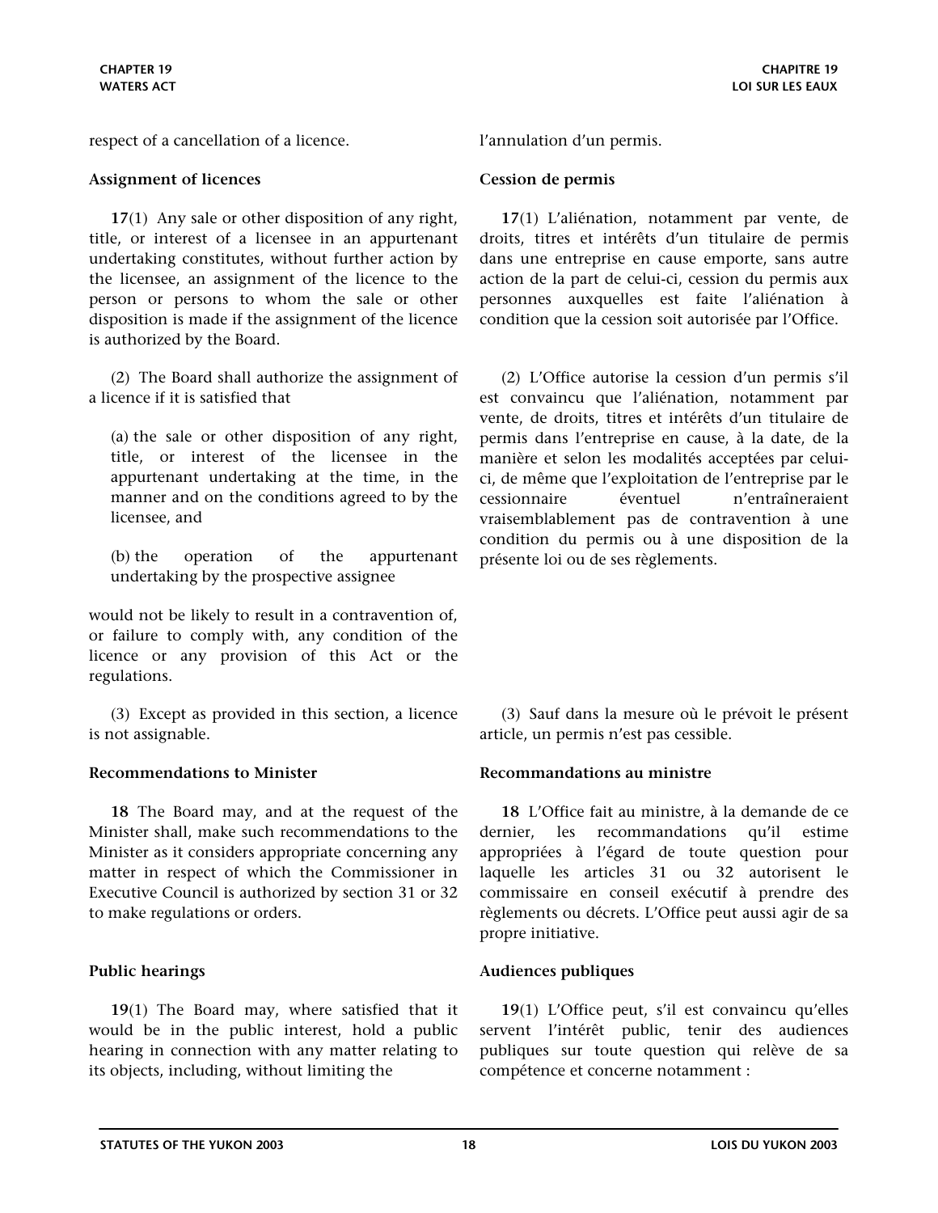respect of a cancellation of a licence.

**Assignment of licences**

**17**(1) Any sale or other disposition of any right, title, or interest of a licensee in an appurtenant undertaking constitutes, without further action by the licensee, an assignment of the licence to the person or persons to whom the sale or other disposition is made if the assignment of the licence is authorized by the Board.

(2) The Board shall authorize the assignment of a licence if it is satisfied that

(a) the sale or other disposition of any right, title, or interest of the licensee in the appurtenant undertaking at the time, in the manner and on the conditions agreed to by the licensee, and

(b) the operation of the appurtenant undertaking by the prospective assignee

would not be likely to result in a contravention of, or failure to comply with, any condition of the licence or any provision of this Act or the regulations.

(3) Except as provided in this section, a licence is not assignable.

**Recommendations to Minister**

**18** The Board may, and at the request of the Minister shall, make such recommendations to the Minister as it considers appropriate concerning any matter in respect of which the Commissioner in Executive Council is authorized by section 31 or 32 to make regulations or orders.

**Public hearings**

**19**(1) The Board may, where satisfied that it would be in the public interest, hold a public hearing in connection with any matter relating to its objects, including, without limiting the

l'annulation d'un permis.

**Cession de permis**

**17**(1) L'aliénation, notamment par vente, de droits, titres et intérêts d'un titulaire de permis dans une entreprise en cause emporte, sans autre action de la part de celui-ci, cession du permis aux personnes auxquelles est faite l'aliénation à condition que la cession soit autorisée par l'Office.

(2) L'Office autorise la cession d'un permis s'il est convaincu que l'aliénation, notamment par vente, de droits, titres et intérêts d'un titulaire de permis dans l'entreprise en cause, à la date, de la manière et selon les modalités acceptées par celui-ci, de même que l'exploitation de l'entreprise par le cessionnaire éventuel n'entraîneraient vraisemblablement pas de contravention à une condition du permis ou à une disposition de la présente loi ou de ses règlements.

(3) Sauf dans la mesure où le prévoit le présent article, un permis n'est pas cessible.

**Recommandations au ministre**

**18** L'Office fait au ministre, à la demande de ce dernier, les recommandations qu'il estime appropriées à l'égard de toute question pour laquelle les articles 31 ou 32 autorisent le commissaire en conseil exécutif à prendre des règlements ou décrets. L'Office peut aussi agir de sa propre initiative.

**Audiences publiques**

**19**(1) L'Office peut, s'il est convaincu qu'elles servent l'intérêt public, tenir des audiences publiques sur toute question qui relève de sa compétence et concerne notamment :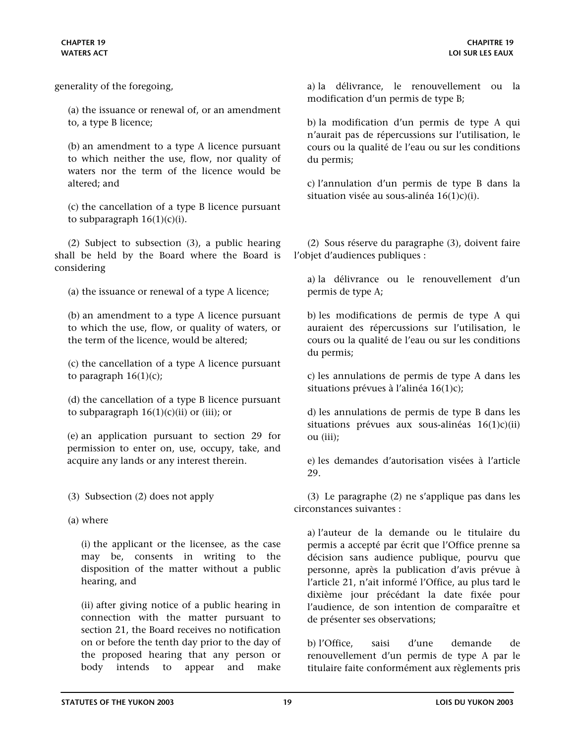generality of the foregoing,

(a) the issuance or renewal of, or an amendment to, a type B licence;

(b) an amendment to a type A licence pursuant to which neither the use, flow, nor quality of waters nor the term of the licence would be altered; and

(c) the cancellation of a type B licence pursuant to subparagraph 16(1)(c)(i).

(2) Subject to subsection (3), a public hearing shall be held by the Board where the Board is considering

(a) the issuance or renewal of a type A licence;

(b) an amendment to a type A licence pursuant to which the use, flow, or quality of waters, or the term of the licence, would be altered;

(c) the cancellation of a type A licence pursuant to paragraph 16(1)(c);

(d) the cancellation of a type B licence pursuant to subparagraph 16(1)(c)(ii) or (iii); or

(e) an application pursuant to section 29 for permission to enter on, use, occupy, take, and acquire any lands or any interest therein.

(3) Subsection (2) does not apply

(a) where

(i) the applicant or the licensee, as the case may be, consents in writing to the disposition of the matter without a public hearing, and

(ii) after giving notice of a public hearing in connection with the matter pursuant to section 21, the Board receives no notification on or before the tenth day prior to the day of the proposed hearing that any person or body intends to appear and make

a) la délivrance, le renouvellement ou la modification d'un permis de type B;

b) la modification d'un permis de type A qui n'aurait pas de répercussions sur l'utilisation, le cours ou la qualité de l'eau ou sur les conditions du permis;

c) l'annulation d'un permis de type B dans la situation visée au sous-alinéa 16(1)c)(i).

(2) Sous réserve du paragraphe (3), doivent faire l'objet d'audiences publiques :

a) la délivrance ou le renouvellement d'un permis de type A;

b) les modifications de permis de type A qui auraient des répercussions sur l'utilisation, le cours ou la qualité de l'eau ou sur les conditions du permis;

c) les annulations de permis de type A dans les situations prévues à l'alinéa 16(1)c);

d) les annulations de permis de type B dans les situations prévues aux sous-alinéas 16(1)c)(ii) ou (iii);

e) les demandes d'autorisation visées à l'article 29.

(3) Le paragraphe (2) ne s'applique pas dans les circonstances suivantes :

a) l'auteur de la demande ou le titulaire du permis a accepté par écrit que l'Office prenne sa décision sans audience publique, pourvu que personne, après la publication d'avis prévue à l'article 21, n'ait informé l'Office, au plus tard le dixième jour précédant la date fixée pour l'audience, de son intention de comparaître et de présenter ses observations;

b) l'Office, saisi d'une demande de renouvellement d'un permis de type A par le titulaire faite conformément aux règlements pris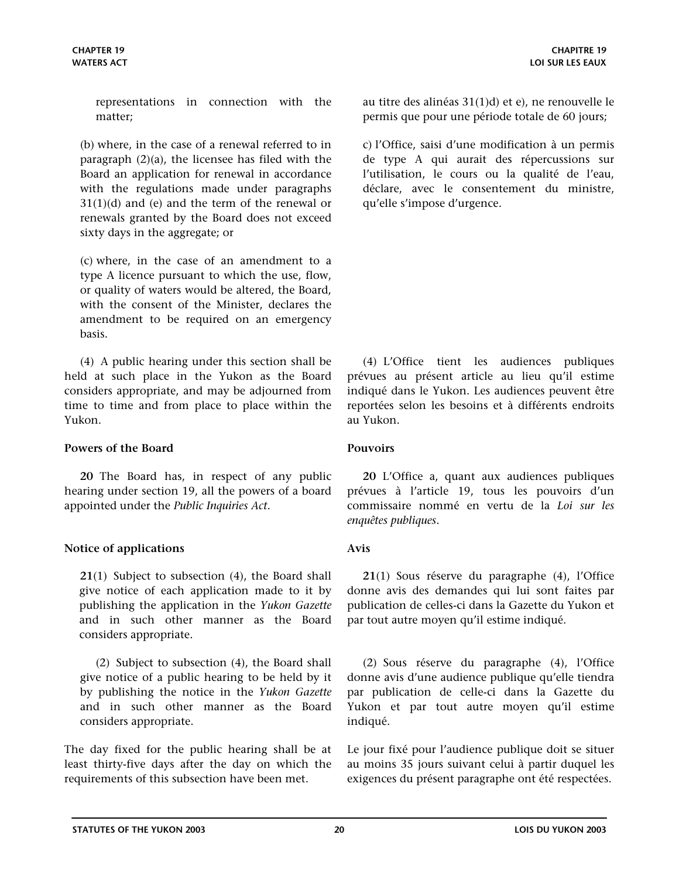representations in connection with the matter;

(b) where, in the case of a renewal referred to in paragraph (2)(a), the licensee has filed with the Board an application for renewal in accordance with the regulations made under paragraphs 31(1)(d) and (e) and the term of the renewal or renewals granted by the Board does not exceed sixty days in the aggregate; or

(c) where, in the case of an amendment to a type A licence pursuant to which the use, flow, or quality of waters would be altered, the Board, with the consent of the Minister, declares the amendment to be required on an emergency basis.

(4) A public hearing under this section shall be held at such place in the Yukon as the Board considers appropriate, and may be adjourned from time to time and from place to place within the Yukon.

**Powers of the Board**

**20** The Board has, in respect of any public hearing under section 19, all the powers of a board appointed under the *Public Inquiries Act*.

**Notice of applications**

**21**(1) Subject to subsection (4), the Board shall give notice of each application made to it by publishing the application in the *Yukon Gazette* and in such other manner as the Board considers appropriate.

(2) Subject to subsection (4), the Board shall give notice of a public hearing to be held by it by publishing the notice in the *Yukon Gazette* and in such other manner as the Board considers appropriate.

The day fixed for the public hearing shall be at least thirty-five days after the day on which the requirements of this subsection have been met.

au titre des alinéas 31(1)d) et e), ne renouvelle le permis que pour une période totale de 60 jours;

c) l'Office, saisi d'une modification à un permis de type A qui aurait des répercussions sur l'utilisation, le cours ou la qualité de l'eau, déclare, avec le consentement du ministre, qu'elle s'impose d'urgence.

(4) L'Office tient les audiences publiques prévues au présent article au lieu qu'il estime indiqué dans le Yukon. Les audiences peuvent être reportées selon les besoins et à différents endroits au Yukon.

**Pouvoirs**

**20** L'Office a, quant aux audiences publiques prévues à l'article 19, tous les pouvoirs d'un commissaire nommé en vertu de la *Loi sur les enquêtes publiques*.

**Avis**

**21**(1) Sous réserve du paragraphe (4), l'Office donne avis des demandes qui lui sont faites par publication de celles-ci dans la Gazette du Yukon et par tout autre moyen qu'il estime indiqué.

(2) Sous réserve du paragraphe (4), l'Office donne avis d'une audience publique qu'elle tiendra par publication de celle-ci dans la Gazette du Yukon et par tout autre moyen qu'il estime indiqué.

Le jour fixé pour l'audience publique doit se situer au moins 35 jours suivant celui à partir duquel les exigences du présent paragraphe ont été respectées.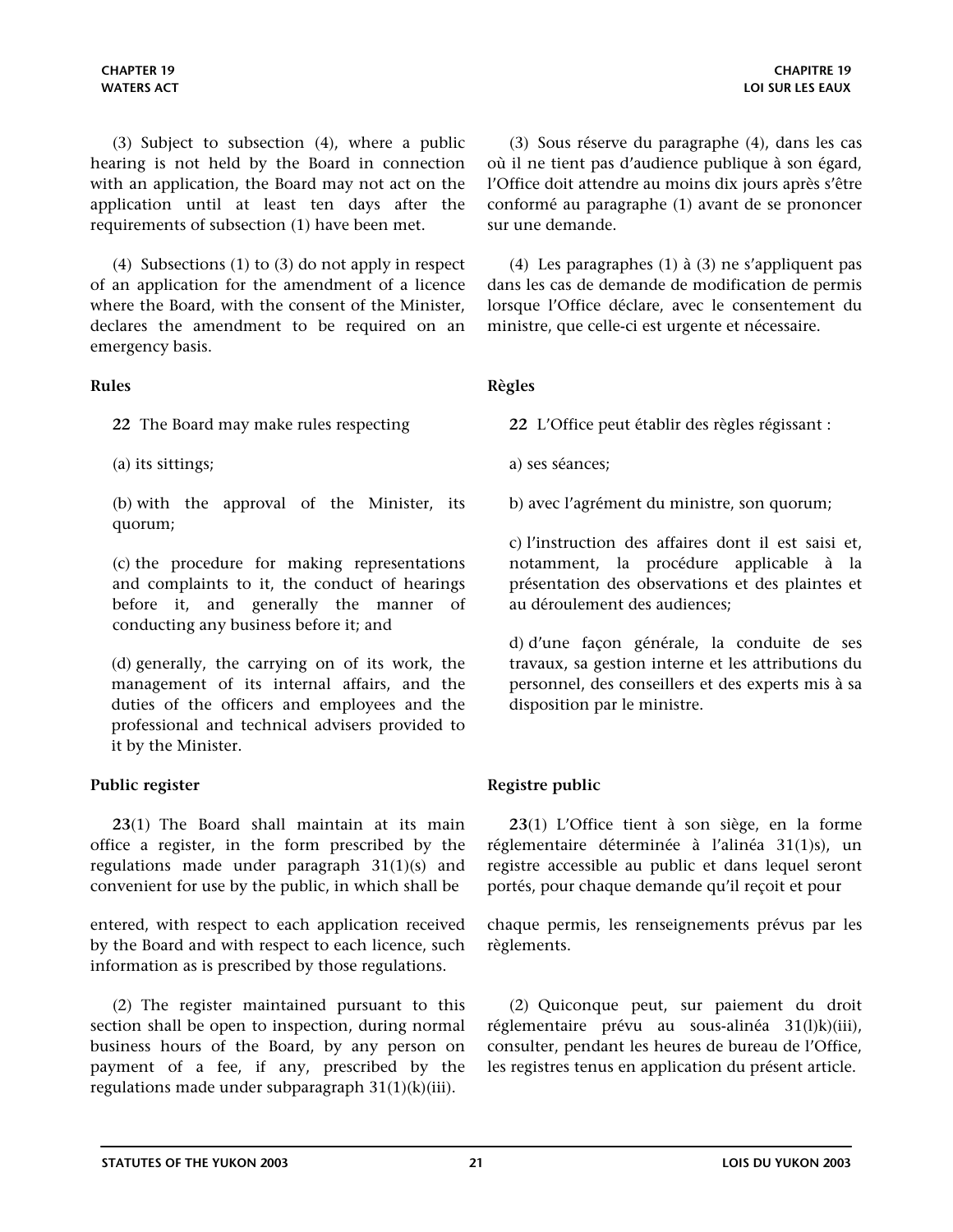(3) Subject to subsection (4), where a public hearing is not held by the Board in connection with an application, the Board may not act on the application until at least ten days after the requirements of subsection (1) have been met.

(4) Subsections (1) to (3) do not apply in respect of an application for the amendment of a licence where the Board, with the consent of the Minister, declares the amendment to be required on an emergency basis.

**Rules**

**22** The Board may make rules respecting

(a) its sittings;

(b) with the approval of the Minister, its quorum;

(c) the procedure for making representations and complaints to it, the conduct of hearings before it, and generally the manner of conducting any business before it; and

(d) generally, the carrying on of its work, the management of its internal affairs, and the duties of the officers and employees and the professional and technical advisers provided to it by the Minister.

**Public register**

**23**(1) The Board shall maintain at its main office a register, in the form prescribed by the regulations made under paragraph 31(1)(s) and convenient for use by the public, in which shall be entered, with respect to each application received by the Board and with respect to each licence, such information as is prescribed by those regulations.

(2) The register maintained pursuant to this section shall be open to inspection, during normal business hours of the Board, by any person on payment of a fee, if any, prescribed by the regulations made under subparagraph 31(1)(k)(iii).

(3) Sous réserve du paragraphe (4), dans les cas où il ne tient pas d'audience publique à son égard, l'Office doit attendre au moins dix jours après s'être conformé au paragraphe (1) avant de se prononcer sur une demande.

(4) Les paragraphes (1) à (3) ne s'appliquent pas dans les cas de demande de modification de permis lorsque l'Office déclare, avec le consentement du ministre, que celle-ci est urgente et nécessaire.

**Règles**

**22** L'Office peut établir des règles régissant :

a) ses séances;

b) avec l'agrément du ministre, son quorum;

c) l'instruction des affaires dont il est saisi et, notamment, la procédure applicable à la présentation des observations et des plaintes et au déroulement des audiences;

d) d'une façon générale, la conduite de ses travaux, sa gestion interne et les attributions du personnel, des conseillers et des experts mis à sa disposition par le ministre.

**Registre public**

**23**(1) L'Office tient à son siège, en la forme réglementaire déterminée à l'alinéa 31(1)s), un registre accessible au public et dans lequel seront portés, pour chaque demande qu'il reçoit et pour chaque permis, les renseignements prévus par les règlements.

(2) Quiconque peut, sur paiement du droit réglementaire prévu au sous-alinéa 31(l)k)(iii), consulter, pendant les heures de bureau de l'Office, les registres tenus en application du présent article.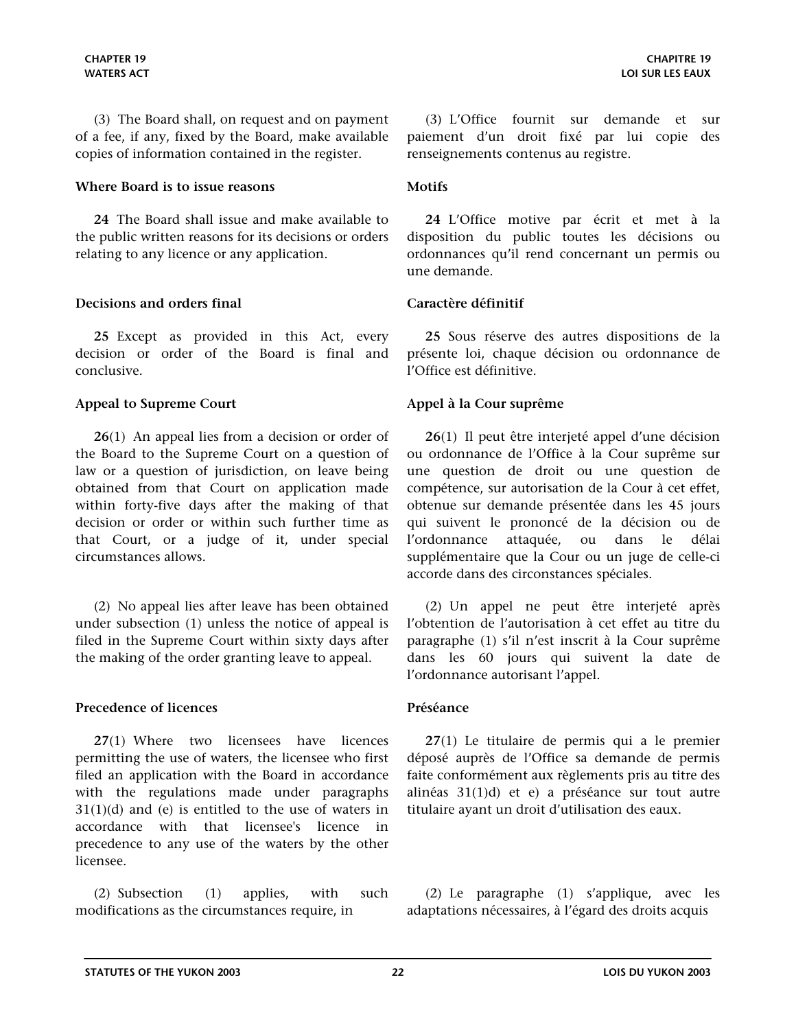(3) The Board shall, on request and on payment of a fee, if any, fixed by the Board, make available copies of information contained in the register.

**Where Board is to issue reasons**

**24** The Board shall issue and make available to the public written reasons for its decisions or orders relating to any licence or any application.

**Decisions and orders final**

**25** Except as provided in this Act, every decision or order of the Board is final and conclusive.

**Appeal to Supreme Court**

**26**(1) An appeal lies from a decision or order of the Board to the Supreme Court on a question of law or a question of jurisdiction, on leave being obtained from that Court on application made within forty-five days after the making of that decision or order or within such further time as that Court, or a judge of it, under special circumstances allows.

(2) No appeal lies after leave has been obtained under subsection (1) unless the notice of appeal is filed in the Supreme Court within sixty days after the making of the order granting leave to appeal.

**Precedence of licences**

**27**(1) Where two licensees have licences permitting the use of waters, the licensee who first filed an application with the Board in accordance with the regulations made under paragraphs 31(1)(d) and (e) is entitled to the use of waters in accordance with that licensee's licence in precedence to any use of the waters by the other licensee.

(2) Subsection (1) applies, with such modifications as the circumstances require, in

(3) L'Office fournit sur demande et sur paiement d'un droit fixé par lui copie des renseignements contenus au registre.

**Motifs**

**24** L'Office motive par écrit et met à la disposition du public toutes les décisions ou ordonnances qu'il rend concernant un permis ou une demande.

**Caractère définitif**

**25** Sous réserve des autres dispositions de la présente loi, chaque décision ou ordonnance de l'Office est définitive.

**Appel à la Cour suprême**

**26**(1) Il peut être interjeté appel d'une décision ou ordonnance de l'Office à la Cour suprême sur une question de droit ou une question de compétence, sur autorisation de la Cour à cet effet, obtenue sur demande présentée dans les 45 jours qui suivent le prononcé de la décision ou de l'ordonnance attaquée, ou dans le délai supplémentaire que la Cour ou un juge de celle-ci accorde dans des circonstances spéciales.

(2) Un appel ne peut être interjeté après l'obtention de l'autorisation à cet effet au titre du paragraphe (1) s'il n'est inscrit à la Cour suprême dans les 60 jours qui suivent la date de l'ordonnance autorisant l'appel.

**Préséance**

**27**(1) Le titulaire de permis qui a le premier déposé auprès de l'Office sa demande de permis faite conformément aux règlements pris au titre des alinéas 31(1)d) et e) a préséance sur tout autre titulaire ayant un droit d'utilisation des eaux.

(2) Le paragraphe (1) s'applique, avec les adaptations nécessaires, à l'égard des droits acquis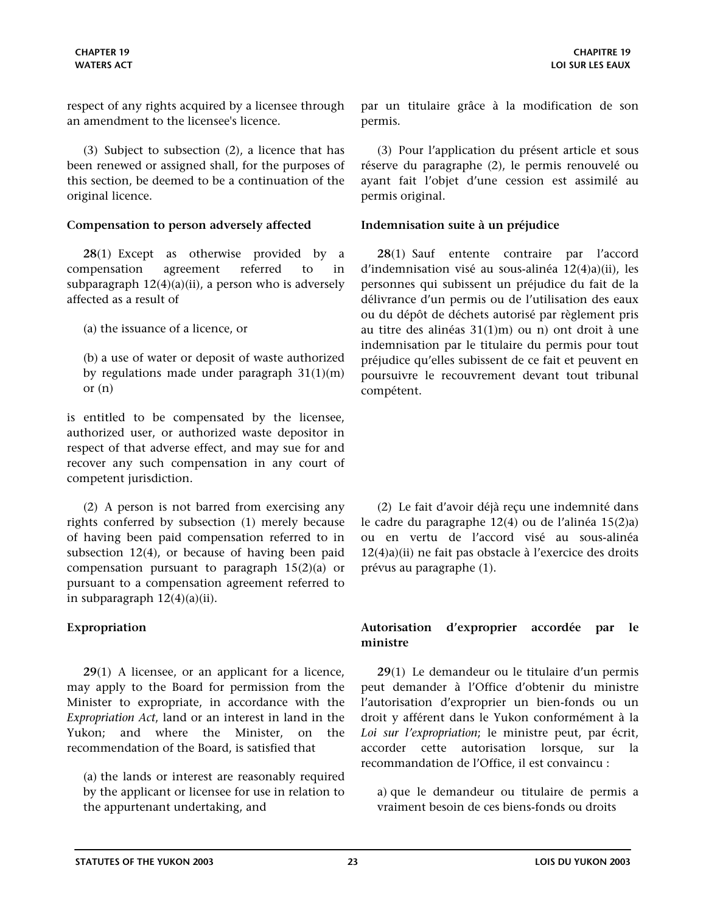respect of any rights acquired by a licensee through an amendment to the licensee's licence.

(3) Subject to subsection (2), a licence that has been renewed or assigned shall, for the purposes of this section, be deemed to be a continuation of the original licence.

**Compensation to person adversely affected**

**28**(1) Except as otherwise provided by a compensation agreement referred to in subparagraph 12(4)(a)(ii), a person who is adversely affected as a result of

(a) the issuance of a licence, or

(b) a use of water or deposit of waste authorized by regulations made under paragraph 31(1)(m) or (n)

is entitled to be compensated by the licensee, authorized user, or authorized waste depositor in respect of that adverse effect, and may sue for and recover any such compensation in any court of competent jurisdiction.

(2) A person is not barred from exercising any rights conferred by subsection (1) merely because of having been paid compensation referred to in subsection 12(4), or because of having been paid compensation pursuant to paragraph 15(2)(a) or pursuant to a compensation agreement referred to in subparagraph 12(4)(a)(ii).

**Expropriation**

**29**(1) A licensee, or an applicant for a licence, may apply to the Board for permission from the Minister to expropriate, in accordance with the *Expropriation Act*, land or an interest in land in the Yukon; and where the Minister, on the recommendation of the Board, is satisfied that

(a) the lands or interest are reasonably required by the applicant or licensee for use in relation to the appurtenant undertaking, and

par un titulaire grâce à la modification de son permis.

(3) Pour l'application du présent article et sous réserve du paragraphe (2), le permis renouvelé ou ayant fait l'objet d'une cession est assimilé au permis original.

**Indemnisation suite à un préjudice**

**28**(1) Sauf entente contraire par l'accord d'indemnisation visé au sous-alinéa 12(4)a)(ii), les personnes qui subissent un préjudice du fait de la délivrance d'un permis ou de l'utilisation des eaux ou du dépôt de déchets autorisé par règlement pris au titre des alinéas 31(1)m) ou n) ont droit à une indemnisation par le titulaire du permis pour tout préjudice qu'elles subissent de ce fait et peuvent en poursuivre le recouvrement devant tout tribunal compétent.

(2) Le fait d'avoir déjà reçu une indemnité dans le cadre du paragraphe 12(4) ou de l'alinéa 15(2)a) ou en vertu de l'accord visé au sous-alinéa 12(4)a)(ii) ne fait pas obstacle à l'exercice des droits prévus au paragraphe (1).

**Autorisation d'exproprier accordée par le ministre**

**29**(1) Le demandeur ou le titulaire d'un permis peut demander à l'Office d'obtenir du ministre l'autorisation d'exproprier un bien-fonds ou un droit y afférent dans le Yukon conformément à la *Loi sur l'expropriation*; le ministre peut, par écrit, accorder cette autorisation lorsque, sur la recommandation de l'Office, il est convaincu :

a) que le demandeur ou titulaire de permis a vraiment besoin de ces biens-fonds ou droits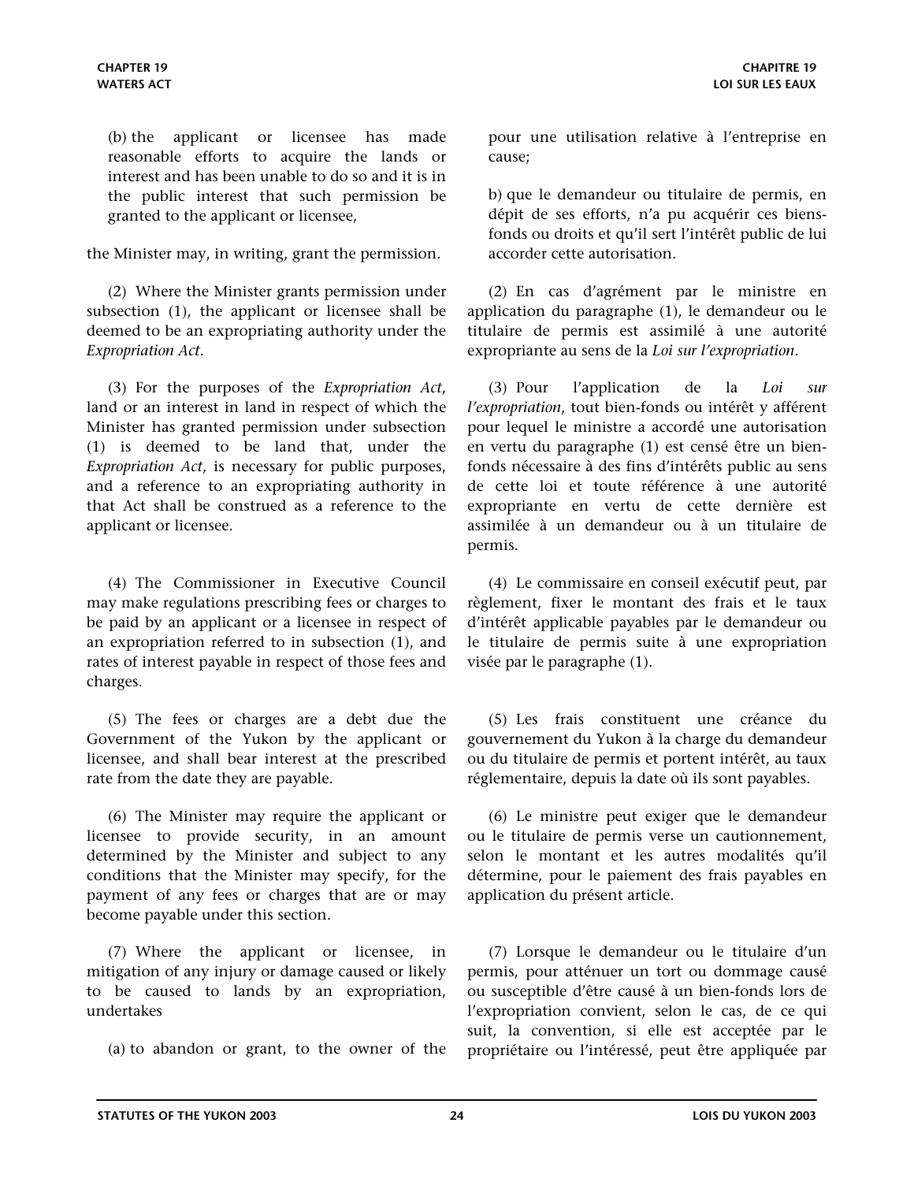(b) the applicant or licensee has made reasonable efforts to acquire the lands or interest and has been unable to do so and it is in the public interest that such permission be granted to the applicant or licensee,

the Minister may, in writing, grant the permission.

(2) Where the Minister grants permission under subsection (1), the applicant or licensee shall be deemed to be an expropriating authority under the *Expropriation Act*.

(3) For the purposes of the *Expropriation Act*, land or an interest in land in respect of which the Minister has granted permission under subsection (1) is deemed to be land that, under the *Expropriation Act*, is necessary for public purposes, and a reference to an expropriating authority in that Act shall be construed as a reference to the applicant or licensee.

(4) The Commissioner in Executive Council may make regulations prescribing fees or charges to be paid by an applicant or a licensee in respect of an expropriation referred to in subsection (1), and rates of interest payable in respect of those fees and charges.

(5) The fees or charges are a debt due the Government of the Yukon by the applicant or licensee, and shall bear interest at the prescribed rate from the date they are payable.

(6) The Minister may require the applicant or licensee to provide security, in an amount determined by the Minister and subject to any conditions that the Minister may specify, for the payment of any fees or charges that are or may become payable under this section.

(7) Where the applicant or licensee, in mitigation of any injury or damage caused or likely to be caused to lands by an expropriation, undertakes

(a) to abandon or grant, to the owner of the

pour une utilisation relative à l'entreprise en cause;

b) que le demandeur ou titulaire de permis, en dépit de ses efforts, n'a pu acquérir ces biens-fonds ou droits et qu'il sert l'intérêt public de lui accorder cette autorisation.

(2) En cas d'agrément par le ministre en application du paragraphe (1), le demandeur ou le titulaire de permis est assimilé à une autorité expropriante au sens de la *Loi sur l'expropriation*.

(3) Pour l'application de la *Loi sur l'expropriation*, tout bien-fonds ou intérêt y afférent pour lequel le ministre a accordé une autorisation en vertu du paragraphe (1) est censé être un bien-fonds nécessaire à des fins d'intérêts public au sens de cette loi et toute référence à une autorité expropriante en vertu de cette dernière est assimilée à un demandeur ou à un titulaire de permis.

(4) Le commissaire en conseil exécutif peut, par règlement, fixer le montant des frais et le taux d'intérêt applicable payables par le demandeur ou le titulaire de permis suite à une expropriation visée par le paragraphe (1).

(5) Les frais constituent une créance du gouvernement du Yukon à la charge du demandeur ou du titulaire de permis et portent intérêt, au taux réglementaire, depuis la date où ils sont payables.

(6) Le ministre peut exiger que le demandeur ou le titulaire de permis verse un cautionnement, selon le montant et les autres modalités qu'il détermine, pour le paiement des frais payables en application du présent article.

(7) Lorsque le demandeur ou le titulaire d'un permis, pour atténuer un tort ou dommage causé ou susceptible d'être causé à un bien-fonds lors de l'expropriation convient, selon le cas, de ce qui suit, la convention, si elle est acceptée par le propriétaire ou l'intéressé, peut être appliquée par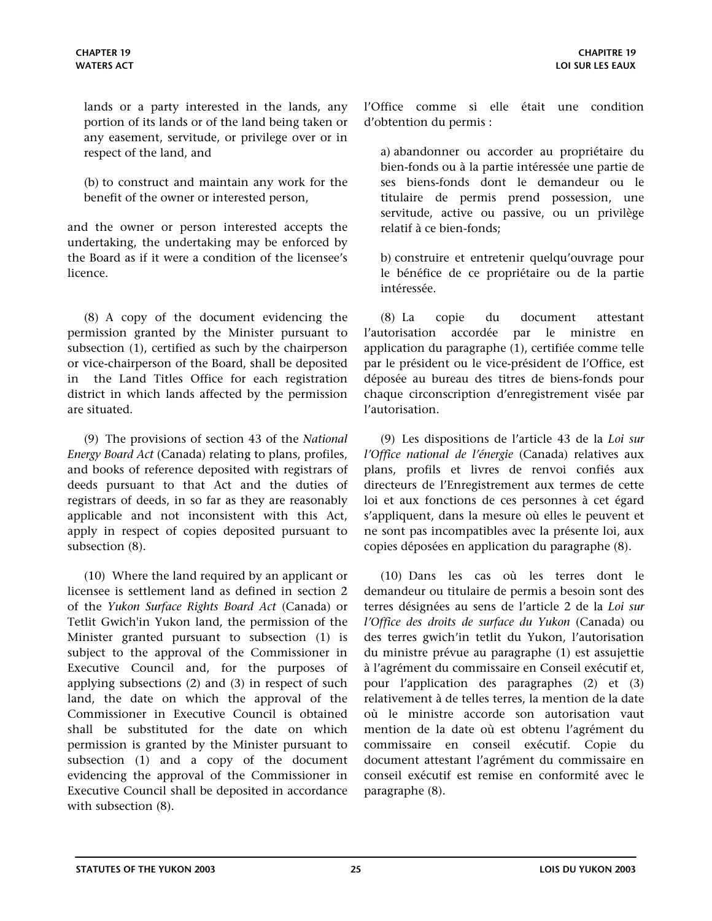lands or a party interested in the lands, any portion of its lands or of the land being taken or any easement, servitude, or privilege over or in respect of the land, and

(b) to construct and maintain any work for the benefit of the owner or interested person,

and the owner or person interested accepts the undertaking, the undertaking may be enforced by the Board as if it were a condition of the licensee's licence.

(8) A copy of the document evidencing the permission granted by the Minister pursuant to subsection (1), certified as such by the chairperson or vice-chairperson of the Board, shall be deposited in the Land Titles Office for each registration district in which lands affected by the permission are situated.

(9) The provisions of section 43 of the *National Energy Board Act* (Canada) relating to plans, profiles, and books of reference deposited with registrars of deeds pursuant to that Act and the duties of registrars of deeds, in so far as they are reasonably applicable and not inconsistent with this Act, apply in respect of copies deposited pursuant to subsection (8).

(10) Where the land required by an applicant or licensee is settlement land as defined in section 2 of the *Yukon Surface Rights Board Act* (Canada) or Tetlit Gwich'in Yukon land, the permission of the Minister granted pursuant to subsection (1) is subject to the approval of the Commissioner in Executive Council and, for the purposes of applying subsections (2) and (3) in respect of such land, the date on which the approval of the Commissioner in Executive Council is obtained shall be substituted for the date on which permission is granted by the Minister pursuant to subsection (1) and a copy of the document evidencing the approval of the Commissioner in Executive Council shall be deposited in accordance with subsection (8).

l'Office comme si elle était une condition d'obtention du permis :

a) abandonner ou accorder au propriétaire du bien-fonds ou à la partie intéressée une partie de ses biens-fonds dont le demandeur ou le titulaire de permis prend possession, une servitude, active ou passive, ou un privilège relatif à ce bien-fonds;

b) construire et entretenir quelqu'ouvrage pour le bénéfice de ce propriétaire ou de la partie intéressée.

(8) La copie du document attestant l'autorisation accordée par le ministre en application du paragraphe (1), certifiée comme telle par le président ou le vice-président de l'Office, est déposée au bureau des titres de biens-fonds pour chaque circonscription d'enregistrement visée par l'autorisation.

(9) Les dispositions de l'article 43 de la *Loi sur l'Office national de l'énergie* (Canada) relatives aux plans, profils et livres de renvoi confiés aux directeurs de l'Enregistrement aux termes de cette loi et aux fonctions de ces personnes à cet égard s'appliquent, dans la mesure où elles le peuvent et ne sont pas incompatibles avec la présente loi, aux copies déposées en application du paragraphe (8).

(10) Dans les cas où les terres dont le demandeur ou titulaire de permis a besoin sont des terres désignées au sens de l'article 2 de la *Loi sur l'Office des droits de surface du Yukon* (Canada) ou des terres gwich'in tetlit du Yukon, l'autorisation du ministre prévue au paragraphe (1) est assujettie à l'agrément du commissaire en Conseil exécutif et, pour l'application des paragraphes (2) et (3) relativement à de telles terres, la mention de la date où le ministre accorde son autorisation vaut mention de la date où est obtenu l'agrément du commissaire en conseil exécutif. Copie du document attestant l'agrément du commissaire en conseil exécutif est remise en conformité avec le paragraphe (8).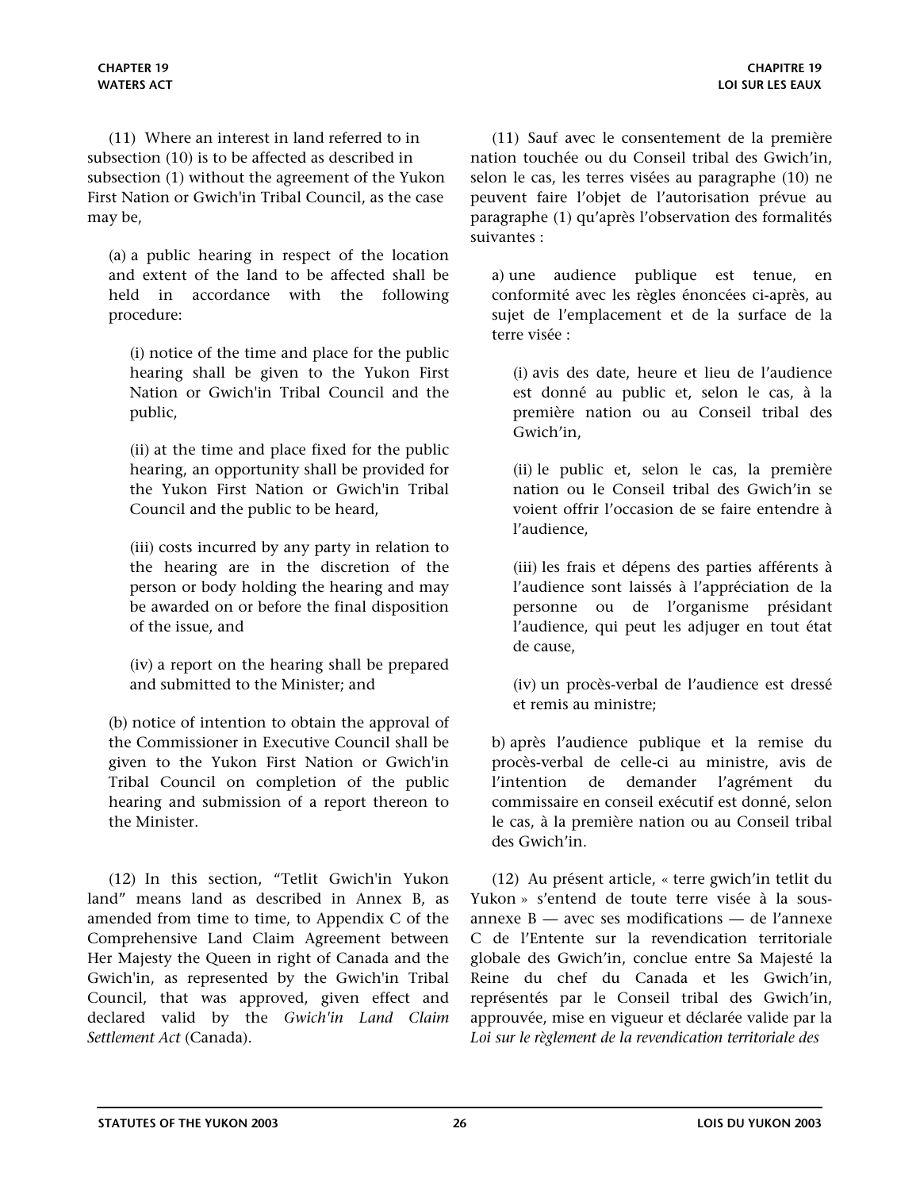(11) Where an interest in land referred to in subsection (10) is to be affected as described in subsection (1) without the agreement of the Yukon First Nation or Gwich'in Tribal Council, as the case may be,

(a) a public hearing in respect of the location and extent of the land to be affected shall be held in accordance with the following procedure:

(i) notice of the time and place for the public hearing shall be given to the Yukon First Nation or Gwich'in Tribal Council and the public,

(ii) at the time and place fixed for the public hearing, an opportunity shall be provided for the Yukon First Nation or Gwich'in Tribal Council and the public to be heard,

(iii) costs incurred by any party in relation to the hearing are in the discretion of the person or body holding the hearing and may be awarded on or before the final disposition of the issue, and

(iv) a report on the hearing shall be prepared and submitted to the Minister; and

(b) notice of intention to obtain the approval of the Commissioner in Executive Council shall be given to the Yukon First Nation or Gwich'in Tribal Council on completion of the public hearing and submission of a report thereon to the Minister.

(12) In this section, "Tetlit Gwich'in Yukon land" means land as described in Annex B, as amended from time to time, to Appendix C of the Comprehensive Land Claim Agreement between Her Majesty the Queen in right of Canada and the Gwich'in, as represented by the Gwich'in Tribal Council, that was approved, given effect and declared valid by the *Gwich'in Land Claim Settlement Act* (Canada).

(11) Sauf avec le consentement de la première nation touchée ou du Conseil tribal des Gwich'in, selon le cas, les terres visées au paragraphe (10) ne peuvent faire l'objet de l'autorisation prévue au paragraphe (1) qu'après l'observation des formalités suivantes :

a) une audience publique est tenue, en conformité avec les règles énoncées ci-après, au sujet de l'emplacement et de la surface de la terre visée :

(i) avis des date, heure et lieu de l'audience est donné au public et, selon le cas, à la première nation ou au Conseil tribal des Gwich'in,

(ii) le public et, selon le cas, la première nation ou le Conseil tribal des Gwich'in se voient offrir l'occasion de se faire entendre à l'audience,

(iii) les frais et dépens des parties afférents à l'audience sont laissés à l'appréciation de la personne ou de l'organisme présidant l'audience, qui peut les adjuger en tout état de cause,

(iv) un procès-verbal de l'audience est dressé et remis au ministre;

b) après l'audience publique et la remise du procès-verbal de celle-ci au ministre, avis de l'intention de demander l'agrément du commissaire en conseil exécutif est donné, selon le cas, à la première nation ou au Conseil tribal des Gwich'in.

(12) Au présent article, « terre gwich'in tetlit du Yukon » s'entend de toute terre visée à la sous-annexe B — avec ses modifications — de l'annexe C de l'Entente sur la revendication territoriale globale des Gwich'in, conclue entre Sa Majesté la Reine du chef du Canada et les Gwich'in, représentés par le Conseil tribal des Gwich'in, approuvée, mise en vigueur et déclarée valide par la *Loi sur le règlement de la revendication territoriale des*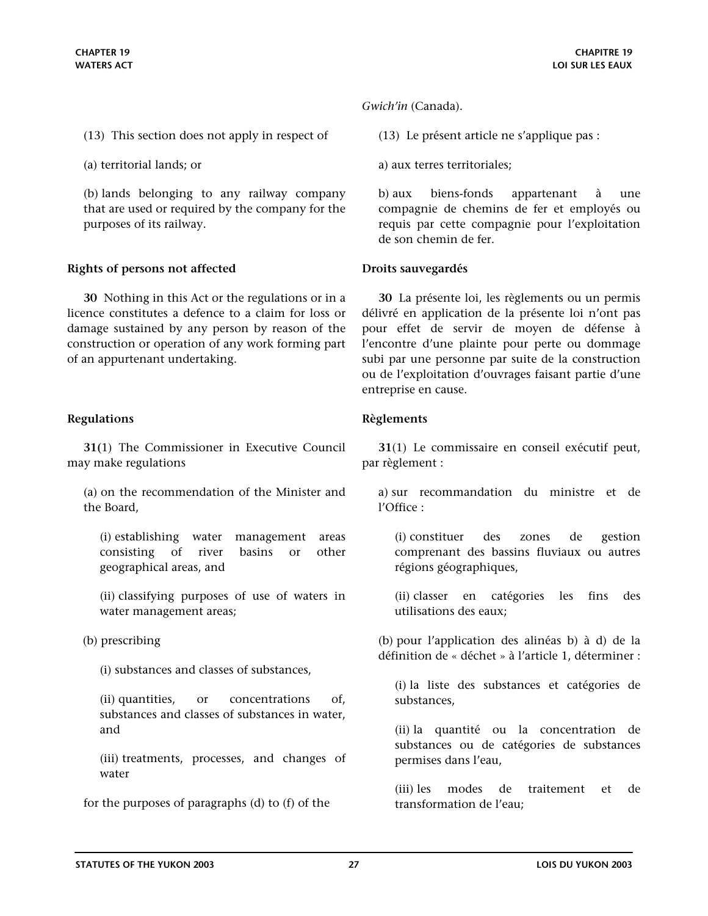*Gwich'in* (Canada).

(13) This section does not apply in respect of

(a) territorial lands; or

(b) lands belonging to any railway company that are used or required by the company for the purposes of its railway.

(13) Le présent article ne s'applique pas :

a) aux terres territoriales;

b) aux biens-fonds appartenant à une compagnie de chemins de fer et employés ou requis par cette compagnie pour l'exploitation de son chemin de fer.

**Rights of persons not affected**

**30** Nothing in this Act or the regulations or in a licence constitutes a defence to a claim for loss or damage sustained by any person by reason of the construction or operation of any work forming part of an appurtenant undertaking.

**Droits sauvegardés**

**30** La présente loi, les règlements ou un permis délivré en application de la présente loi n'ont pas pour effet de servir de moyen de défense à l'encontre d'une plainte pour perte ou dommage subi par une personne par suite de la construction ou de l'exploitation d'ouvrages faisant partie d'une entreprise en cause.

**Regulations**

**31**(1) The Commissioner in Executive Council may make regulations

(a) on the recommendation of the Minister and the Board,

(i) establishing water management areas consisting of river basins or other geographical areas, and

(ii) classifying purposes of use of waters in water management areas;

(b) prescribing

(i) substances and classes of substances,

(ii) quantities, or concentrations of, substances and classes of substances in water, and

(iii) treatments, processes, and changes of water

for the purposes of paragraphs (d) to (f) of the

**Règlements**

**31**(1) Le commissaire en conseil exécutif peut, par règlement :

a) sur recommandation du ministre et de l'Office :

(i) constituer des zones de gestion comprenant des bassins fluviaux ou autres régions géographiques,

(ii) classer en catégories les fins des utilisations des eaux;

(b) pour l'application des alinéas b) à d) de la définition de « déchet » à l'article 1, déterminer :

(i) la liste des substances et catégories de substances,

(ii) la quantité ou la concentration de substances ou de catégories de substances permises dans l'eau,

(iii) les modes de traitement et de transformation de l'eau;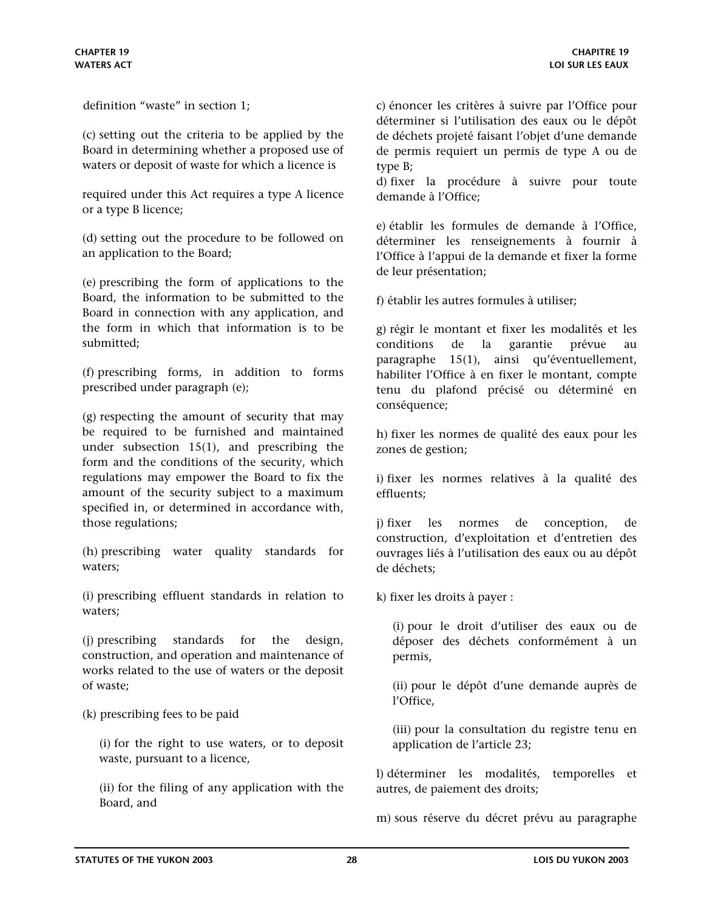definition "waste" in section 1;

(c) setting out the criteria to be applied by the Board in determining whether a proposed use of waters or deposit of waste for which a licence is required under this Act requires a type A licence or a type B licence;

(d) setting out the procedure to be followed on an application to the Board;

(e) prescribing the form of applications to the Board, the information to be submitted to the Board in connection with any application, and the form in which that information is to be submitted;

(f) prescribing forms, in addition to forms prescribed under paragraph (e);

(g) respecting the amount of security that may be required to be furnished and maintained under subsection 15(1), and prescribing the form and the conditions of the security, which regulations may empower the Board to fix the amount of the security subject to a maximum specified in, or determined in accordance with, those regulations;

(h) prescribing water quality standards for waters;

(i) prescribing effluent standards in relation to waters;

(j) prescribing standards for the design, construction, and operation and maintenance of works related to the use of waters or the deposit of waste;

(k) prescribing fees to be paid

(i) for the right to use waters, or to deposit waste, pursuant to a licence,

(ii) for the filing of any application with the Board, and

c) énoncer les critères à suivre par l'Office pour déterminer si l'utilisation des eaux ou le dépôt de déchets projeté faisant l'objet d'une demande de permis requiert un permis de type A ou de type B;

d) fixer la procédure à suivre pour toute demande à l'Office;

e) établir les formules de demande à l'Office, déterminer les renseignements à fournir à l'Office à l'appui de la demande et fixer la forme de leur présentation;

f) établir les autres formules à utiliser;

g) régir le montant et fixer les modalités et les conditions de la garantie prévue au paragraphe 15(1), ainsi qu'éventuellement, habiliter l'Office à en fixer le montant, compte tenu du plafond précisé ou déterminé en conséquence;

h) fixer les normes de qualité des eaux pour les zones de gestion;

i) fixer les normes relatives à la qualité des effluents;

j) fixer les normes de conception, de construction, d'exploitation et d'entretien des ouvrages liés à l'utilisation des eaux ou au dépôt de déchets;

k) fixer les droits à payer :

(i) pour le droit d'utiliser des eaux ou de déposer des déchets conformément à un permis,

(ii) pour le dépôt d'une demande auprès de l'Office,

(iii) pour la consultation du registre tenu en application de l'article 23;

l) déterminer les modalités, temporelles et autres, de paiement des droits;

m) sous réserve du décret prévu au paragraphe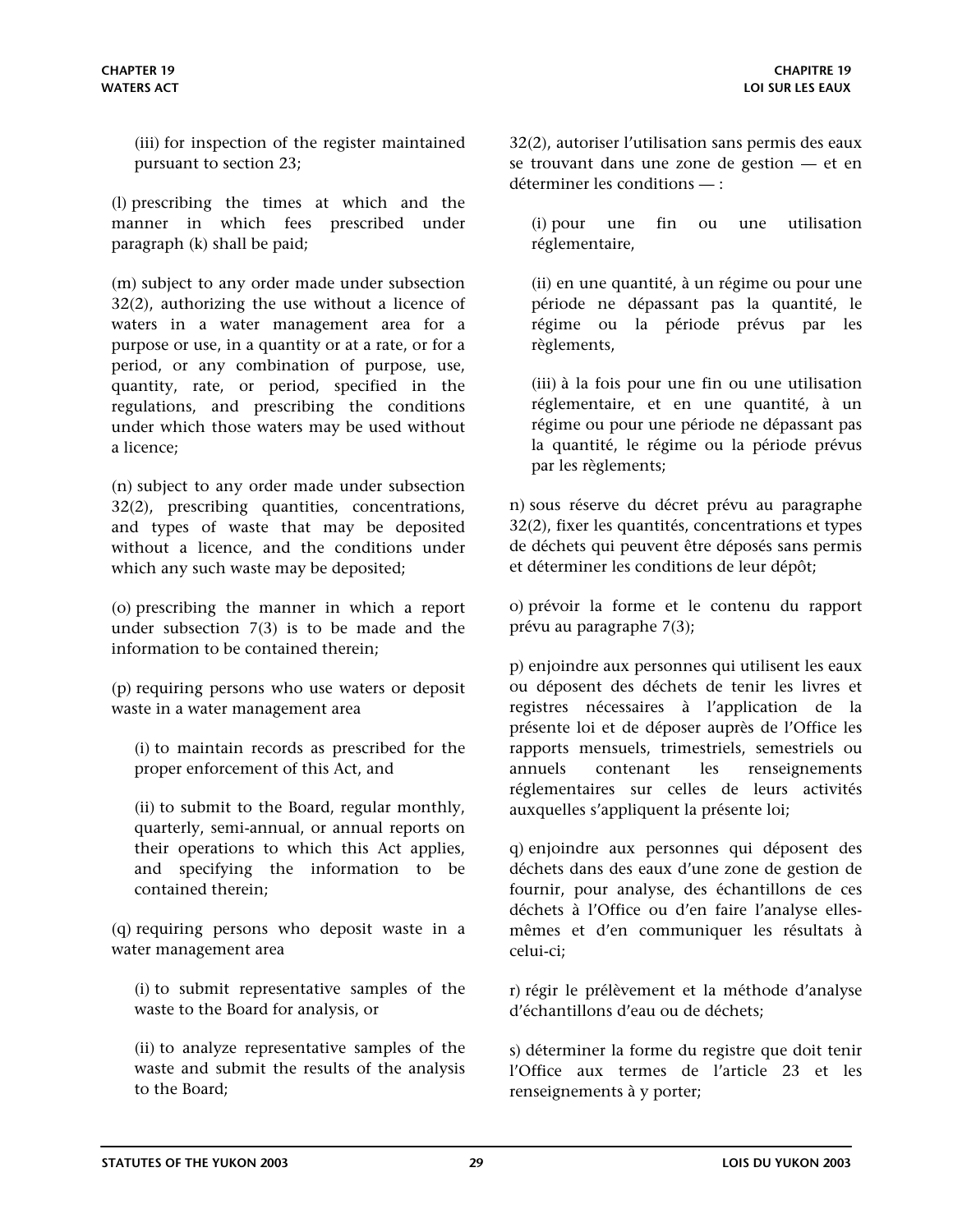(iii) for inspection of the register maintained pursuant to section 23;

(l) prescribing the times at which and the manner in which fees prescribed under paragraph (k) shall be paid;

(m) subject to any order made under subsection 32(2), authorizing the use without a licence of waters in a water management area for a purpose or use, in a quantity or at a rate, or for a period, or any combination of purpose, use, quantity, rate, or period, specified in the regulations, and prescribing the conditions under which those waters may be used without a licence;

(n) subject to any order made under subsection 32(2), prescribing quantities, concentrations, and types of waste that may be deposited without a licence, and the conditions under which any such waste may be deposited;

(o) prescribing the manner in which a report under subsection 7(3) is to be made and the information to be contained therein;

(p) requiring persons who use waters or deposit waste in a water management area

(i) to maintain records as prescribed for the proper enforcement of this Act, and

(ii) to submit to the Board, regular monthly, quarterly, semi-annual, or annual reports on their operations to which this Act applies, and specifying the information to be contained therein;

(q) requiring persons who deposit waste in a water management area

(i) to submit representative samples of the waste to the Board for analysis, or

(ii) to analyze representative samples of the waste and submit the results of the analysis to the Board;

32(2), autoriser l'utilisation sans permis des eaux se trouvant dans une zone de gestion — et en déterminer les conditions — :

(i) pour une fin ou une utilisation réglementaire,

(ii) en une quantité, à un régime ou pour une période ne dépassant pas la quantité, le régime ou la période prévus par les règlements,

(iii) à la fois pour une fin ou une utilisation réglementaire, et en une quantité, à un régime ou pour une période ne dépassant pas la quantité, le régime ou la période prévus par les règlements;

n) sous réserve du décret prévu au paragraphe 32(2), fixer les quantités, concentrations et types de déchets qui peuvent être déposés sans permis et déterminer les conditions de leur dépôt;

o) prévoir la forme et le contenu du rapport prévu au paragraphe 7(3);

p) enjoindre aux personnes qui utilisent les eaux ou déposent des déchets de tenir les livres et registres nécessaires à l'application de la présente loi et de déposer auprès de l'Office les rapports mensuels, trimestriels, semestriels ou annuels contenant les renseignements réglementaires sur celles de leurs activités auxquelles s'appliquent la présente loi;

q) enjoindre aux personnes qui déposent des déchets dans des eaux d'une zone de gestion de fournir, pour analyse, des échantillons de ces déchets à l'Office ou d'en faire l'analyse elles-mêmes et d'en communiquer les résultats à celui-ci;

r) régir le prélèvement et la méthode d'analyse d'échantillons d'eau ou de déchets;

s) déterminer la forme du registre que doit tenir l'Office aux termes de l'article 23 et les renseignements à y porter;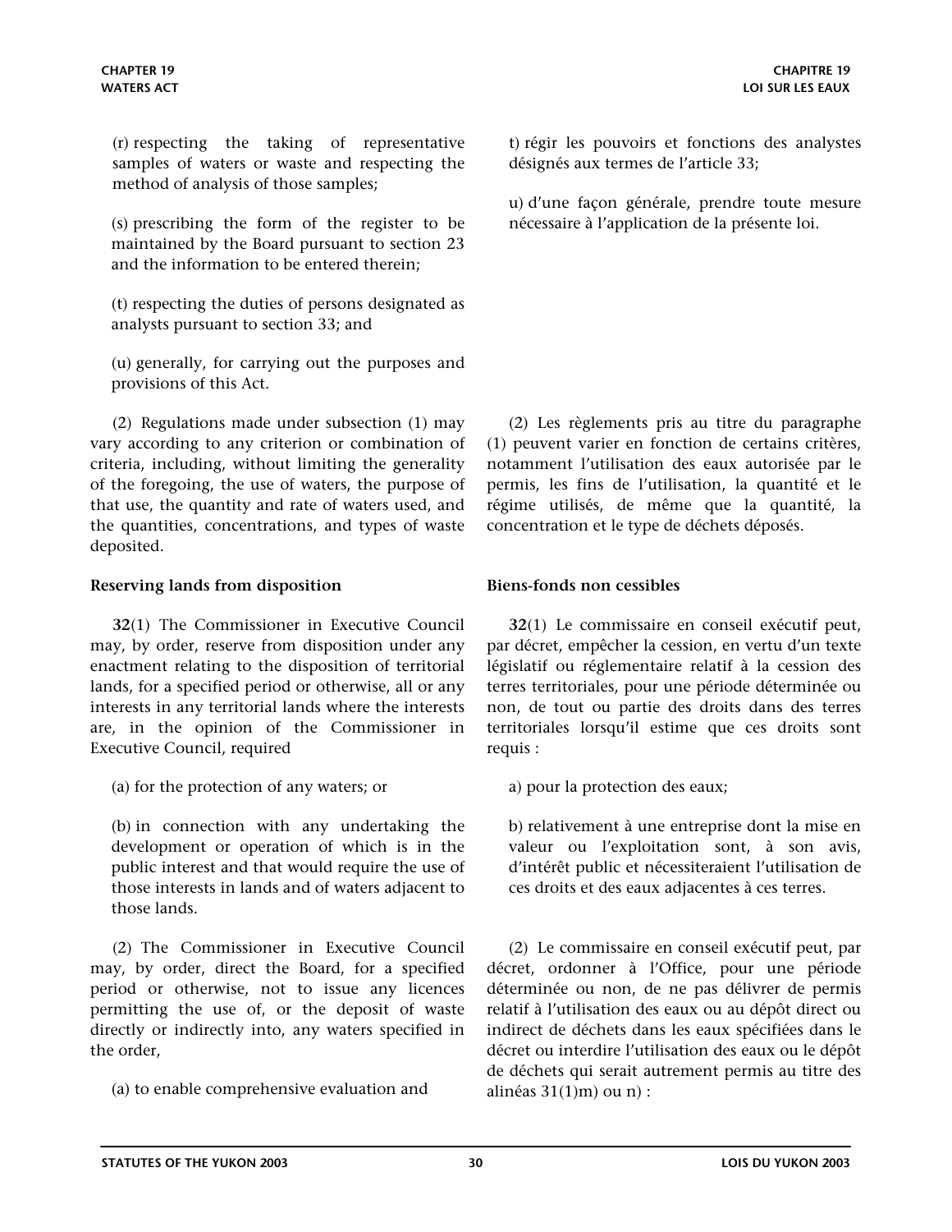(r) respecting the taking of representative samples of waters or waste and respecting the method of analysis of those samples;

(s) prescribing the form of the register to be maintained by the Board pursuant to section 23 and the information to be entered therein;

(t) respecting the duties of persons designated as analysts pursuant to section 33; and

(u) generally, for carrying out the purposes and provisions of this Act.

t) régir les pouvoirs et fonctions des analystes désignés aux termes de l'article 33;

u) d'une façon générale, prendre toute mesure nécessaire à l'application de la présente loi.

(2) Regulations made under subsection (1) may vary according to any criterion or combination of criteria, including, without limiting the generality of the foregoing, the use of waters, the purpose of that use, the quantity and rate of waters used, and the quantities, concentrations, and types of waste deposited.

(2) Les règlements pris au titre du paragraphe (1) peuvent varier en fonction de certains critères, notamment l'utilisation des eaux autorisée par le permis, les fins de l'utilisation, la quantité et le régime utilisés, de même que la quantité, la concentration et le type de déchets déposés.

**Reserving lands from disposition**

**32**(1) The Commissioner in Executive Council may, by order, reserve from disposition under any enactment relating to the disposition of territorial lands, for a specified period or otherwise, all or any interests in any territorial lands where the interests are, in the opinion of the Commissioner in Executive Council, required

(a) for the protection of any waters; or

(b) in connection with any undertaking the development or operation of which is in the public interest and that would require the use of those interests in lands and of waters adjacent to those lands.

**Biens-fonds non cessibles**

**32**(1) Le commissaire en conseil exécutif peut, par décret, empêcher la cession, en vertu d'un texte législatif ou réglementaire relatif à la cession des terres territoriales, pour une période déterminée ou non, de tout ou partie des droits dans des terres territoriales lorsqu'il estime que ces droits sont requis :

a) pour la protection des eaux;

b) relativement à une entreprise dont la mise en valeur ou l'exploitation sont, à son avis, d'intérêt public et nécessiteraient l'utilisation de ces droits et des eaux adjacentes à ces terres.

(2) The Commissioner in Executive Council may, by order, direct the Board, for a specified period or otherwise, not to issue any licences permitting the use of, or the deposit of waste directly or indirectly into, any waters specified in the order,

(a) to enable comprehensive evaluation and

(2) Le commissaire en conseil exécutif peut, par décret, ordonner à l'Office, pour une période déterminée ou non, de ne pas délivrer de permis relatif à l'utilisation des eaux ou au dépôt direct ou indirect de déchets dans les eaux spécifiées dans le décret ou interdire l'utilisation des eaux ou le dépôt de déchets qui serait autrement permis au titre des alinéas 31(1)m) ou n) :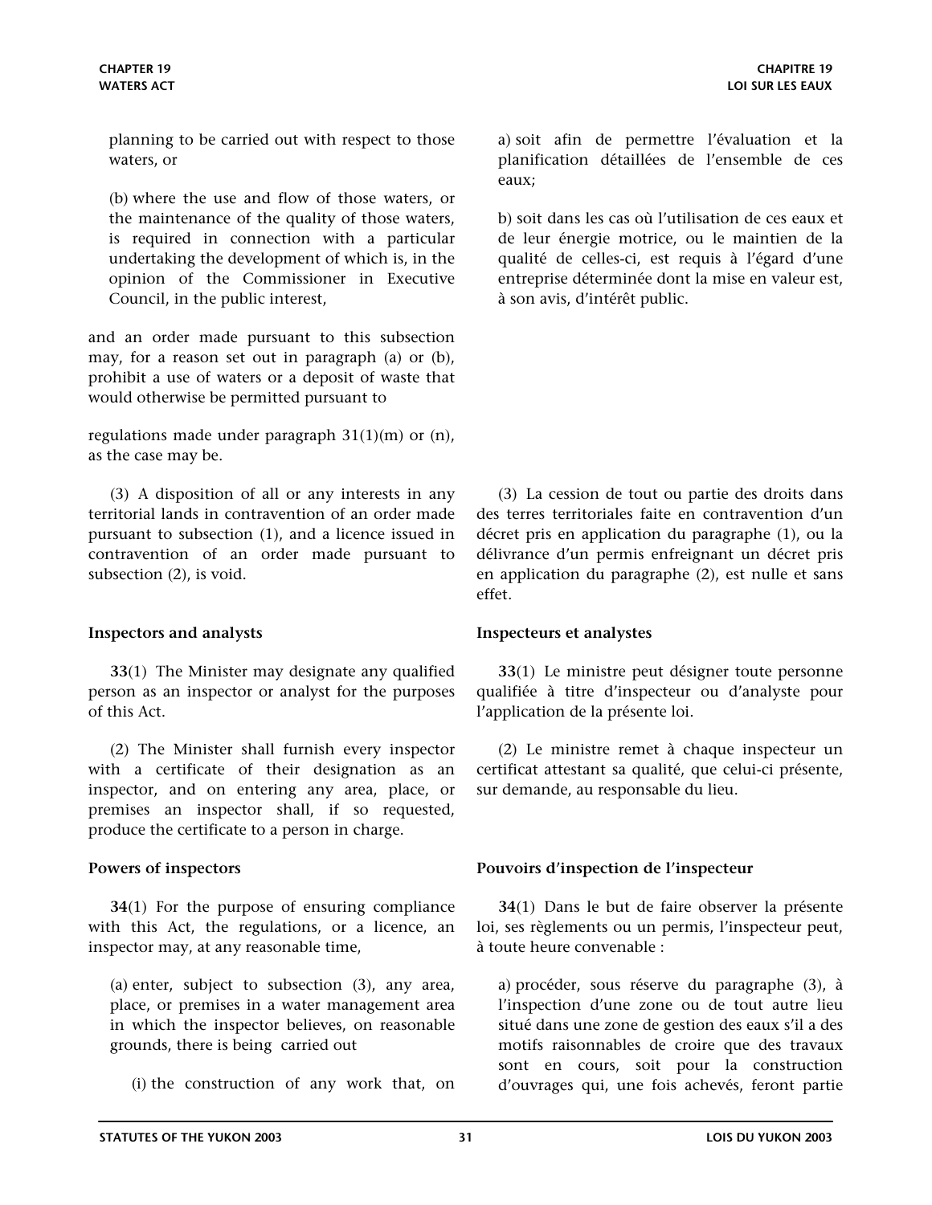planning to be carried out with respect to those waters, or

(b) where the use and flow of those waters, or the maintenance of the quality of those waters, is required in connection with a particular undertaking the development of which is, in the opinion of the Commissioner in Executive Council, in the public interest,

and an order made pursuant to this subsection may, for a reason set out in paragraph (a) or (b), prohibit a use of waters or a deposit of waste that would otherwise be permitted pursuant to regulations made under paragraph 31(1)(m) or (n), as the case may be.

(3) A disposition of all or any interests in any territorial lands in contravention of an order made pursuant to subsection (1), and a licence issued in contravention of an order made pursuant to subsection (2), is void.

**Inspectors and analysts**

**33**(1) The Minister may designate any qualified person as an inspector or analyst for the purposes of this Act.

(2) The Minister shall furnish every inspector with a certificate of their designation as an inspector, and on entering any area, place, or premises an inspector shall, if so requested, produce the certificate to a person in charge.

**Powers of inspectors**

**34**(1) For the purpose of ensuring compliance with this Act, the regulations, or a licence, an inspector may, at any reasonable time,

(a) enter, subject to subsection (3), any area, place, or premises in a water management area in which the inspector believes, on reasonable grounds, there is being carried out

(i) the construction of any work that, on

a) soit afin de permettre l'évaluation et la planification détaillées de l'ensemble de ces eaux;

b) soit dans les cas où l'utilisation de ces eaux et de leur énergie motrice, ou le maintien de la qualité de celles-ci, est requis à l'égard d'une entreprise déterminée dont la mise en valeur est, à son avis, d'intérêt public.

(3) La cession de tout ou partie des droits dans des terres territoriales faite en contravention d'un décret pris en application du paragraphe (1), ou la délivrance d'un permis enfreignant un décret pris en application du paragraphe (2), est nulle et sans effet.

**Inspecteurs et analystes**

**33**(1) Le ministre peut désigner toute personne qualifiée à titre d'inspecteur ou d'analyste pour l'application de la présente loi.

(2) Le ministre remet à chaque inspecteur un certificat attestant sa qualité, que celui-ci présente, sur demande, au responsable du lieu.

**Pouvoirs d'inspection de l'inspecteur**

**34**(1) Dans le but de faire observer la présente loi, ses règlements ou un permis, l'inspecteur peut, à toute heure convenable :

a) procéder, sous réserve du paragraphe (3), à l'inspection d'une zone ou de tout autre lieu situé dans une zone de gestion des eaux s'il a des motifs raisonnables de croire que des travaux sont en cours, soit pour la construction d'ouvrages qui, une fois achevés, feront partie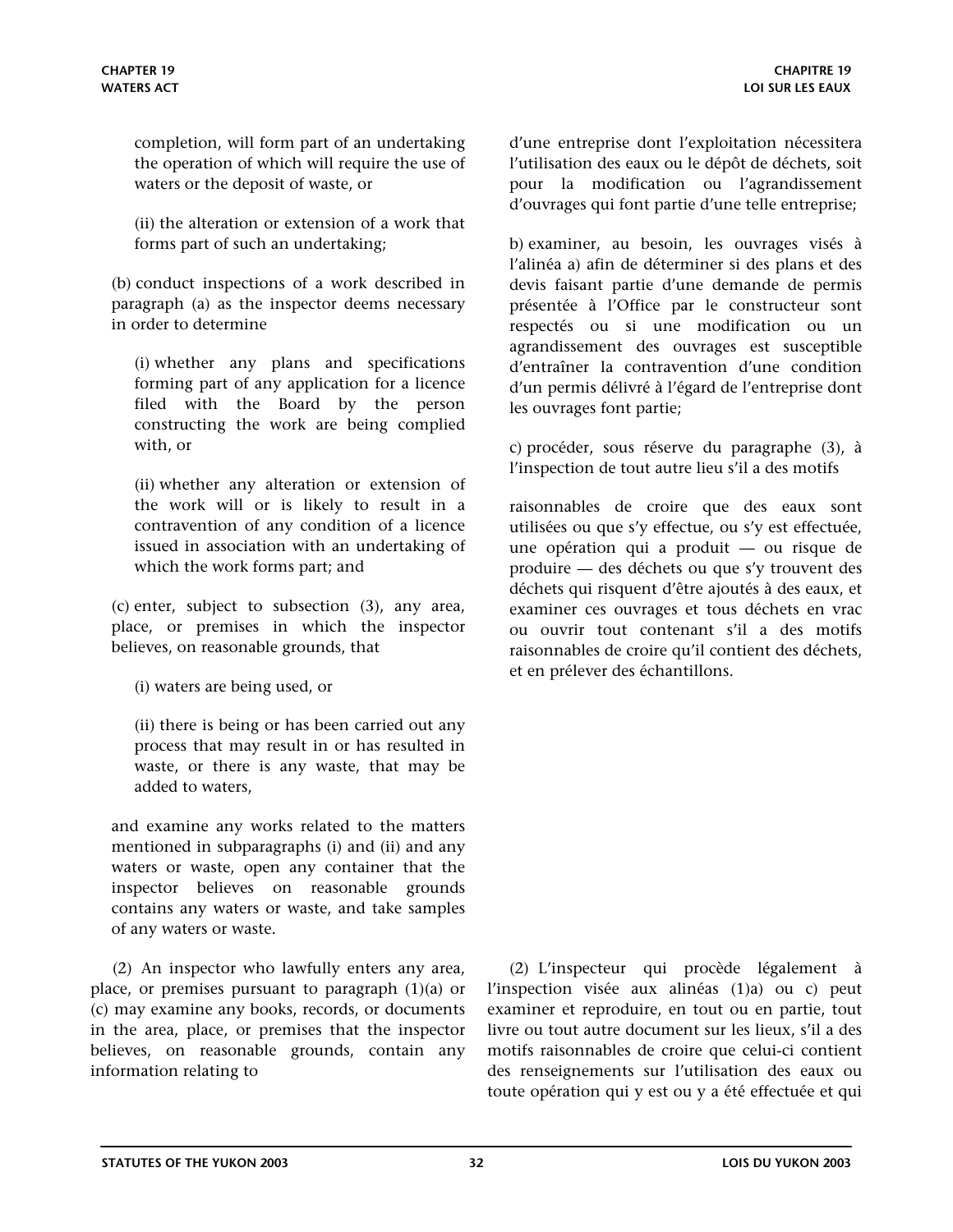completion, will form part of an undertaking the operation of which will require the use of waters or the deposit of waste, or

(ii) the alteration or extension of a work that forms part of such an undertaking;

(b) conduct inspections of a work described in paragraph (a) as the inspector deems necessary in order to determine

(i) whether any plans and specifications forming part of any application for a licence filed with the Board by the person constructing the work are being complied with, or

(ii) whether any alteration or extension of the work will or is likely to result in a contravention of any condition of a licence issued in association with an undertaking of which the work forms part; and

(c) enter, subject to subsection (3), any area, place, or premises in which the inspector believes, on reasonable grounds, that

(i) waters are being used, or

(ii) there is being or has been carried out any process that may result in or has resulted in waste, or there is any waste, that may be added to waters,

and examine any works related to the matters mentioned in subparagraphs (i) and (ii) and any waters or waste, open any container that the inspector believes on reasonable grounds contains any waters or waste, and take samples of any waters or waste.

(2) An inspector who lawfully enters any area, place, or premises pursuant to paragraph (1)(a) or (c) may examine any books, records, or documents in the area, place, or premises that the inspector believes, on reasonable grounds, contain any information relating to

d'une entreprise dont l'exploitation nécessitera l'utilisation des eaux ou le dépôt de déchets, soit pour la modification ou l'agrandissement d'ouvrages qui font partie d'une telle entreprise;

b) examiner, au besoin, les ouvrages visés à l'alinéa a) afin de déterminer si des plans et des devis faisant partie d'une demande de permis présentée à l'Office par le constructeur sont respectés ou si une modification ou un agrandissement des ouvrages est susceptible d'entraîner la contravention d'une condition d'un permis délivré à l'égard de l'entreprise dont les ouvrages font partie;

c) procéder, sous réserve du paragraphe (3), à l'inspection de tout autre lieu s'il a des motifs raisonnables de croire que des eaux sont utilisées ou que s'y effectue, ou s'y est effectuée, une opération qui a produit — ou risque de produire — des déchets ou que s'y trouvent des déchets qui risquent d'être ajoutés à des eaux, et examiner ces ouvrages et tous déchets en vrac ou ouvrir tout contenant s'il a des motifs raisonnables de croire qu'il contient des déchets, et en prélever des échantillons.

(2) L'inspecteur qui procède légalement à l'inspection visée aux alinéas (1)a) ou c) peut examiner et reproduire, en tout ou en partie, tout livre ou tout autre document sur les lieux, s'il a des motifs raisonnables de croire que celui-ci contient des renseignements sur l'utilisation des eaux ou toute opération qui y est ou y a été effectuée et qui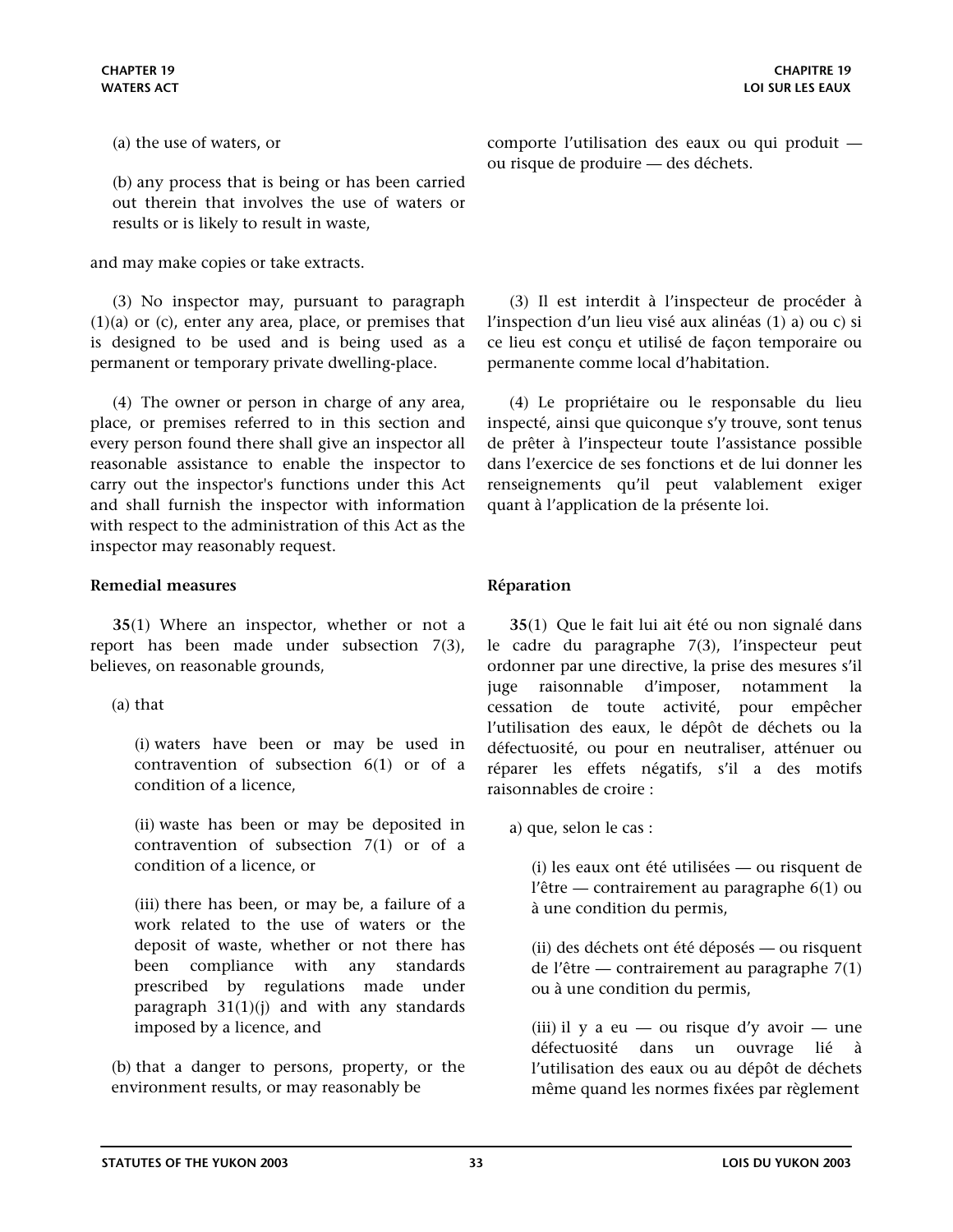(a) the use of waters, or

(b) any process that is being or has been carried out therein that involves the use of waters or results or is likely to result in waste,

and may make copies or take extracts.

(3) No inspector may, pursuant to paragraph (1)(a) or (c), enter any area, place, or premises that is designed to be used and is being used as a permanent or temporary private dwelling-place.

(4) The owner or person in charge of any area, place, or premises referred to in this section and every person found there shall give an inspector all reasonable assistance to enable the inspector to carry out the inspector's functions under this Act and shall furnish the inspector with information with respect to the administration of this Act as the inspector may reasonably request.

**Remedial measures**

**35**(1) Where an inspector, whether or not a report has been made under subsection 7(3), believes, on reasonable grounds,

(a) that

(i) waters have been or may be used in contravention of subsection 6(1) or of a condition of a licence,

(ii) waste has been or may be deposited in contravention of subsection 7(1) or of a condition of a licence, or

(iii) there has been, or may be, a failure of a work related to the use of waters or the deposit of waste, whether or not there has been compliance with any standards prescribed by regulations made under paragraph 31(1)(j) and with any standards imposed by a licence, and

(b) that a danger to persons, property, or the environment results, or may reasonably be

comporte l'utilisation des eaux ou qui produit — ou risque de produire — des déchets.

(3) Il est interdit à l'inspecteur de procéder à l'inspection d'un lieu visé aux alinéas (1) a) ou c) si ce lieu est conçu et utilisé de façon temporaire ou permanente comme local d'habitation.

(4) Le propriétaire ou le responsable du lieu inspecté, ainsi que quiconque s'y trouve, sont tenus de prêter à l'inspecteur toute l'assistance possible dans l'exercice de ses fonctions et de lui donner les renseignements qu'il peut valablement exiger quant à l'application de la présente loi.

**Réparation**

**35**(1) Que le fait lui ait été ou non signalé dans le cadre du paragraphe 7(3), l'inspecteur peut ordonner par une directive, la prise des mesures s'il juge raisonnable d'imposer, notamment la cessation de toute activité, pour empêcher l'utilisation des eaux, le dépôt de déchets ou la défectuosité, ou pour en neutraliser, atténuer ou réparer les effets négatifs, s'il a des motifs raisonnables de croire :

a) que, selon le cas :

(i) les eaux ont été utilisées — ou risquent de l'être — contrairement au paragraphe 6(1) ou à une condition du permis,

(ii) des déchets ont été déposés — ou risquent de l'être — contrairement au paragraphe 7(1) ou à une condition du permis,

(iii) il y a eu — ou risque d'y avoir — une défectuosité dans un ouvrage lié à l'utilisation des eaux ou au dépôt de déchets même quand les normes fixées par règlement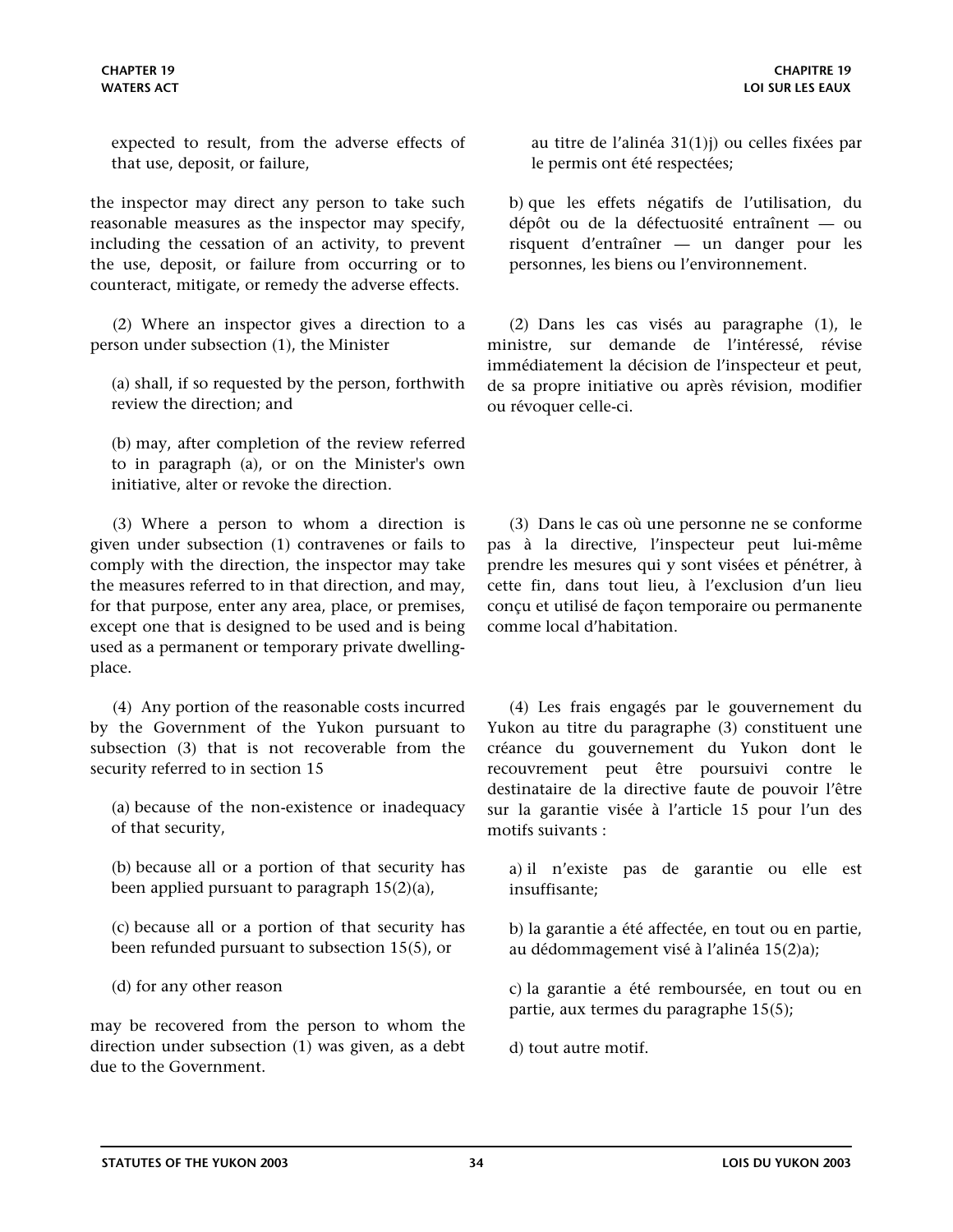expected to result, from the adverse effects of that use, deposit, or failure,

the inspector may direct any person to take such reasonable measures as the inspector may specify, including the cessation of an activity, to prevent the use, deposit, or failure from occurring or to counteract, mitigate, or remedy the adverse effects.

(2) Where an inspector gives a direction to a person under subsection (1), the Minister

(a) shall, if so requested by the person, forthwith review the direction; and

(b) may, after completion of the review referred to in paragraph (a), or on the Minister's own initiative, alter or revoke the direction.

(3) Where a person to whom a direction is given under subsection (1) contravenes or fails to comply with the direction, the inspector may take the measures referred to in that direction, and may, for that purpose, enter any area, place, or premises, except one that is designed to be used and is being used as a permanent or temporary private dwelling-place.

(4) Any portion of the reasonable costs incurred by the Government of the Yukon pursuant to subsection (3) that is not recoverable from the security referred to in section 15

(a) because of the non-existence or inadequacy of that security,

(b) because all or a portion of that security has been applied pursuant to paragraph 15(2)(a),

(c) because all or a portion of that security has been refunded pursuant to subsection 15(5), or

(d) for any other reason

may be recovered from the person to whom the direction under subsection (1) was given, as a debt due to the Government.

au titre de l'alinéa 31(1)j) ou celles fixées par le permis ont été respectées;

b) que les effets négatifs de l'utilisation, du dépôt ou de la défectuosité entraînent — ou risquent d'entraîner — un danger pour les personnes, les biens ou l'environnement.

(2) Dans les cas visés au paragraphe (1), le ministre, sur demande de l'intéressé, révise immédiatement la décision de l'inspecteur et peut, de sa propre initiative ou après révision, modifier ou révoquer celle-ci.

(3) Dans le cas où une personne ne se conforme pas à la directive, l'inspecteur peut lui-même prendre les mesures qui y sont visées et pénétrer, à cette fin, dans tout lieu, à l'exclusion d'un lieu conçu et utilisé de façon temporaire ou permanente comme local d'habitation.

(4) Les frais engagés par le gouvernement du Yukon au titre du paragraphe (3) constituent une créance du gouvernement du Yukon dont le recouvrement peut être poursuivi contre le destinataire de la directive faute de pouvoir l'être sur la garantie visée à l'article 15 pour l'un des motifs suivants :

a) il n'existe pas de garantie ou elle est insuffisante;

b) la garantie a été affectée, en tout ou en partie, au dédommagement visé à l'alinéa 15(2)a);

c) la garantie a été remboursée, en tout ou en partie, aux termes du paragraphe 15(5);

d) tout autre motif.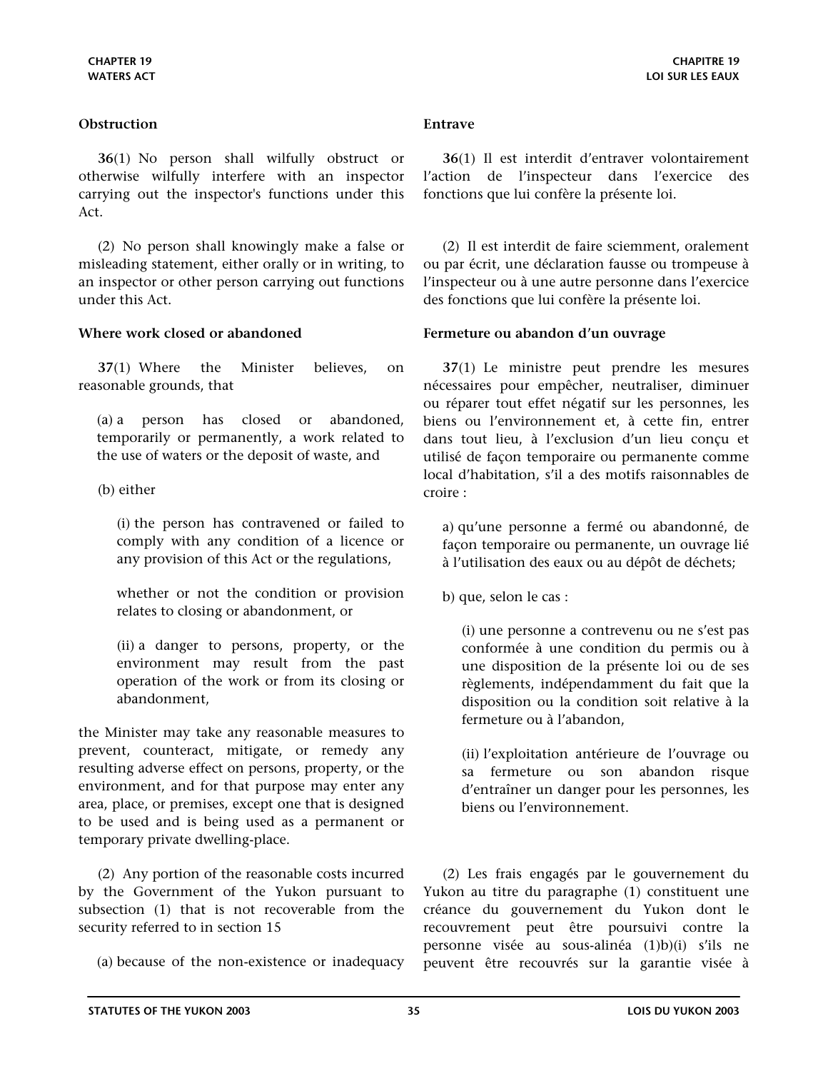**Obstruction**

**36**(1) No person shall wilfully obstruct or otherwise wilfully interfere with an inspector carrying out the inspector's functions under this Act.

(2) No person shall knowingly make a false or misleading statement, either orally or in writing, to an inspector or other person carrying out functions under this Act.

**Where work closed or abandoned**

**37**(1) Where the Minister believes, on reasonable grounds, that

(a) a person has closed or abandoned, temporarily or permanently, a work related to the use of waters or the deposit of waste, and

(b) either

(i) the person has contravened or failed to comply with any condition of a licence or any provision of this Act or the regulations,

whether or not the condition or provision relates to closing or abandonment, or

(ii) a danger to persons, property, or the environment may result from the past operation of the work or from its closing or abandonment,

the Minister may take any reasonable measures to prevent, counteract, mitigate, or remedy any resulting adverse effect on persons, property, or the environment, and for that purpose may enter any area, place, or premises, except one that is designed to be used and is being used as a permanent or temporary private dwelling-place.

(2) Any portion of the reasonable costs incurred by the Government of the Yukon pursuant to subsection (1) that is not recoverable from the security referred to in section 15

(a) because of the non-existence or inadequacy

**Entrave**

**36**(1) Il est interdit d'entraver volontairement l'action de l'inspecteur dans l'exercice des fonctions que lui confère la présente loi.

(2) Il est interdit de faire sciemment, oralement ou par écrit, une déclaration fausse ou trompeuse à l'inspecteur ou à une autre personne dans l'exercice des fonctions que lui confère la présente loi.

**Fermeture ou abandon d'un ouvrage**

**37**(1) Le ministre peut prendre les mesures nécessaires pour empêcher, neutraliser, diminuer ou réparer tout effet négatif sur les personnes, les biens ou l'environnement et, à cette fin, entrer dans tout lieu, à l'exclusion d'un lieu conçu et utilisé de façon temporaire ou permanente comme local d'habitation, s'il a des motifs raisonnables de croire :

a) qu'une personne a fermé ou abandonné, de façon temporaire ou permanente, un ouvrage lié à l'utilisation des eaux ou au dépôt de déchets;

b) que, selon le cas :

(i) une personne a contrevenu ou ne s'est pas conformée à une condition du permis ou à une disposition de la présente loi ou de ses règlements, indépendamment du fait que la disposition ou la condition soit relative à la fermeture ou à l'abandon,

(ii) l'exploitation antérieure de l'ouvrage ou sa fermeture ou son abandon risque d'entraîner un danger pour les personnes, les biens ou l'environnement.

(2) Les frais engagés par le gouvernement du Yukon au titre du paragraphe (1) constituent une créance du gouvernement du Yukon dont le recouvrement peut être poursuivi contre la personne visée au sous-alinéa (1)b)(i) s'ils ne peuvent être recouvrés sur la garantie visée à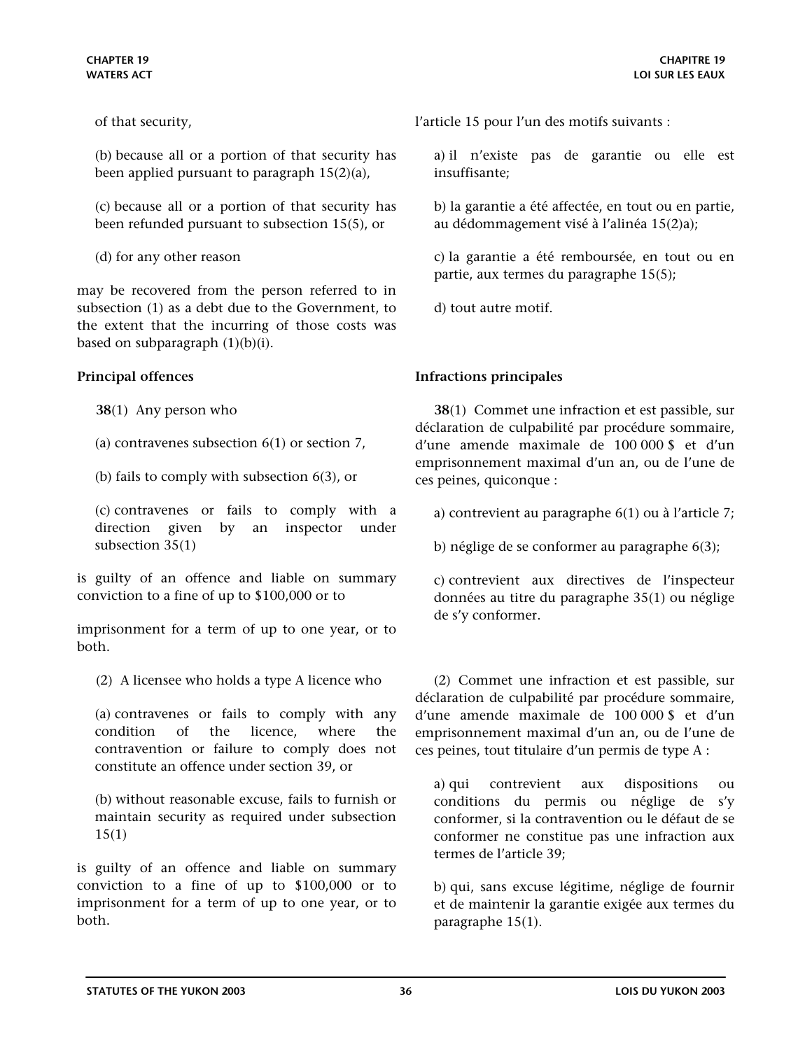of that security,

(b) because all or a portion of that security has been applied pursuant to paragraph 15(2)(a),

(c) because all or a portion of that security has been refunded pursuant to subsection 15(5), or

(d) for any other reason

may be recovered from the person referred to in subsection (1) as a debt due to the Government, to the extent that the incurring of those costs was based on subparagraph (1)(b)(i).

**Principal offences**

**38**(1) Any person who

(a) contravenes subsection 6(1) or section 7,

(b) fails to comply with subsection 6(3), or

(c) contravenes or fails to comply with a direction given by an inspector under subsection 35(1)

is guilty of an offence and liable on summary conviction to a fine of up to $100,000 or to imprisonment for a term of up to one year, or to both.

(2) A licensee who holds a type A licence who

(a) contravenes or fails to comply with any condition of the licence, where the contravention or failure to comply does not constitute an offence under section 39, or

(b) without reasonable excuse, fails to furnish or maintain security as required under subsection 15(1)

is guilty of an offence and liable on summary conviction to a fine of up to $100,000 or to imprisonment for a term of up to one year, or to both.

l'article 15 pour l'un des motifs suivants :

a) il n'existe pas de garantie ou elle est insuffisante;

b) la garantie a été affectée, en tout ou en partie, au dédommagement visé à l'alinéa 15(2)a);

c) la garantie a été remboursée, en tout ou en partie, aux termes du paragraphe 15(5);

d) tout autre motif.

**Infractions principales**

**38**(1) Commet une infraction et est passible, sur déclaration de culpabilité par procédure sommaire, d'une amende maximale de 100 000 $ et d'un emprisonnement maximal d'un an, ou de l'une de ces peines, quiconque :

a) contrevient au paragraphe 6(1) ou à l'article 7;

b) néglige de se conformer au paragraphe 6(3);

c) contrevient aux directives de l'inspecteur données au titre du paragraphe 35(1) ou néglige de s'y conformer.

(2) Commet une infraction et est passible, sur déclaration de culpabilité par procédure sommaire, d'une amende maximale de 100 000 $ et d'un emprisonnement maximal d'un an, ou de l'une de ces peines, tout titulaire d'un permis de type A :

a) qui contrevient aux dispositions ou conditions du permis ou néglige de s'y conformer, si la contravention ou le défaut de se conformer ne constitue pas une infraction aux termes de l'article 39;

b) qui, sans excuse légitime, néglige de fournir et de maintenir la garantie exigée aux termes du paragraphe 15(1).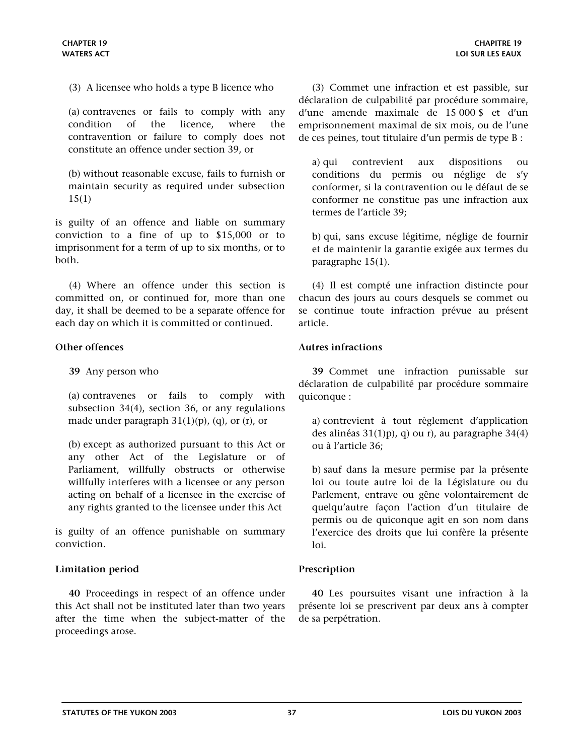(3) A licensee who holds a type B licence who

(a) contravenes or fails to comply with any condition of the licence, where the contravention or failure to comply does not constitute an offence under section 39, or

(b) without reasonable excuse, fails to furnish or maintain security as required under subsection 15(1)

is guilty of an offence and liable on summary conviction to a fine of up to $15,000 or to imprisonment for a term of up to six months, or to both.

(4) Where an offence under this section is committed on, or continued for, more than one day, it shall be deemed to be a separate offence for each day on which it is committed or continued.

**Other offences**

**39** Any person who

(a) contravenes or fails to comply with subsection 34(4), section 36, or any regulations made under paragraph 31(1)(p), (q), or (r), or

(b) except as authorized pursuant to this Act or any other Act of the Legislature or of Parliament, willfully obstructs or otherwise willfully interferes with a licensee or any person acting on behalf of a licensee in the exercise of any rights granted to the licensee under this Act

is guilty of an offence punishable on summary conviction.

**Limitation period**

**40** Proceedings in respect of an offence under this Act shall not be instituted later than two years after the time when the subject-matter of the proceedings arose.

(3) Commet une infraction et est passible, sur déclaration de culpabilité par procédure sommaire, d'une amende maximale de 15 000 $ et d'un emprisonnement maximal de six mois, ou de l'une de ces peines, tout titulaire d'un permis de type B :

a) qui contrevient aux dispositions ou conditions du permis ou néglige de s'y conformer, si la contravention ou le défaut de se conformer ne constitue pas une infraction aux termes de l'article 39;

b) qui, sans excuse légitime, néglige de fournir et de maintenir la garantie exigée aux termes du paragraphe 15(1).

(4) Il est compté une infraction distincte pour chacun des jours au cours desquels se commet ou se continue toute infraction prévue au présent article.

**Autres infractions**

**39** Commet une infraction punissable sur déclaration de culpabilité par procédure sommaire quiconque :

a) contrevient à tout règlement d'application des alinéas 31(1)p), q) ou r), au paragraphe 34(4) ou à l'article 36;

b) sauf dans la mesure permise par la présente loi ou toute autre loi de la Législature ou du Parlement, entrave ou gêne volontairement de quelqu'autre façon l'action d'un titulaire de permis ou de quiconque agit en son nom dans l'exercice des droits que lui confère la présente loi.

**Prescription**

**40** Les poursuites visant une infraction à la présente loi se prescrivent par deux ans à compter de sa perpétration.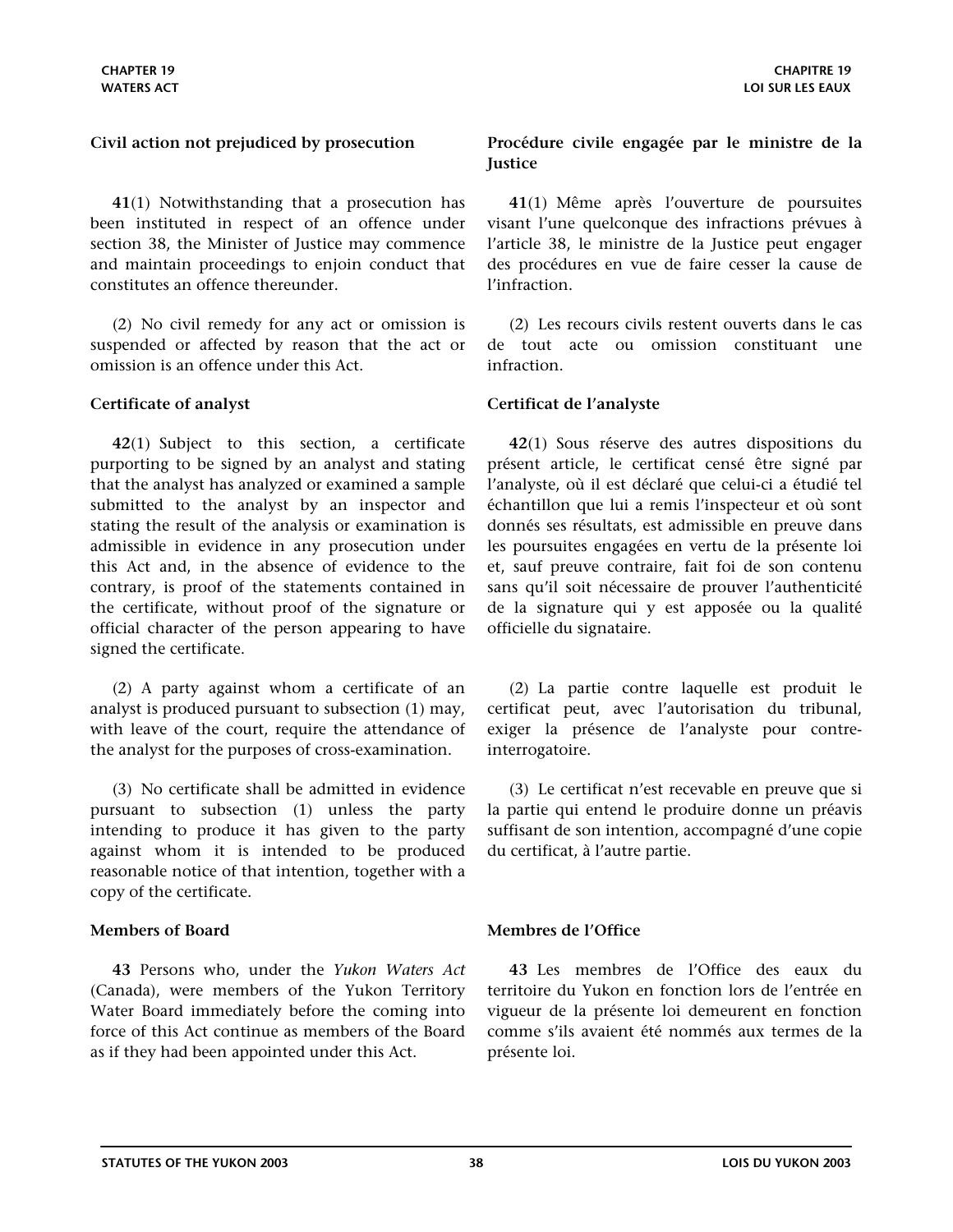**Civil action not prejudiced by prosecution**

**41**(1) Notwithstanding that a prosecution has been instituted in respect of an offence under section 38, the Minister of Justice may commence and maintain proceedings to enjoin conduct that constitutes an offence thereunder.

(2) No civil remedy for any act or omission is suspended or affected by reason that the act or omission is an offence under this Act.

**Certificate of analyst**

**42**(1) Subject to this section, a certificate purporting to be signed by an analyst and stating that the analyst has analyzed or examined a sample submitted to the analyst by an inspector and stating the result of the analysis or examination is admissible in evidence in any prosecution under this Act and, in the absence of evidence to the contrary, is proof of the statements contained in the certificate, without proof of the signature or official character of the person appearing to have signed the certificate.

(2) A party against whom a certificate of an analyst is produced pursuant to subsection (1) may, with leave of the court, require the attendance of the analyst for the purposes of cross-examination.

(3) No certificate shall be admitted in evidence pursuant to subsection (1) unless the party intending to produce it has given to the party against whom it is intended to be produced reasonable notice of that intention, together with a copy of the certificate.

**Members of Board**

**43** Persons who, under the *Yukon Waters Act* (Canada), were members of the Yukon Territory Water Board immediately before the coming into force of this Act continue as members of the Board as if they had been appointed under this Act.

**Procédure civile engagée par le ministre de la Justice**

**41**(1) Même après l'ouverture de poursuites visant l'une quelconque des infractions prévues à l'article 38, le ministre de la Justice peut engager des procédures en vue de faire cesser la cause de l'infraction.

(2) Les recours civils restent ouverts dans le cas de tout acte ou omission constituant une infraction.

**Certificat de l'analyste**

**42**(1) Sous réserve des autres dispositions du présent article, le certificat censé être signé par l'analyste, où il est déclaré que celui-ci a étudié tel échantillon que lui a remis l'inspecteur et où sont donnés ses résultats, est admissible en preuve dans les poursuites engagées en vertu de la présente loi et, sauf preuve contraire, fait foi de son contenu sans qu'il soit nécessaire de prouver l'authenticité de la signature qui y est apposée ou la qualité officielle du signataire.

(2) La partie contre laquelle est produit le certificat peut, avec l'autorisation du tribunal, exiger la présence de l'analyste pour contre-interrogatoire.

(3) Le certificat n'est recevable en preuve que si la partie qui entend le produire donne un préavis suffisant de son intention, accompagné d'une copie du certificat, à l'autre partie.

**Membres de l'Office**

**43** Les membres de l'Office des eaux du territoire du Yukon en fonction lors de l'entrée en vigueur de la présente loi demeurent en fonction comme s'ils avaient été nommés aux termes de la présente loi.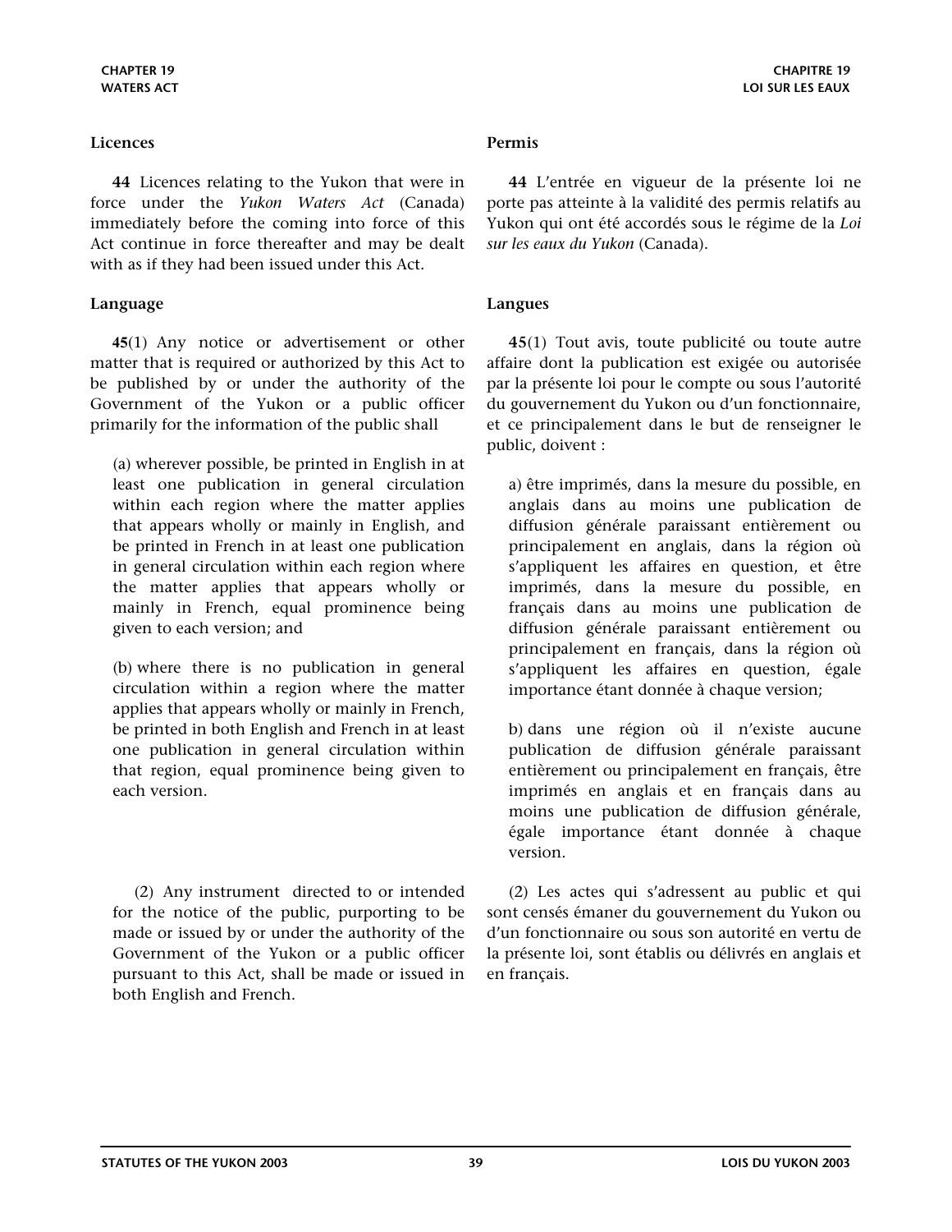**Licences**

**44** Licences relating to the Yukon that were in force under the *Yukon Waters Act* (Canada) immediately before the coming into force of this Act continue in force thereafter and may be dealt with as if they had been issued under this Act.

**Language**

**45**(1) Any notice or advertisement or other matter that is required or authorized by this Act to be published by or under the authority of the Government of the Yukon or a public officer primarily for the information of the public shall

(a) wherever possible, be printed in English in at least one publication in general circulation within each region where the matter applies that appears wholly or mainly in English, and be printed in French in at least one publication in general circulation within each region where the matter applies that appears wholly or mainly in French, equal prominence being given to each version; and

(b) where there is no publication in general circulation within a region where the matter applies that appears wholly or mainly in French, be printed in both English and French in at least one publication in general circulation within that region, equal prominence being given to each version.

(2) Any instrument directed to or intended for the notice of the public, purporting to be made or issued by or under the authority of the Government of the Yukon or a public officer pursuant to this Act, shall be made or issued in both English and French.

**Permis**

**44** L'entrée en vigueur de la présente loi ne porte pas atteinte à la validité des permis relatifs au Yukon qui ont été accordés sous le régime de la *Loi sur les eaux du Yukon* (Canada).

**Langues**

**45**(1) Tout avis, toute publicité ou toute autre affaire dont la publication est exigée ou autorisée par la présente loi pour le compte ou sous l'autorité du gouvernement du Yukon ou d'un fonctionnaire, et ce principalement dans le but de renseigner le public, doivent :

a) être imprimés, dans la mesure du possible, en anglais dans au moins une publication de diffusion générale paraissant entièrement ou principalement en anglais, dans la région où s'appliquent les affaires en question, et être imprimés, dans la mesure du possible, en français dans au moins une publication de diffusion générale paraissant entièrement ou principalement en français, dans la région où s'appliquent les affaires en question, égale importance étant donnée à chaque version;

b) dans une région où il n'existe aucune publication de diffusion générale paraissant entièrement ou principalement en français, être imprimés en anglais et en français dans au moins une publication de diffusion générale, égale importance étant donnée à chaque version.

(2) Les actes qui s'adressent au public et qui sont censés émaner du gouvernement du Yukon ou d'un fonctionnaire ou sous son autorité en vertu de la présente loi, sont établis ou délivrés en anglais et en français.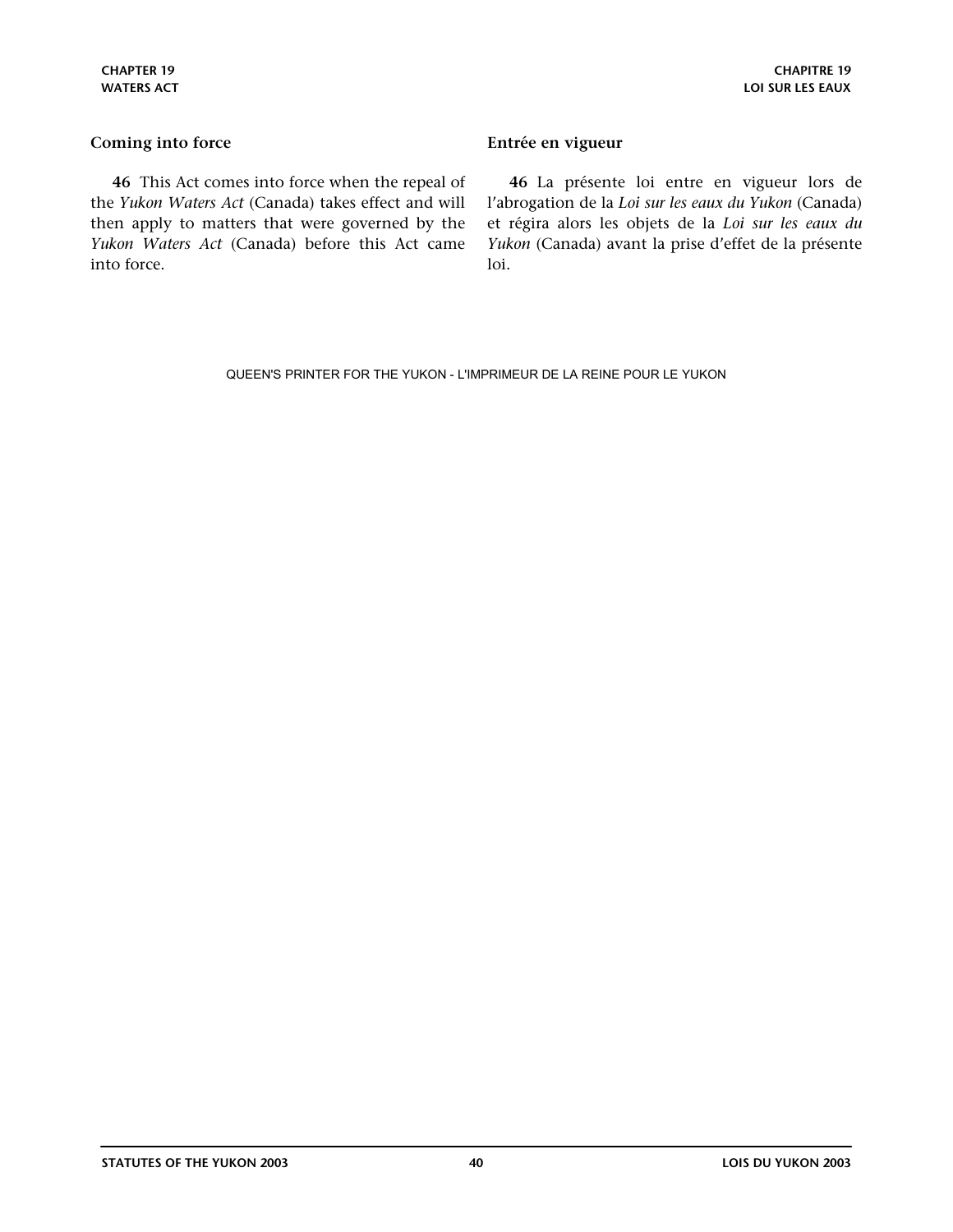**Coming into force**

**46** This Act comes into force when the repeal of the *Yukon Waters Act* (Canada) takes effect and will then apply to matters that were governed by the *Yukon Waters Act* (Canada) before this Act came into force.

**Entrée en vigueur**

**46** La présente loi entre en vigueur lors de l'abrogation de la *Loi sur les eaux du Yukon* (Canada) et régira alors les objets de la *Loi sur les eaux du Yukon* (Canada) avant la prise d'effet de la présente loi.

QUEEN'S PRINTER FOR THE YUKON - L'IMPRIMEUR DE LA REINE POUR LE YUKON